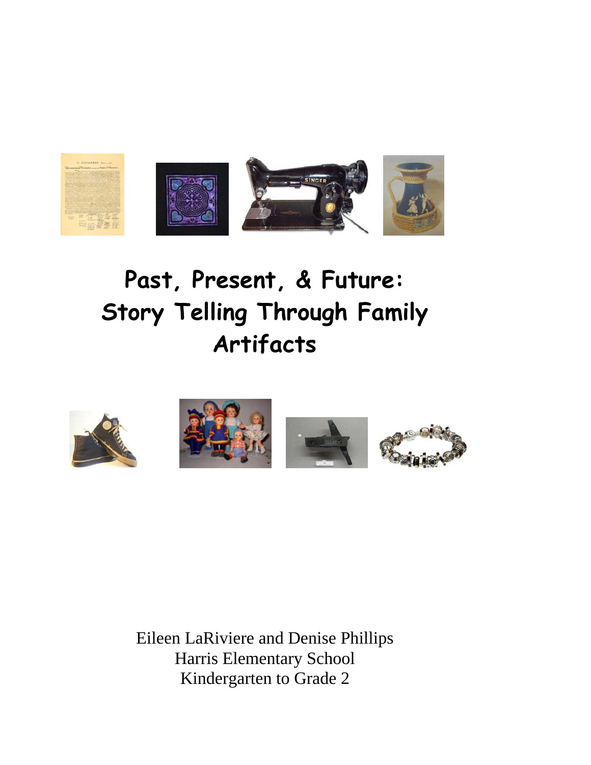# Past, Present, & Future: Story Telling Through Family Artifacts

Eileen LaRiviere and Denise Phillips
Harris Elementary School
Kindergarten to Grade 2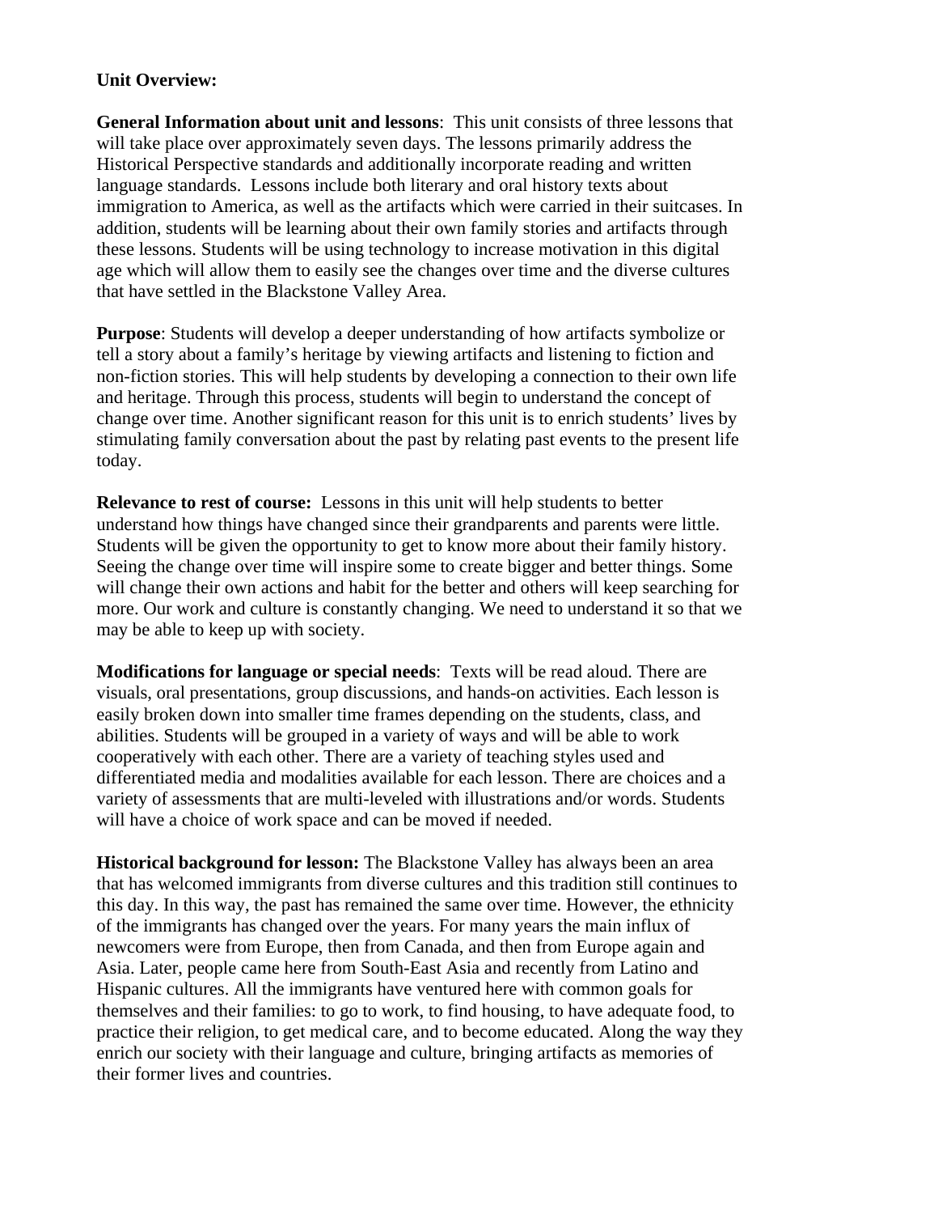**Unit Overview:**

**General Information about unit and lessons**: This unit consists of three lessons that will take place over approximately seven days. The lessons primarily address the Historical Perspective standards and additionally incorporate reading and written language standards. Lessons include both literary and oral history texts about immigration to America, as well as the artifacts which were carried in their suitcases. In addition, students will be learning about their own family stories and artifacts through these lessons. Students will be using technology to increase motivation in this digital age which will allow them to easily see the changes over time and the diverse cultures that have settled in the Blackstone Valley Area.

**Purpose**: Students will develop a deeper understanding of how artifacts symbolize or tell a story about a family's heritage by viewing artifacts and listening to fiction and non-fiction stories. This will help students by developing a connection to their own life and heritage. Through this process, students will begin to understand the concept of change over time. Another significant reason for this unit is to enrich students' lives by stimulating family conversation about the past by relating past events to the present life today.

**Relevance to rest of course:** Lessons in this unit will help students to better understand how things have changed since their grandparents and parents were little. Students will be given the opportunity to get to know more about their family history. Seeing the change over time will inspire some to create bigger and better things. Some will change their own actions and habit for the better and others will keep searching for more. Our work and culture is constantly changing. We need to understand it so that we may be able to keep up with society.

**Modifications for language or special needs**: Texts will be read aloud. There are visuals, oral presentations, group discussions, and hands-on activities. Each lesson is easily broken down into smaller time frames depending on the students, class, and abilities. Students will be grouped in a variety of ways and will be able to work cooperatively with each other. There are a variety of teaching styles used and differentiated media and modalities available for each lesson. There are choices and a variety of assessments that are multi-leveled with illustrations and/or words. Students will have a choice of work space and can be moved if needed.

**Historical background for lesson:** The Blackstone Valley has always been an area that has welcomed immigrants from diverse cultures and this tradition still continues to this day. In this way, the past has remained the same over time. However, the ethnicity of the immigrants has changed over the years. For many years the main influx of newcomers were from Europe, then from Canada, and then from Europe again and Asia. Later, people came here from South-East Asia and recently from Latino and Hispanic cultures. All the immigrants have ventured here with common goals for themselves and their families: to go to work, to find housing, to have adequate food, to practice their religion, to get medical care, and to become educated. Along the way they enrich our society with their language and culture, bringing artifacts as memories of their former lives and countries.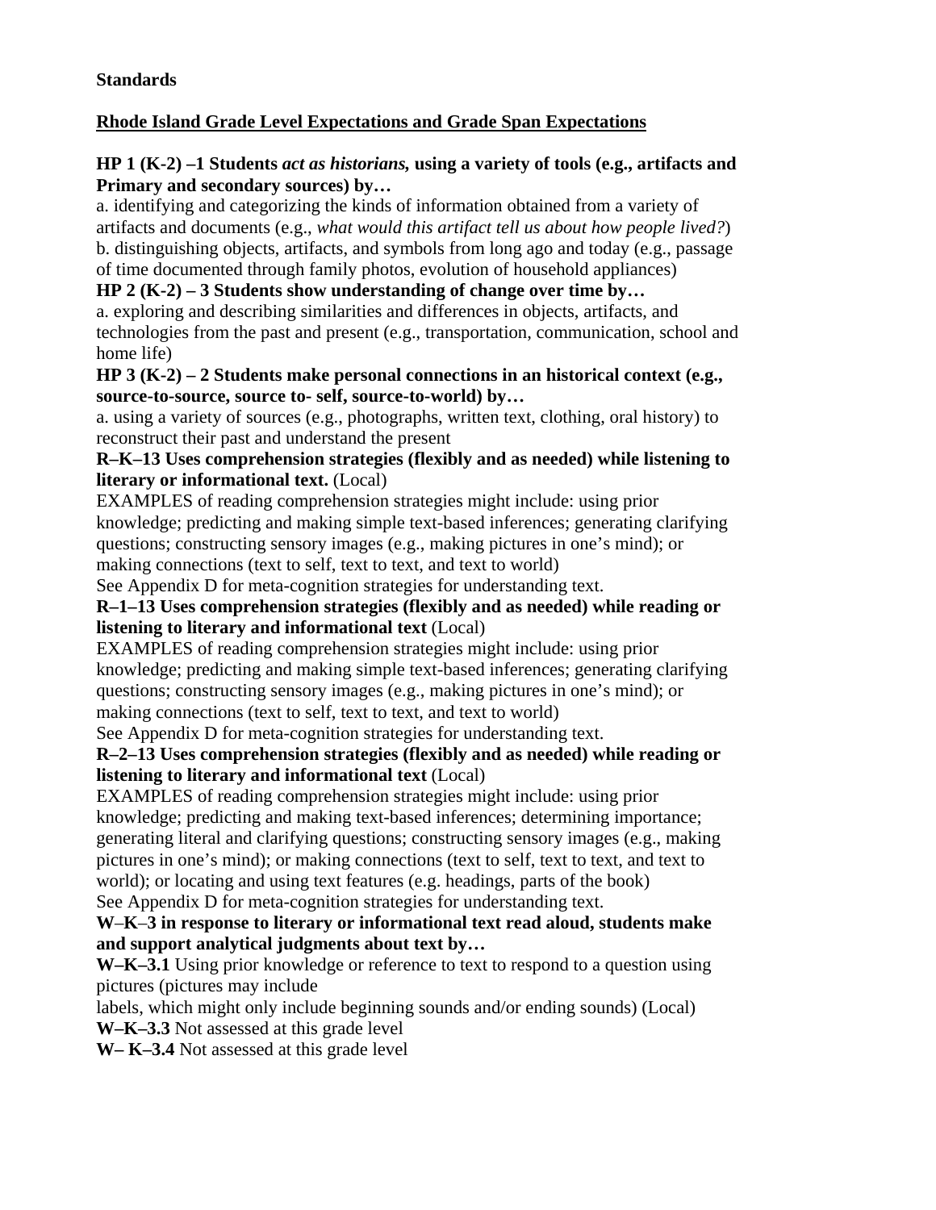**Standards**

**Rhode Island Grade Level Expectations and Grade Span Expectations**

**HP 1 (K-2) –1 Students *act as historians,* using a variety of tools (e.g., artifacts and Primary and secondary sources) by…**

a. identifying and categorizing the kinds of information obtained from a variety of artifacts and documents (e.g., *what would this artifact tell us about how people lived?*)

b. distinguishing objects, artifacts, and symbols from long ago and today (e.g., passage of time documented through family photos, evolution of household appliances)

**HP 2 (K-2) – 3 Students show understanding of change over time by…**

a. exploring and describing similarities and differences in objects, artifacts, and technologies from the past and present (e.g., transportation, communication, school and home life)

**HP 3 (K-2) – 2 Students make personal connections in an historical context (e.g., source-to-source, source to- self, source-to-world) by…**

a. using a variety of sources (e.g., photographs, written text, clothing, oral history) to reconstruct their past and understand the present

**R–K–13 Uses comprehension strategies (flexibly and as needed) while listening to literary or informational text.** (Local)

EXAMPLES of reading comprehension strategies might include: using prior knowledge; predicting and making simple text-based inferences; generating clarifying questions; constructing sensory images (e.g., making pictures in one's mind); or making connections (text to self, text to text, and text to world)

See Appendix D for meta-cognition strategies for understanding text.

**R–1–13 Uses comprehension strategies (flexibly and as needed) while reading or listening to literary and informational text** (Local)

EXAMPLES of reading comprehension strategies might include: using prior knowledge; predicting and making simple text-based inferences; generating clarifying questions; constructing sensory images (e.g., making pictures in one's mind); or making connections (text to self, text to text, and text to world)

See Appendix D for meta-cognition strategies for understanding text.

**R–2–13 Uses comprehension strategies (flexibly and as needed) while reading or listening to literary and informational text** (Local)

EXAMPLES of reading comprehension strategies might include: using prior knowledge; predicting and making text-based inferences; determining importance; generating literal and clarifying questions; constructing sensory images (e.g., making pictures in one's mind); or making connections (text to self, text to text, and text to world); or locating and using text features (e.g. headings, parts of the book)

See Appendix D for meta-cognition strategies for understanding text.

**W–K–3 in response to literary or informational text read aloud, students make and support analytical judgments about text by…**

**W–K–3.1** Using prior knowledge or reference to text to respond to a question using pictures (pictures may include labels, which might only include beginning sounds and/or ending sounds) (Local)

**W–K–3.3** Not assessed at this grade level

**W– K–3.4** Not assessed at this grade level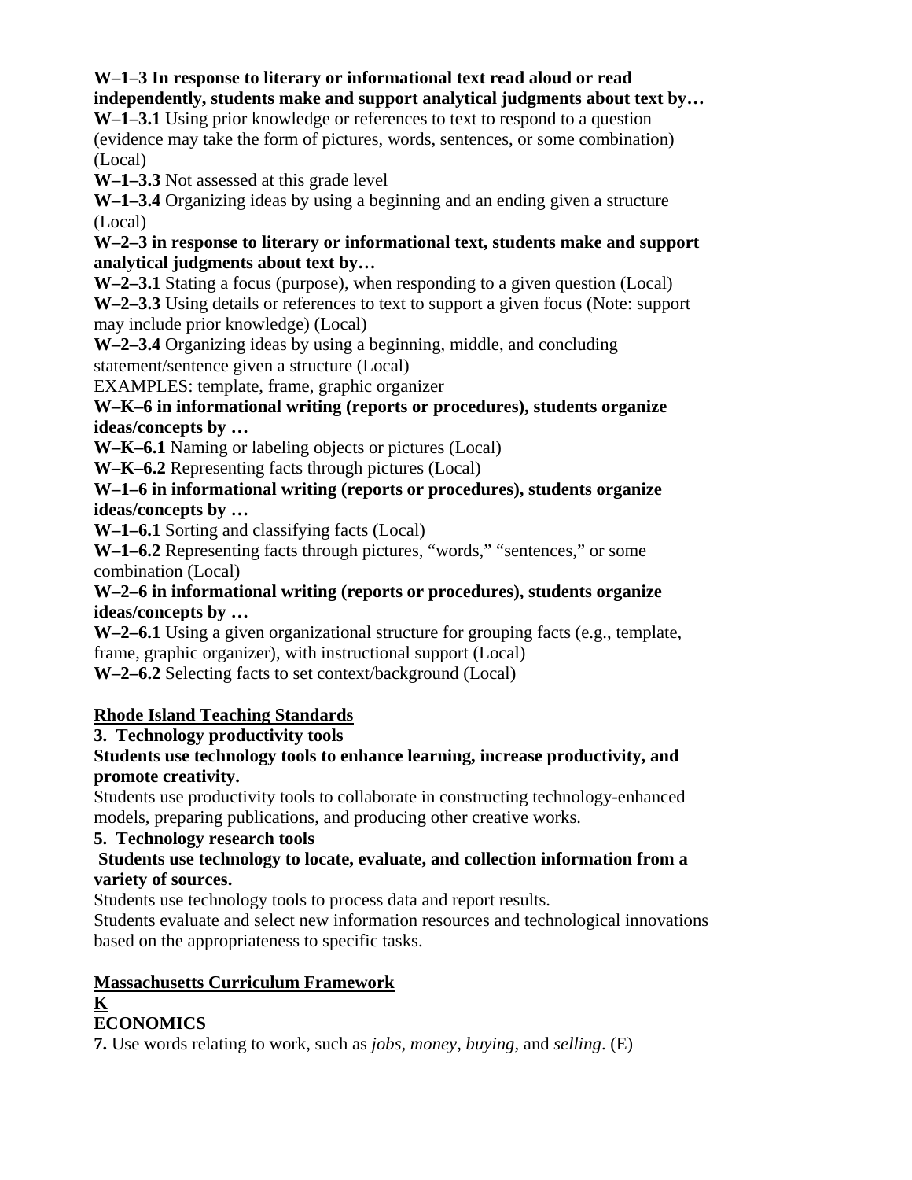**W–1–3 In response to literary or informational text read aloud or read independently, students make and support analytical judgments about text by…**

**W–1–3.1** Using prior knowledge or references to text to respond to a question (evidence may take the form of pictures, words, sentences, or some combination) (Local)

**W–1–3.3** Not assessed at this grade level

**W–1–3.4** Organizing ideas by using a beginning and an ending given a structure (Local)

**W–2–3 in response to literary or informational text, students make and support analytical judgments about text by…**

**W–2–3.1** Stating a focus (purpose), when responding to a given question (Local)

**W–2–3.3** Using details or references to text to support a given focus (Note: support may include prior knowledge) (Local)

**W–2–3.4** Organizing ideas by using a beginning, middle, and concluding statement/sentence given a structure (Local)

EXAMPLES: template, frame, graphic organizer

**W–K–6 in informational writing (reports or procedures), students organize ideas/concepts by …**

**W–K–6.1** Naming or labeling objects or pictures (Local)

**W–K–6.2** Representing facts through pictures (Local)

**W–1–6 in informational writing (reports or procedures), students organize ideas/concepts by …**

**W–1–6.1** Sorting and classifying facts (Local)

**W–1–6.2** Representing facts through pictures, "words," "sentences," or some combination (Local)

**W–2–6 in informational writing (reports or procedures), students organize ideas/concepts by …**

**W–2–6.1** Using a given organizational structure for grouping facts (e.g., template, frame, graphic organizer), with instructional support (Local)

**W–2–6.2** Selecting facts to set context/background (Local)

## Rhode Island Teaching Standards

**3. Technology productivity tools**

**Students use technology tools to enhance learning, increase productivity, and promote creativity.**

Students use productivity tools to collaborate in constructing technology-enhanced models, preparing publications, and producing other creative works.

**5. Technology research tools**

**Students use technology to locate, evaluate, and collection information from a variety of sources.**

Students use technology tools to process data and report results.

Students evaluate and select new information resources and technological innovations based on the appropriateness to specific tasks.

## Massachusetts Curriculum Framework

**K**

### ECONOMICS

**7.** Use words relating to work, such as *jobs, money, buying,* and *selling*. (E)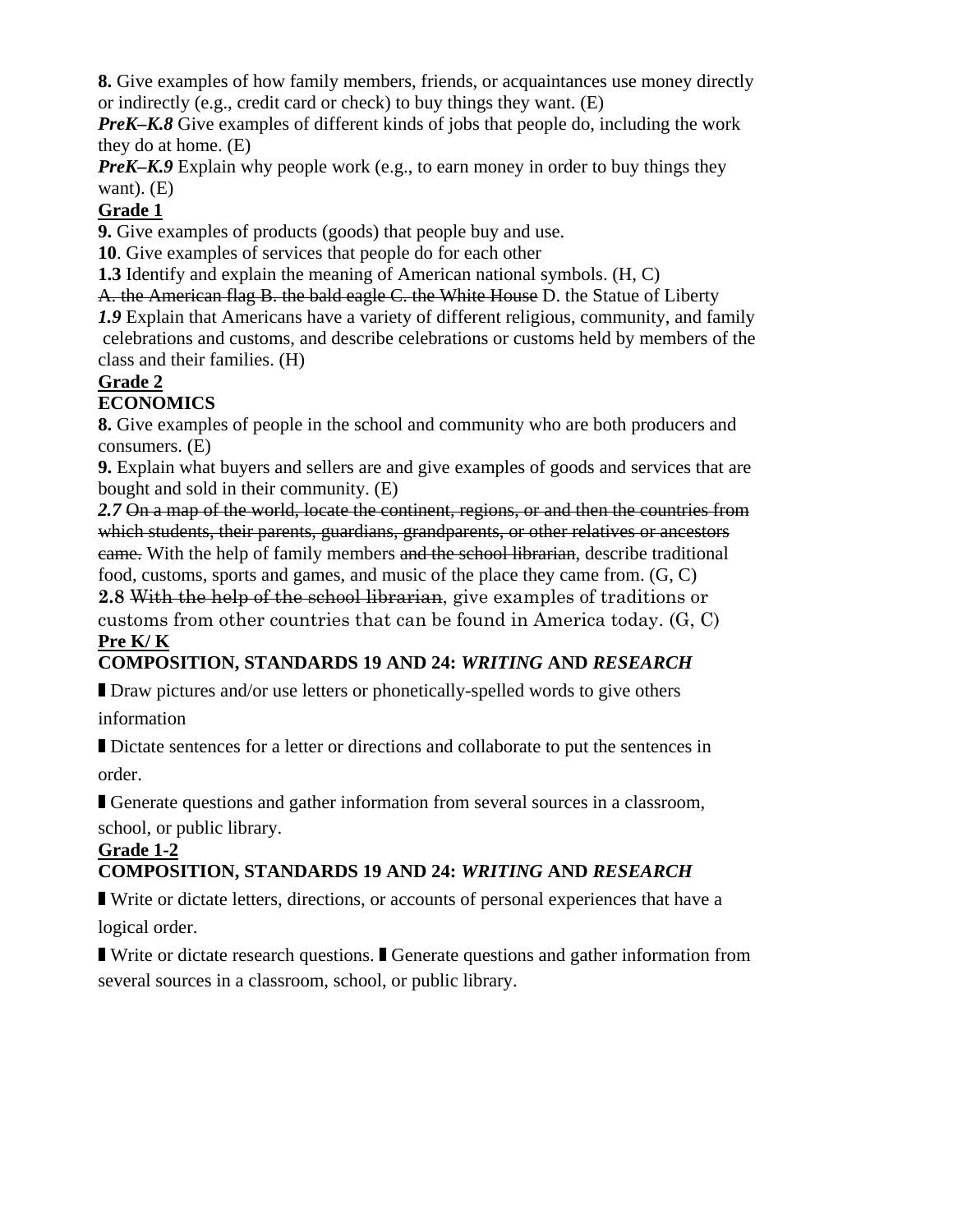**8.** Give examples of how family members, friends, or acquaintances use money directly or indirectly (e.g., credit card or check) to buy things they want. (E)

***PreK–K.8*** Give examples of different kinds of jobs that people do, including the work they do at home. (E)

***PreK–K.9*** Explain why people work (e.g., to earn money in order to buy things they want). (E)

**<u>Grade 1</u>**

**9.** Give examples of products (goods) that people buy and use.

**10**. Give examples of services that people do for each other

**1.3** Identify and explain the meaning of American national symbols. (H, C)

~~A. the American flag B. the bald eagle C. the White House~~ D. the Statue of Liberty

***1.9*** Explain that Americans have a variety of different religious, community, and family celebrations and customs, and describe celebrations or customs held by members of the class and their families. (H)

**<u>Grade 2</u>**

**ECONOMICS**

**8.** Give examples of people in the school and community who are both producers and consumers. (E)

**9.** Explain what buyers and sellers are and give examples of goods and services that are bought and sold in their community. (E)

***2.7*** ~~On a map of the world, locate the continent, regions, or and then the countries from which students, their parents, guardians, grandparents, or other relatives or ancestors came.~~ With the help of family members ~~and the school librarian~~, describe traditional food, customs, sports and games, and music of the place they came from. (G, C)

**2.8** ~~With the help of the school librarian~~, give examples of traditions or customs from other countries that can be found in America today. (G, C)

**<u>Pre K/ K</u>**

**COMPOSITION, STANDARDS 19 AND 24: *WRITING* AND *RESEARCH***

- Draw pictures and/or use letters or phonetically-spelled words to give others information
- Dictate sentences for a letter or directions and collaborate to put the sentences in order.
- Generate questions and gather information from several sources in a classroom, school, or public library.

**<u>Grade 1-2</u>**

**COMPOSITION, STANDARDS 19 AND 24: *WRITING* AND *RESEARCH***

- Write or dictate letters, directions, or accounts of personal experiences that have a logical order.
- Write or dictate research questions. ▮ Generate questions and gather information from several sources in a classroom, school, or public library.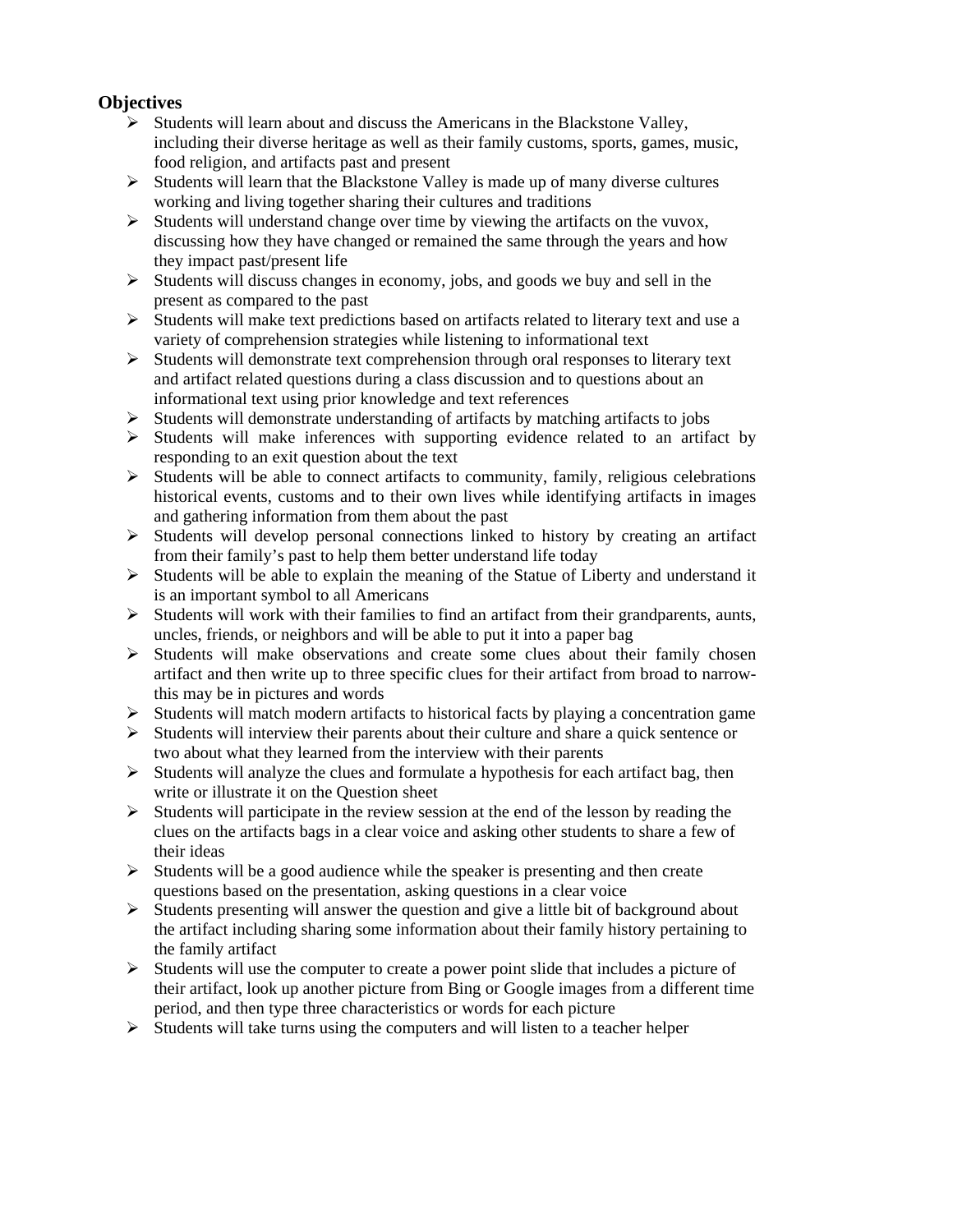**Objectives**

- Students will learn about and discuss the Americans in the Blackstone Valley, including their diverse heritage as well as their family customs, sports, games, music, food religion, and artifacts past and present
- Students will learn that the Blackstone Valley is made up of many diverse cultures working and living together sharing their cultures and traditions
- Students will understand change over time by viewing the artifacts on the vuvox, discussing how they have changed or remained the same through the years and how they impact past/present life
- Students will discuss changes in economy, jobs, and goods we buy and sell in the present as compared to the past
- Students will make text predictions based on artifacts related to literary text and use a variety of comprehension strategies while listening to informational text
- Students will demonstrate text comprehension through oral responses to literary text and artifact related questions during a class discussion and to questions about an informational text using prior knowledge and text references
- Students will demonstrate understanding of artifacts by matching artifacts to jobs
- Students will make inferences with supporting evidence related to an artifact by responding to an exit question about the text
- Students will be able to connect artifacts to community, family, religious celebrations historical events, customs and to their own lives while identifying artifacts in images and gathering information from them about the past
- Students will develop personal connections linked to history by creating an artifact from their family's past to help them better understand life today
- Students will be able to explain the meaning of the Statue of Liberty and understand it is an important symbol to all Americans
- Students will work with their families to find an artifact from their grandparents, aunts, uncles, friends, or neighbors and will be able to put it into a paper bag
- Students will make observations and create some clues about their family chosen artifact and then write up to three specific clues for their artifact from broad to narrow- this may be in pictures and words
- Students will match modern artifacts to historical facts by playing a concentration game
- Students will interview their parents about their culture and share a quick sentence or two about what they learned from the interview with their parents
- Students will analyze the clues and formulate a hypothesis for each artifact bag, then write or illustrate it on the Question sheet
- Students will participate in the review session at the end of the lesson by reading the clues on the artifacts bags in a clear voice and asking other students to share a few of their ideas
- Students will be a good audience while the speaker is presenting and then create questions based on the presentation, asking questions in a clear voice
- Students presenting will answer the question and give a little bit of background about the artifact including sharing some information about their family history pertaining to the family artifact
- Students will use the computer to create a power point slide that includes a picture of their artifact, look up another picture from Bing or Google images from a different time period, and then type three characteristics or words for each picture
- Students will take turns using the computers and will listen to a teacher helper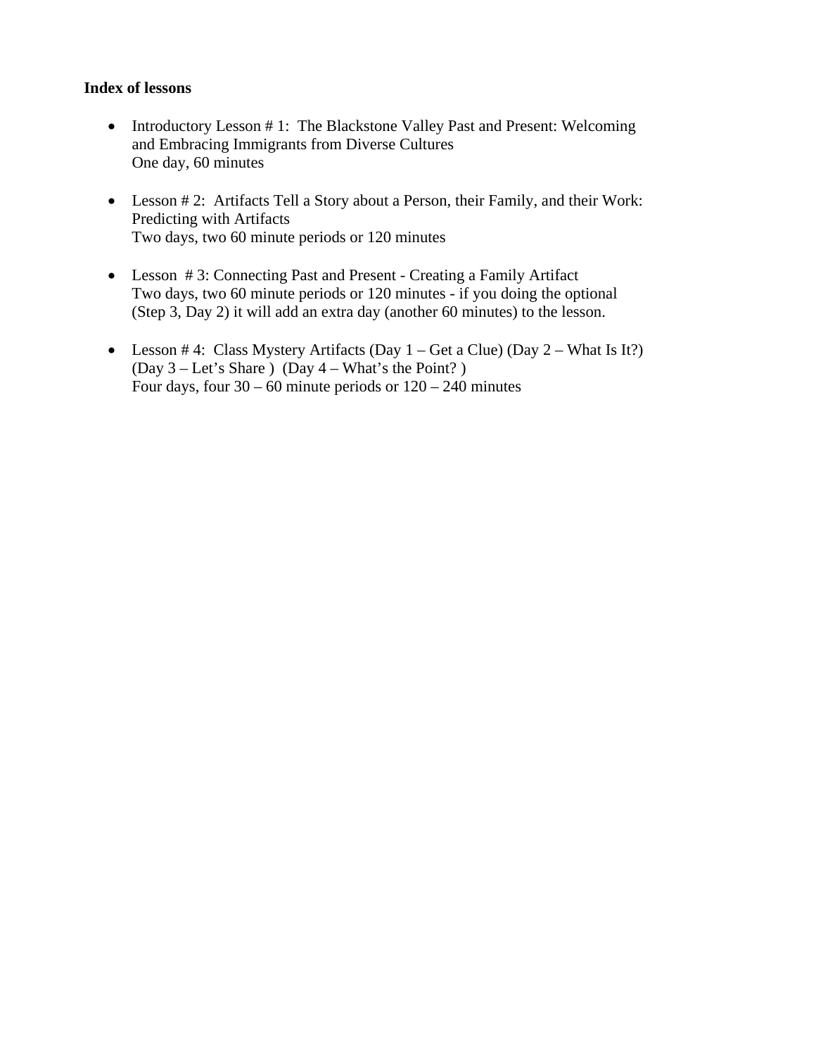**Index of lessons**

- Introductory Lesson # 1: The Blackstone Valley Past and Present: Welcoming and Embracing Immigrants from Diverse Cultures
  One day, 60 minutes

- Lesson # 2: Artifacts Tell a Story about a Person, their Family, and their Work: Predicting with Artifacts
  Two days, two 60 minute periods or 120 minutes

- Lesson # 3: Connecting Past and Present - Creating a Family Artifact
  Two days, two 60 minute periods or 120 minutes - if you doing the optional (Step 3, Day 2) it will add an extra day (another 60 minutes) to the lesson.

- Lesson # 4: Class Mystery Artifacts (Day 1 – Get a Clue) (Day 2 – What Is It?) (Day 3 – Let's Share ) (Day 4 – What's the Point? )
  Four days, four 30 – 60 minute periods or 120 – 240 minutes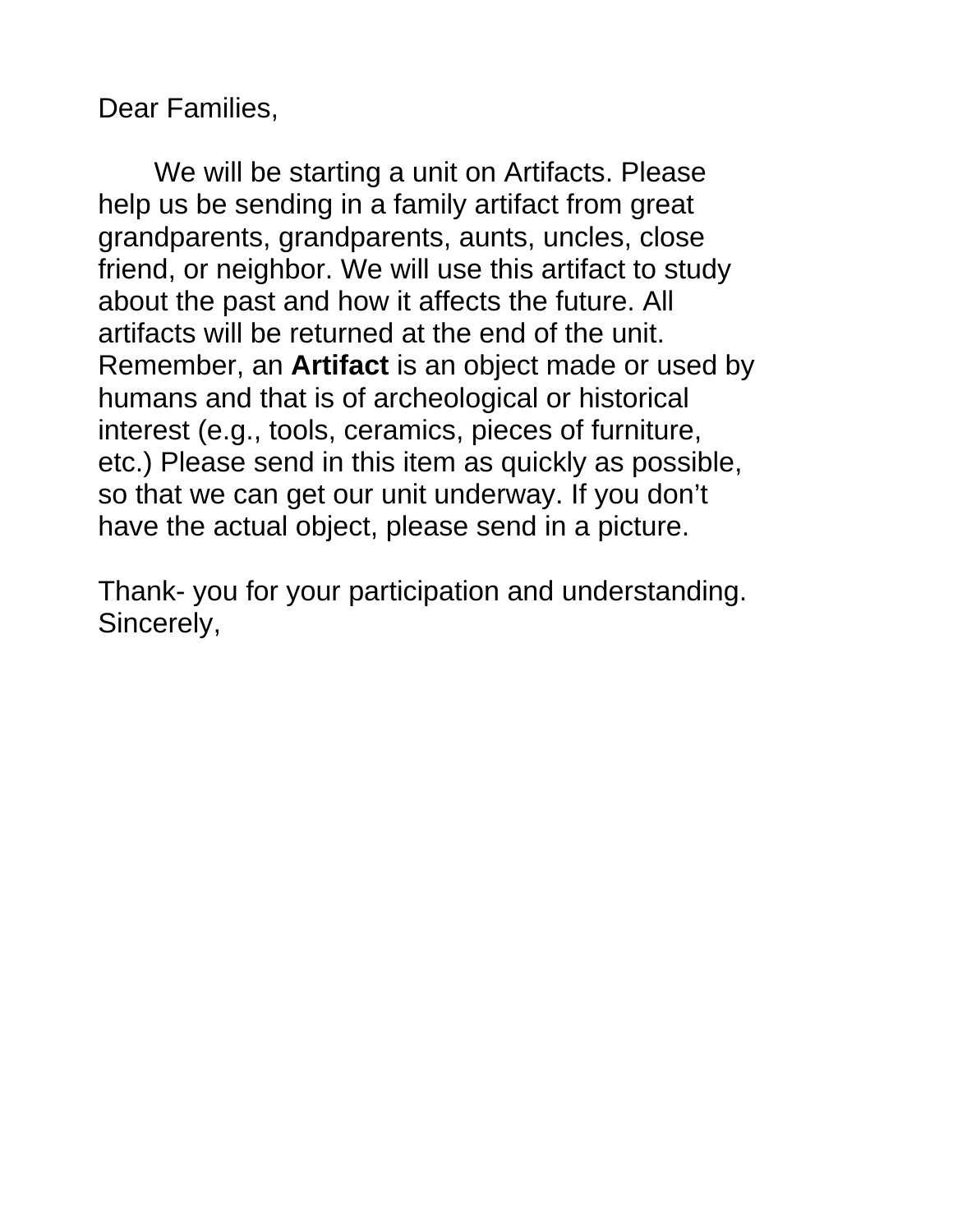Dear Families,

We will be starting a unit on Artifacts. Please help us be sending in a family artifact from great grandparents, grandparents, aunts, uncles, close friend, or neighbor. We will use this artifact to study about the past and how it affects the future. All artifacts will be returned at the end of the unit. Remember, an **Artifact** is an object made or used by humans and that is of archeological or historical interest (e.g., tools, ceramics, pieces of furniture, etc.) Please send in this item as quickly as possible, so that we can get our unit underway. If you don't have the actual object, please send in a picture.

Thank- you for your participation and understanding.
Sincerely,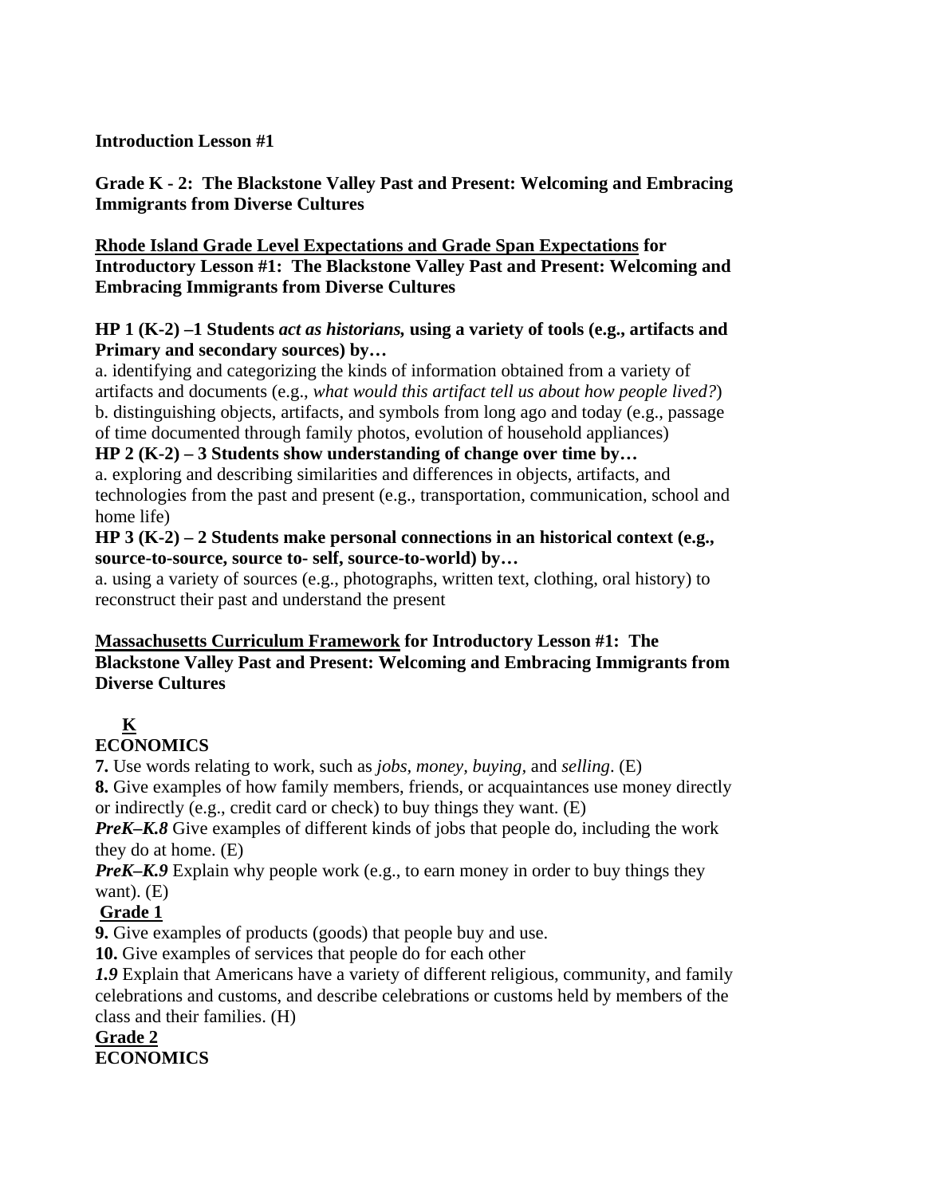**Introduction Lesson #1**

**Grade K - 2: The Blackstone Valley Past and Present: Welcoming and Embracing Immigrants from Diverse Cultures**

**<u>Rhode Island Grade Level Expectations and Grade Span Expectations</u> for Introductory Lesson #1: The Blackstone Valley Past and Present: Welcoming and Embracing Immigrants from Diverse Cultures**

**HP 1 (K-2) –1 Students *act as historians,* using a variety of tools (e.g., artifacts and Primary and secondary sources) by…**

a. identifying and categorizing the kinds of information obtained from a variety of artifacts and documents (e.g., *what would this artifact tell us about how people lived?*)
b. distinguishing objects, artifacts, and symbols from long ago and today (e.g., passage of time documented through family photos, evolution of household appliances)

**HP 2 (K-2) – 3 Students show understanding of change over time by…**

a. exploring and describing similarities and differences in objects, artifacts, and technologies from the past and present (e.g., transportation, communication, school and home life)

**HP 3 (K-2) – 2 Students make personal connections in an historical context (e.g., source-to-source, source to- self, source-to-world) by…**

a. using a variety of sources (e.g., photographs, written text, clothing, oral history) to reconstruct their past and understand the present

**<u>Massachusetts Curriculum Framework</u> for Introductory Lesson #1: The Blackstone Valley Past and Present: Welcoming and Embracing Immigrants from Diverse Cultures**

**<u>K</u>**
**ECONOMICS**

**7.** Use words relating to work, such as *jobs, money, buying,* and *selling*. (E)
**8.** Give examples of how family members, friends, or acquaintances use money directly or indirectly (e.g., credit card or check) to buy things they want. (E)
***PreK–K.8*** Give examples of different kinds of jobs that people do, including the work they do at home. (E)
***PreK–K.9*** Explain why people work (e.g., to earn money in order to buy things they want). (E)

**<u>Grade 1</u>**

**9.** Give examples of products (goods) that people buy and use.
**10.** Give examples of services that people do for each other
***1.9*** Explain that Americans have a variety of different religious, community, and family celebrations and customs, and describe celebrations or customs held by members of the class and their families. (H)

**<u>Grade 2</u>**
**ECONOMICS**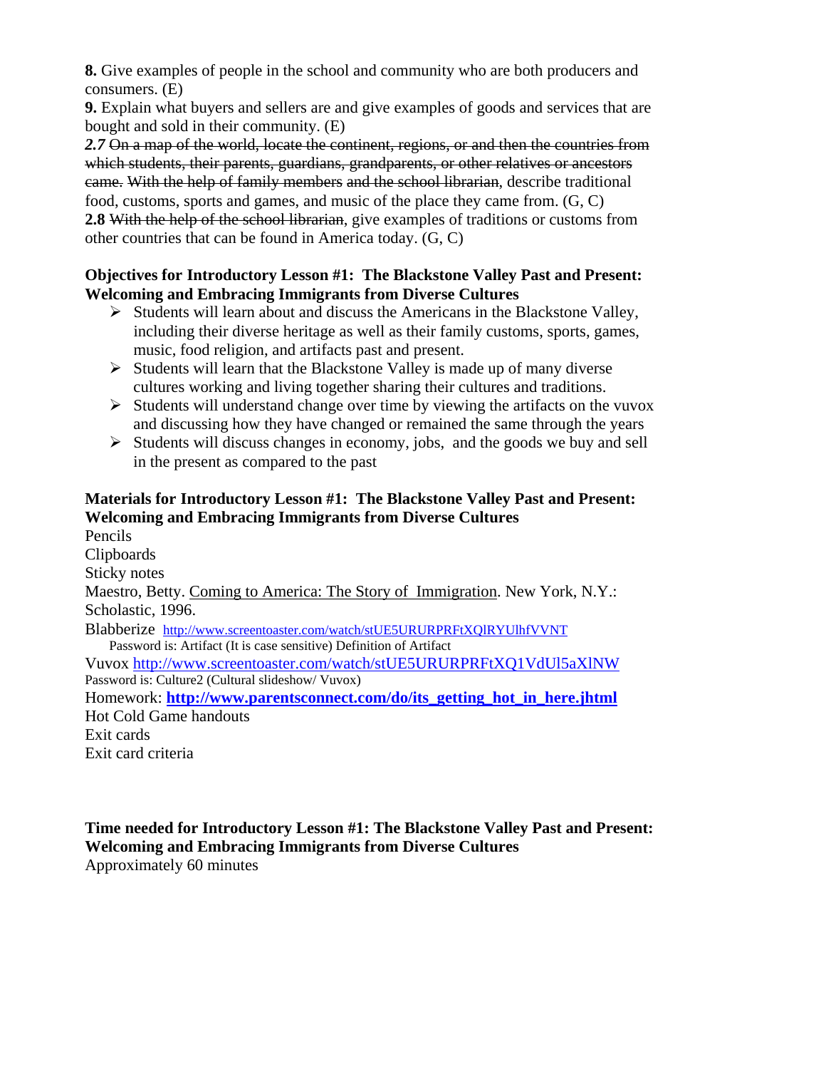**8.** Give examples of people in the school and community who are both producers and consumers. (E)

**9.** Explain what buyers and sellers are and give examples of goods and services that are bought and sold in their community. (E)

***2.7*** ~~On a map of the world, locate the continent, regions, or and then the countries from which students, their parents, guardians, grandparents, or other relatives or ancestors came.~~ ~~With the help of family members~~ ~~and the school librarian~~, describe traditional food, customs, sports and games, and music of the place they came from. (G, C)

**2.8** ~~With the help of the school librarian~~, give examples of traditions or customs from other countries that can be found in America today. (G, C)

**Objectives for Introductory Lesson #1: The Blackstone Valley Past and Present: Welcoming and Embracing Immigrants from Diverse Cultures**

- Students will learn about and discuss the Americans in the Blackstone Valley, including their diverse heritage as well as their family customs, sports, games, music, food religion, and artifacts past and present.
- Students will learn that the Blackstone Valley is made up of many diverse cultures working and living together sharing their cultures and traditions.
- Students will understand change over time by viewing the artifacts on the vuvox and discussing how they have changed or remained the same through the years
- Students will discuss changes in economy, jobs, and the goods we buy and sell in the present as compared to the past

**Materials for Introductory Lesson #1: The Blackstone Valley Past and Present: Welcoming and Embracing Immigrants from Diverse Cultures**

Pencils
Clipboards
Sticky notes
Maestro, Betty. Coming to America: The Story of Immigration. New York, N.Y.: Scholastic, 1996.
Blabberize http://www.screentoaster.com/watch/stUE5URURPRFtXQlRYUlhfVVNT
Password is: Artifact (It is case sensitive) Definition of Artifact
Vuvox http://www.screentoaster.com/watch/stUE5URURPRFtXQ1VdUl5aXlNW
Password is: Culture2 (Cultural slideshow/ Vuvox)
Homework: **http://www.parentsconnect.com/do/its_getting_hot_in_here.jhtml**
Hot Cold Game handouts
Exit cards
Exit card criteria

**Time needed for Introductory Lesson #1: The Blackstone Valley Past and Present: Welcoming and Embracing Immigrants from Diverse Cultures**

Approximately 60 minutes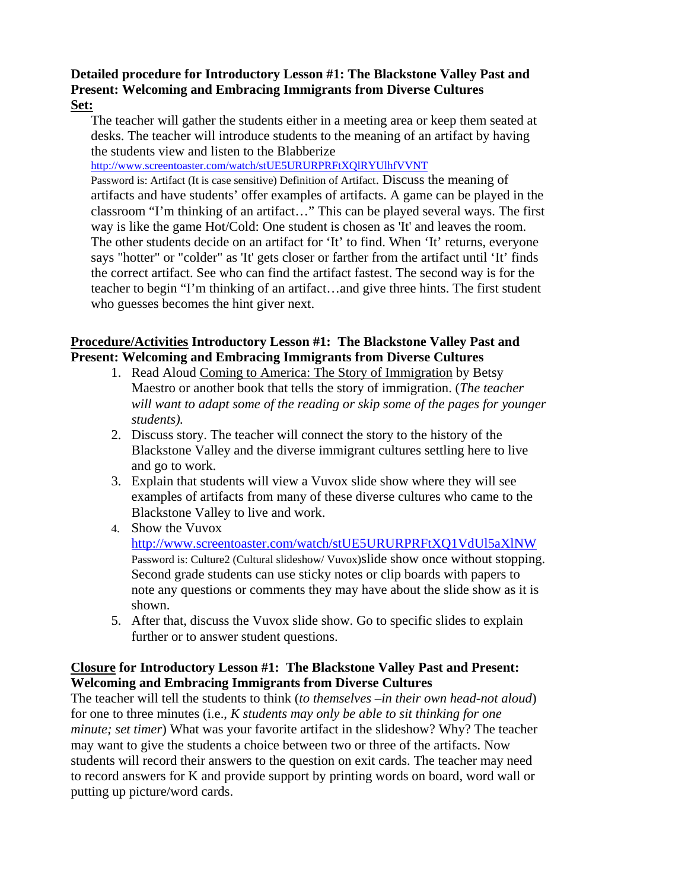**Detailed procedure for Introductory Lesson #1: The Blackstone Valley Past and Present: Welcoming and Embracing Immigrants from Diverse Cultures**
**Set:**

The teacher will gather the students either in a meeting area or keep them seated at desks. The teacher will introduce students to the meaning of an artifact by having the students view and listen to the Blabberize http://www.screentoaster.com/watch/stUE5URURPRFtXQlRYUlhfVVNT Password is: Artifact (It is case sensitive) Definition of Artifact. Discuss the meaning of artifacts and have students' offer examples of artifacts. A game can be played in the classroom "I'm thinking of an artifact…" This can be played several ways. The first way is like the game Hot/Cold: One student is chosen as 'It' and leaves the room. The other students decide on an artifact for 'It' to find. When 'It' returns, everyone says "hotter" or "colder" as 'It' gets closer or farther from the artifact until 'It' finds the correct artifact. See who can find the artifact fastest. The second way is for the teacher to begin "I'm thinking of an artifact…and give three hints. The first student who guesses becomes the hint giver next.

**Procedure/Activities Introductory Lesson #1: The Blackstone Valley Past and Present: Welcoming and Embracing Immigrants from Diverse Cultures**

1. Read Aloud Coming to America: The Story of Immigration by Betsy Maestro or another book that tells the story of immigration. (*The teacher will want to adapt some of the reading or skip some of the pages for younger students).*
2. Discuss story. The teacher will connect the story to the history of the Blackstone Valley and the diverse immigrant cultures settling here to live and go to work.
3. Explain that students will view a Vuvox slide show where they will see examples of artifacts from many of these diverse cultures who came to the Blackstone Valley to live and work.
4. Show the Vuvox http://www.screentoaster.com/watch/stUE5URURPRFtXQ1VdUl5aXlNW Password is: Culture2 (Cultural slideshow/ Vuvox)slide show once without stopping. Second grade students can use sticky notes or clip boards with papers to note any questions or comments they may have about the slide show as it is shown.
5. After that, discuss the Vuvox slide show. Go to specific slides to explain further or to answer student questions.

**Closure for Introductory Lesson #1: The Blackstone Valley Past and Present: Welcoming and Embracing Immigrants from Diverse Cultures**

The teacher will tell the students to think (*to themselves –in their own head-not aloud*) for one to three minutes (i.e., *K students may only be able to sit thinking for one minute; set timer*) What was your favorite artifact in the slideshow? Why? The teacher may want to give the students a choice between two or three of the artifacts. Now students will record their answers to the question on exit cards. The teacher may need to record answers for K and provide support by printing words on board, word wall or putting up picture/word cards.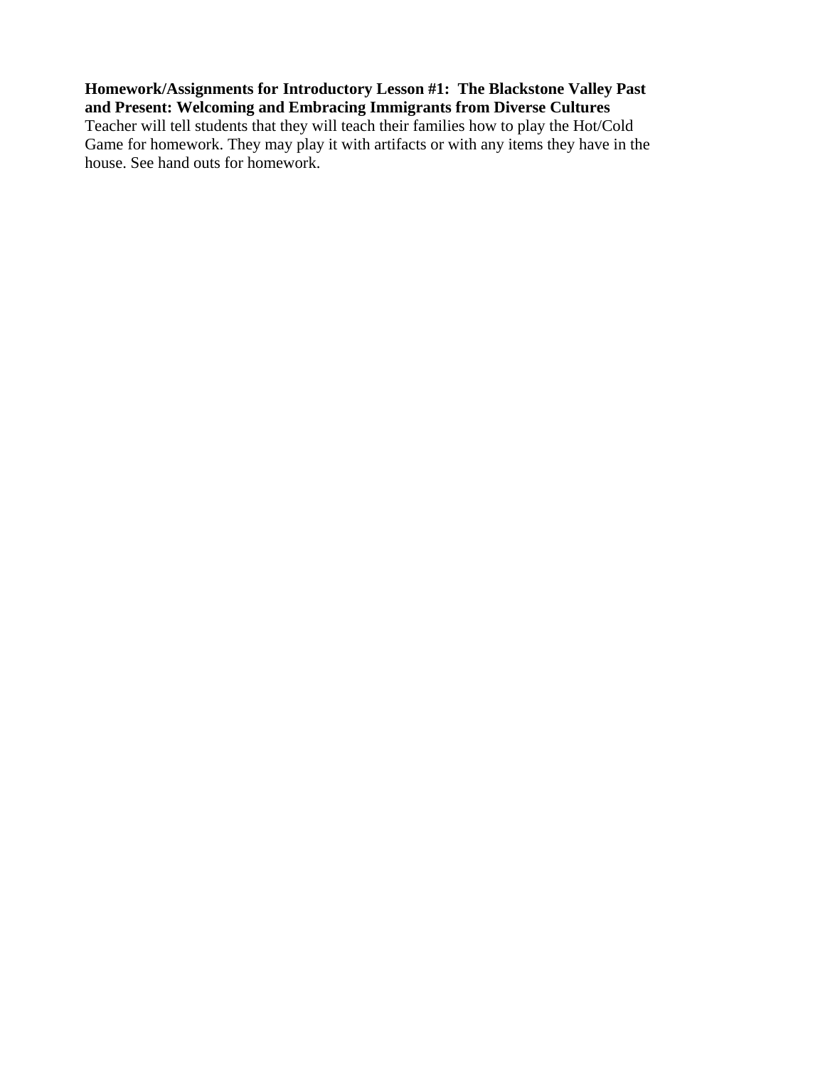**Homework/Assignments for Introductory Lesson #1: The Blackstone Valley Past and Present: Welcoming and Embracing Immigrants from Diverse Cultures**

Teacher will tell students that they will teach their families how to play the Hot/Cold Game for homework. They may play it with artifacts or with any items they have in the house. See hand outs for homework.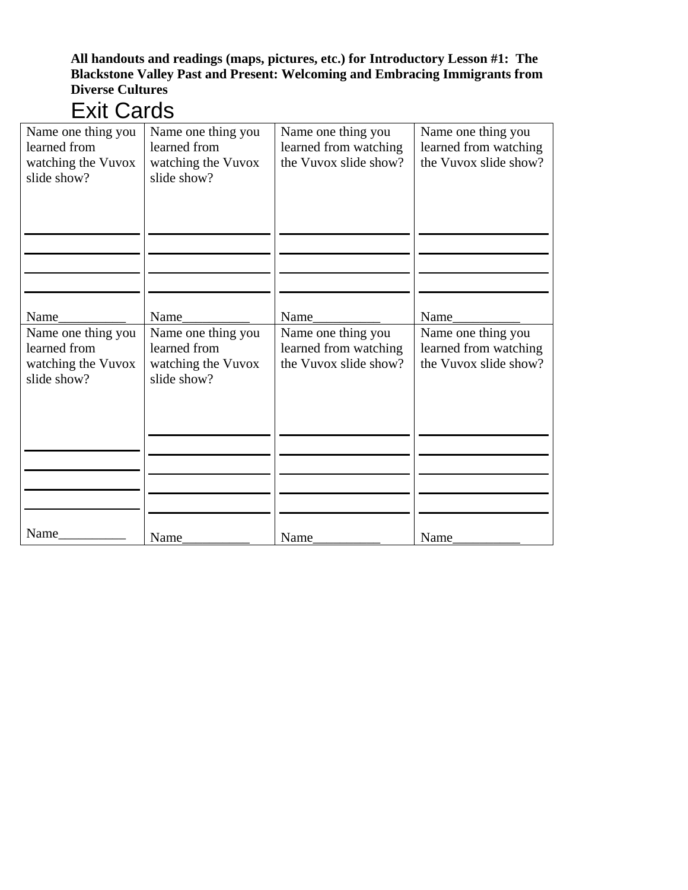**All handouts and readings (maps, pictures, etc.) for Introductory Lesson #1: The Blackstone Valley Past and Present: Welcoming and Embracing Immigrants from Diverse Cultures**

# Exit Cards

| | | | |
|---|---|---|---|
| Name one thing you learned from watching the Vuvox slide show?<br><br>\_\_\_\_\_\_\_\_\_\_\_\_\_\_\_\_<br>\_\_\_\_\_\_\_\_\_\_\_\_\_\_\_\_<br>\_\_\_\_\_\_\_\_\_\_\_\_\_\_\_\_<br>\_\_\_\_\_\_\_\_\_\_\_\_\_\_\_\_<br><br>Name\_\_\_\_\_\_\_\_\_\_ | Name one thing you learned from watching the Vuvox slide show?<br><br>\_\_\_\_\_\_\_\_\_\_\_\_\_\_\_\_<br>\_\_\_\_\_\_\_\_\_\_\_\_\_\_\_\_<br>\_\_\_\_\_\_\_\_\_\_\_\_\_\_\_\_<br>\_\_\_\_\_\_\_\_\_\_\_\_\_\_\_\_<br><br>Name\_\_\_\_\_\_\_\_\_\_ | Name one thing you learned from watching the Vuvox slide show?<br><br>\_\_\_\_\_\_\_\_\_\_\_\_\_\_\_\_<br>\_\_\_\_\_\_\_\_\_\_\_\_\_\_\_\_<br>\_\_\_\_\_\_\_\_\_\_\_\_\_\_\_\_<br>\_\_\_\_\_\_\_\_\_\_\_\_\_\_\_\_<br><br>Name\_\_\_\_\_\_\_\_\_\_ | Name one thing you learned from watching the Vuvox slide show?<br><br>\_\_\_\_\_\_\_\_\_\_\_\_\_\_\_\_<br>\_\_\_\_\_\_\_\_\_\_\_\_\_\_\_\_<br>\_\_\_\_\_\_\_\_\_\_\_\_\_\_\_\_<br>\_\_\_\_\_\_\_\_\_\_\_\_\_\_\_\_<br><br>Name\_\_\_\_\_\_\_\_\_\_ |
| Name one thing you learned from watching the Vuvox slide show?<br><br>\_\_\_\_\_\_\_\_\_\_\_\_\_\_\_\_<br>\_\_\_\_\_\_\_\_\_\_\_\_\_\_\_\_<br>\_\_\_\_\_\_\_\_\_\_\_\_\_\_\_\_<br>\_\_\_\_\_\_\_\_\_\_\_\_\_\_\_\_<br><br>Name\_\_\_\_\_\_\_\_\_\_ | Name one thing you learned from watching the Vuvox slide show?<br><br>\_\_\_\_\_\_\_\_\_\_\_\_\_\_\_\_<br>\_\_\_\_\_\_\_\_\_\_\_\_\_\_\_\_<br>\_\_\_\_\_\_\_\_\_\_\_\_\_\_\_\_<br>\_\_\_\_\_\_\_\_\_\_\_\_\_\_\_\_<br>\_\_\_\_\_\_\_\_\_\_\_\_\_\_\_\_<br><br>Name\_\_\_\_\_\_\_\_\_\_ | Name one thing you learned from watching the Vuvox slide show?<br><br>\_\_\_\_\_\_\_\_\_\_\_\_\_\_\_\_<br>\_\_\_\_\_\_\_\_\_\_\_\_\_\_\_\_<br>\_\_\_\_\_\_\_\_\_\_\_\_\_\_\_\_<br>\_\_\_\_\_\_\_\_\_\_\_\_\_\_\_\_<br>\_\_\_\_\_\_\_\_\_\_\_\_\_\_\_\_<br><br>Name\_\_\_\_\_\_\_\_\_\_ | Name one thing you learned from watching the Vuvox slide show?<br><br>\_\_\_\_\_\_\_\_\_\_\_\_\_\_\_\_<br>\_\_\_\_\_\_\_\_\_\_\_\_\_\_\_\_<br>\_\_\_\_\_\_\_\_\_\_\_\_\_\_\_\_<br>\_\_\_\_\_\_\_\_\_\_\_\_\_\_\_\_<br>\_\_\_\_\_\_\_\_\_\_\_\_\_\_\_\_<br><br>Name\_\_\_\_\_\_\_\_\_\_ |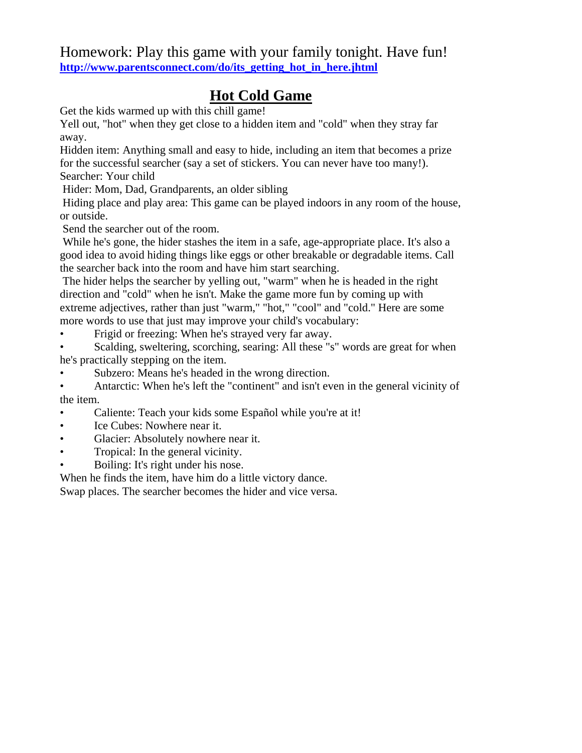Homework: Play this game with your family tonight. Have fun!
**http://www.parentsconnect.com/do/its_getting_hot_in_here.jhtml**

# Hot Cold Game

Get the kids warmed up with this chill game!
Yell out, "hot" when they get close to a hidden item and "cold" when they stray far away.
Hidden item: Anything small and easy to hide, including an item that becomes a prize for the successful searcher (say a set of stickers. You can never have too many!).
Searcher: Your child
Hider: Mom, Dad, Grandparents, an older sibling
Hiding place and play area: This game can be played indoors in any room of the house, or outside.
Send the searcher out of the room.
While he's gone, the hider stashes the item in a safe, age-appropriate place. It's also a good idea to avoid hiding things like eggs or other breakable or degradable items. Call the searcher back into the room and have him start searching.
The hider helps the searcher by yelling out, "warm" when he is headed in the right direction and "cold" when he isn't. Make the game more fun by coming up with extreme adjectives, rather than just "warm," "hot," "cool" and "cold." Here are some more words to use that just may improve your child's vocabulary:

- Frigid or freezing: When he's strayed very far away.
- Scalding, sweltering, scorching, searing: All these "s" words are great for when he's practically stepping on the item.
- Subzero: Means he's headed in the wrong direction.
- Antarctic: When he's left the "continent" and isn't even in the general vicinity of the item.
- Caliente: Teach your kids some Español while you're at it!
- Ice Cubes: Nowhere near it.
- Glacier: Absolutely nowhere near it.
- Tropical: In the general vicinity.
- Boiling: It's right under his nose.

When he finds the item, have him do a little victory dance.
Swap places. The searcher becomes the hider and vice versa.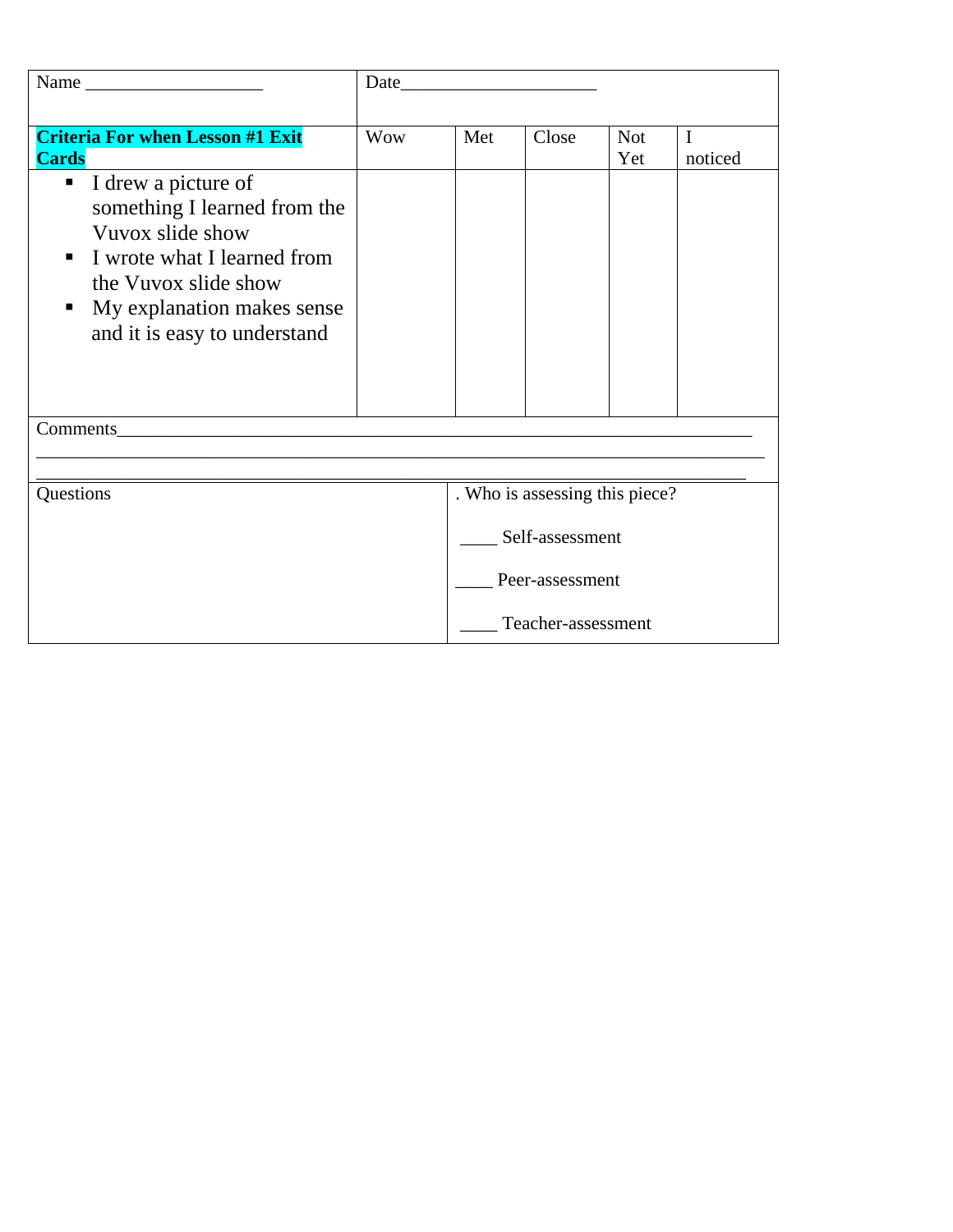| Name ___________________ | Date_____________________ | | | | |
|---|---|---|---|---|---|
| **Criteria For when Lesson #1 Exit Cards** | Wow | Met | Close | Not Yet | I noticed |
| ▪ I drew a picture of something I learned from the Vuvox slide show<br>▪ I wrote what I learned from the Vuvox slide show<br>▪ My explanation makes sense and it is easy to understand | | | | | |

Comments_____________________________________________________________________
_____________________________________________________________________________
_____________________________________________________________________________

| Questions | . Who is assessing this piece?<br><br>____ Self-assessment<br><br>____ Peer-assessment<br><br>____ Teacher-assessment |
|---|---|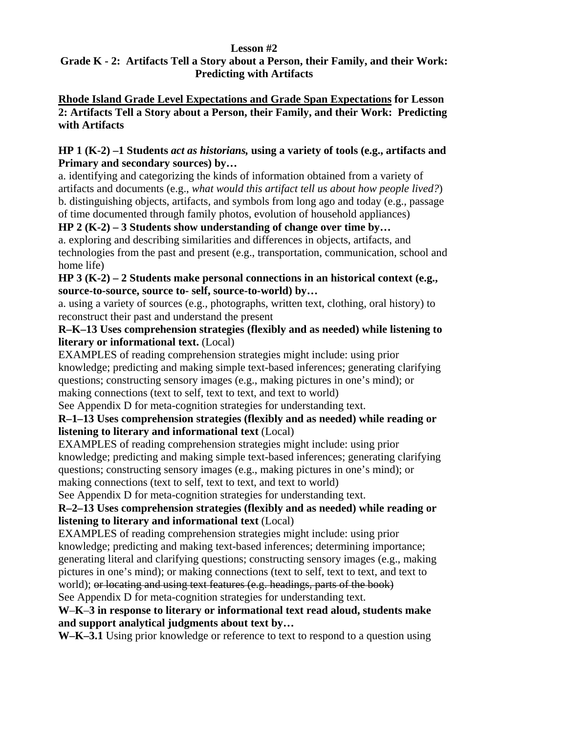**Lesson #2**

**Grade K - 2: Artifacts Tell a Story about a Person, their Family, and their Work: Predicting with Artifacts**

**<u>Rhode Island Grade Level Expectations and Grade Span Expectations</u> for Lesson 2: Artifacts Tell a Story about a Person, their Family, and their Work: Predicting with Artifacts**

**HP 1 (K-2) –1 Students *act as historians,* using a variety of tools (e.g., artifacts and Primary and secondary sources) by…**

a. identifying and categorizing the kinds of information obtained from a variety of artifacts and documents (e.g., *what would this artifact tell us about how people lived?*)
b. distinguishing objects, artifacts, and symbols from long ago and today (e.g., passage of time documented through family photos, evolution of household appliances)

**HP 2 (K-2) – 3 Students show understanding of change over time by…**

a. exploring and describing similarities and differences in objects, artifacts, and technologies from the past and present (e.g., transportation, communication, school and home life)

**HP 3 (K-2) – 2 Students make personal connections in an historical context (e.g., source-to-source, source to- self, source-to-world) by…**

a. using a variety of sources (e.g., photographs, written text, clothing, oral history) to reconstruct their past and understand the present

**R–K–13 Uses comprehension strategies (flexibly and as needed) while listening to literary or informational text.** (Local)

EXAMPLES of reading comprehension strategies might include: using prior knowledge; predicting and making simple text-based inferences; generating clarifying questions; constructing sensory images (e.g., making pictures in one's mind); or making connections (text to self, text to text, and text to world)
See Appendix D for meta-cognition strategies for understanding text.

**R–1–13 Uses comprehension strategies (flexibly and as needed) while reading or listening to literary and informational text** (Local)

EXAMPLES of reading comprehension strategies might include: using prior knowledge; predicting and making simple text-based inferences; generating clarifying questions; constructing sensory images (e.g., making pictures in one's mind); or making connections (text to self, text to text, and text to world)
See Appendix D for meta-cognition strategies for understanding text.

**R–2–13 Uses comprehension strategies (flexibly and as needed) while reading or listening to literary and informational text** (Local)

EXAMPLES of reading comprehension strategies might include: using prior knowledge; predicting and making text-based inferences; determining importance; generating literal and clarifying questions; constructing sensory images (e.g., making pictures in one's mind); or making connections (text to self, text to text, and text to world); ~~or locating and using text features (e.g. headings, parts of the book)~~
See Appendix D for meta-cognition strategies for understanding text.

**W–K–3 in response to literary or informational text read aloud, students make and support analytical judgments about text by…**

**W–K–3.1** Using prior knowledge or reference to text to respond to a question using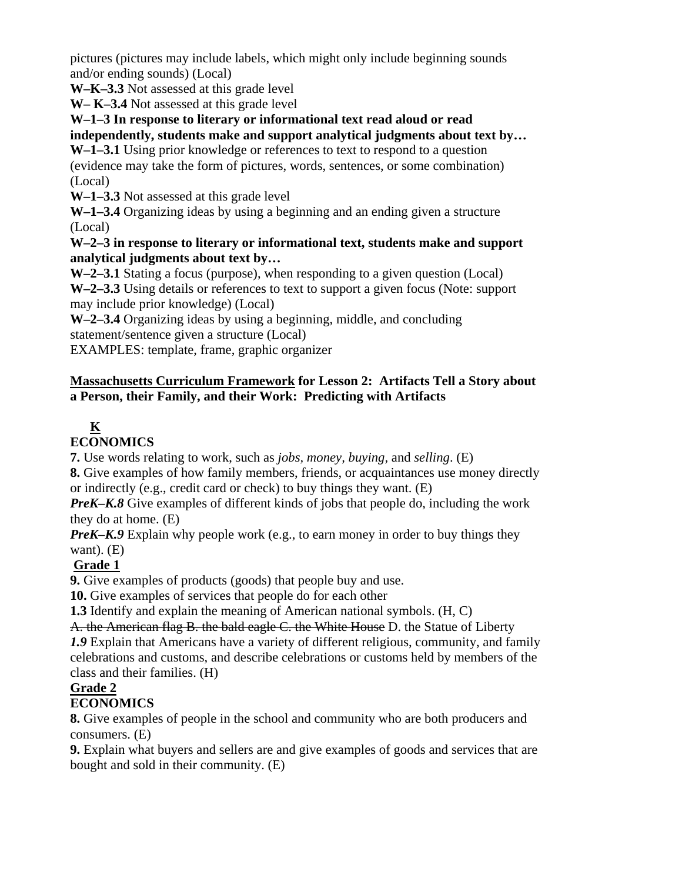pictures (pictures may include labels, which might only include beginning sounds and/or ending sounds) (Local)

**W–K–3.3** Not assessed at this grade level

**W– K–3.4** Not assessed at this grade level

**W–1–3 In response to literary or informational text read aloud or read independently, students make and support analytical judgments about text by…**

**W–1–3.1** Using prior knowledge or references to text to respond to a question (evidence may take the form of pictures, words, sentences, or some combination) (Local)

**W–1–3.3** Not assessed at this grade level

**W–1–3.4** Organizing ideas by using a beginning and an ending given a structure (Local)

**W–2–3 in response to literary or informational text, students make and support analytical judgments about text by…**

**W–2–3.1** Stating a focus (purpose), when responding to a given question (Local)

**W–2–3.3** Using details or references to text to support a given focus (Note: support may include prior knowledge) (Local)

**W–2–3.4** Organizing ideas by using a beginning, middle, and concluding statement/sentence given a structure (Local)

EXAMPLES: template, frame, graphic organizer

**<u>Massachusetts Curriculum Framework</u> for Lesson 2: Artifacts Tell a Story about a Person, their Family, and their Work: Predicting with Artifacts**

**<u>K</u>**

**ECONOMICS**

**7.** Use words relating to work, such as *jobs*, *money*, *buying*, and *selling*. (E)

**8.** Give examples of how family members, friends, or acquaintances use money directly or indirectly (e.g., credit card or check) to buy things they want. (E)

***PreK–K.8*** Give examples of different kinds of jobs that people do, including the work they do at home. (E)

***PreK–K.9*** Explain why people work (e.g., to earn money in order to buy things they want). (E)

**<u>Grade 1</u>**

**9.** Give examples of products (goods) that people buy and use.

**10.** Give examples of services that people do for each other

**1.3** Identify and explain the meaning of American national symbols. (H, C)

~~A. the American flag B. the bald eagle C. the White House~~ D. the Statue of Liberty

***1.9*** Explain that Americans have a variety of different religious, community, and family celebrations and customs, and describe celebrations or customs held by members of the class and their families. (H)

**<u>Grade 2</u>**

**ECONOMICS**

**8.** Give examples of people in the school and community who are both producers and consumers. (E)

**9.** Explain what buyers and sellers are and give examples of goods and services that are bought and sold in their community. (E)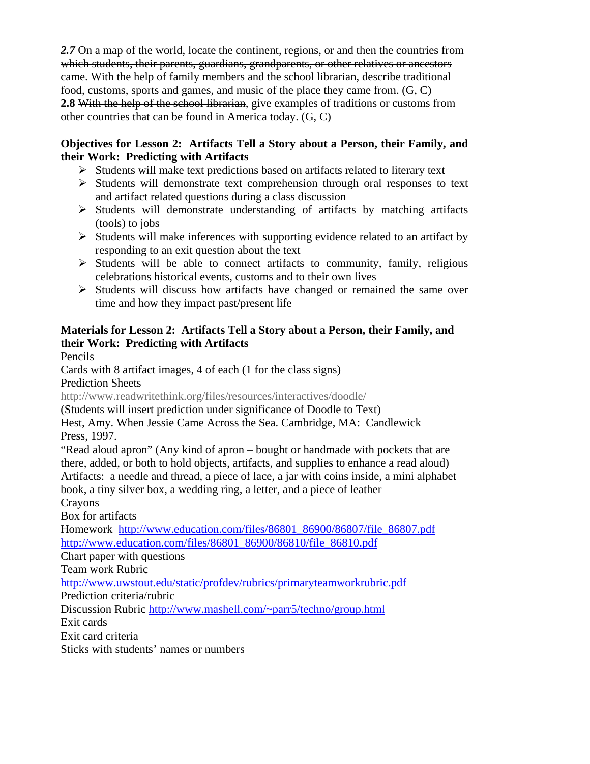***2.7*** ~~On a map of the world, locate the continent, regions, or and then the countries from which students, their parents, guardians, grandparents, or other relatives or ancestors came.~~ With the help of family members ~~and the school librarian~~, describe traditional food, customs, sports and games, and music of the place they came from. (G, C)
**2.8** ~~With the help of the school librarian~~, give examples of traditions or customs from other countries that can be found in America today. (G, C)

**Objectives for Lesson 2: Artifacts Tell a Story about a Person, their Family, and their Work: Predicting with Artifacts**

- Students will make text predictions based on artifacts related to literary text
- Students will demonstrate text comprehension through oral responses to text and artifact related questions during a class discussion
- Students will demonstrate understanding of artifacts by matching artifacts (tools) to jobs
- Students will make inferences with supporting evidence related to an artifact by responding to an exit question about the text
- Students will be able to connect artifacts to community, family, religious celebrations historical events, customs and to their own lives
- Students will discuss how artifacts have changed or remained the same over time and how they impact past/present life

**Materials for Lesson 2: Artifacts Tell a Story about a Person, their Family, and their Work: Predicting with Artifacts**

Pencils
Cards with 8 artifact images, 4 of each (1 for the class signs)
Prediction Sheets
http://www.readwritethink.org/files/resources/interactives/doodle/
(Students will insert prediction under significance of Doodle to Text)
Hest, Amy. <u>When Jessie Came Across the Sea</u>. Cambridge, MA: Candlewick Press, 1997.
"Read aloud apron" (Any kind of apron – bought or handmade with pockets that are there, added, or both to hold objects, artifacts, and supplies to enhance a read aloud)
Artifacts: a needle and thread, a piece of lace, a jar with coins inside, a mini alphabet book, a tiny silver box, a wedding ring, a letter, and a piece of leather
Crayons
Box for artifacts
Homework http://www.education.com/files/86801_86900/86807/file_86807.pdf
http://www.education.com/files/86801_86900/86810/file_86810.pdf
Chart paper with questions
Team work Rubric
http://www.uwstout.edu/static/profdev/rubrics/primaryteamworkrubric.pdf
Prediction criteria/rubric
Discussion Rubric http://www.mashell.com/~parr5/techno/group.html
Exit cards
Exit card criteria
Sticks with students' names or numbers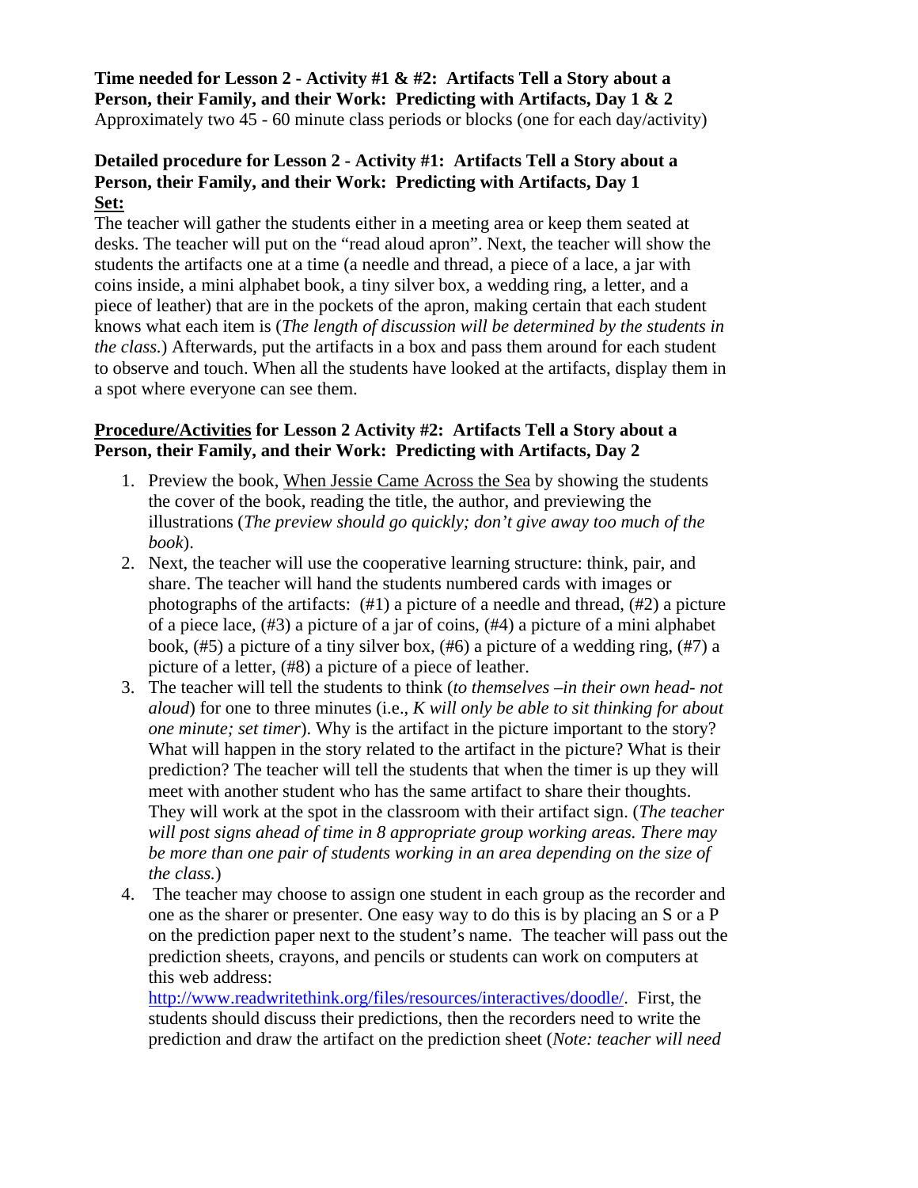**Time needed for Lesson 2 - Activity #1 & #2: Artifacts Tell a Story about a Person, their Family, and their Work: Predicting with Artifacts, Day 1 & 2**
Approximately two 45 - 60 minute class periods or blocks (one for each day/activity)

**Detailed procedure for Lesson 2 - Activity #1: Artifacts Tell a Story about a Person, their Family, and their Work: Predicting with Artifacts, Day 1**
**Set:**
The teacher will gather the students either in a meeting area or keep them seated at desks. The teacher will put on the "read aloud apron". Next, the teacher will show the students the artifacts one at a time (a needle and thread, a piece of a lace, a jar with coins inside, a mini alphabet book, a tiny silver box, a wedding ring, a letter, and a piece of leather) that are in the pockets of the apron, making certain that each student knows what each item is (*The length of discussion will be determined by the students in the class.*) Afterwards, put the artifacts in a box and pass them around for each student to observe and touch. When all the students have looked at the artifacts, display them in a spot where everyone can see them.

**Procedure/Activities for Lesson 2 Activity #2: Artifacts Tell a Story about a Person, their Family, and their Work: Predicting with Artifacts, Day 2**

1. Preview the book, When Jessie Came Across the Sea by showing the students the cover of the book, reading the title, the author, and previewing the illustrations (*The preview should go quickly; don't give away too much of the book*).
2. Next, the teacher will use the cooperative learning structure: think, pair, and share. The teacher will hand the students numbered cards with images or photographs of the artifacts: (#1) a picture of a needle and thread, (#2) a picture of a piece lace, (#3) a picture of a jar of coins, (#4) a picture of a mini alphabet book, (#5) a picture of a tiny silver box, (#6) a picture of a wedding ring, (#7) a picture of a letter, (#8) a picture of a piece of leather.
3. The teacher will tell the students to think (*to themselves –in their own head- not aloud*) for one to three minutes (i.e., *K will only be able to sit thinking for about one minute; set timer*). Why is the artifact in the picture important to the story? What will happen in the story related to the artifact in the picture? What is their prediction? The teacher will tell the students that when the timer is up they will meet with another student who has the same artifact to share their thoughts. They will work at the spot in the classroom with their artifact sign. (*The teacher will post signs ahead of time in 8 appropriate group working areas. There may be more than one pair of students working in an area depending on the size of the class.*)
4. The teacher may choose to assign one student in each group as the recorder and one as the sharer or presenter. One easy way to do this is by placing an S or a P on the prediction paper next to the student's name. The teacher will pass out the prediction sheets, crayons, and pencils or students can work on computers at this web address: http://www.readwritethink.org/files/resources/interactives/doodle/. First, the students should discuss their predictions, then the recorders need to write the prediction and draw the artifact on the prediction sheet (*Note: teacher will need*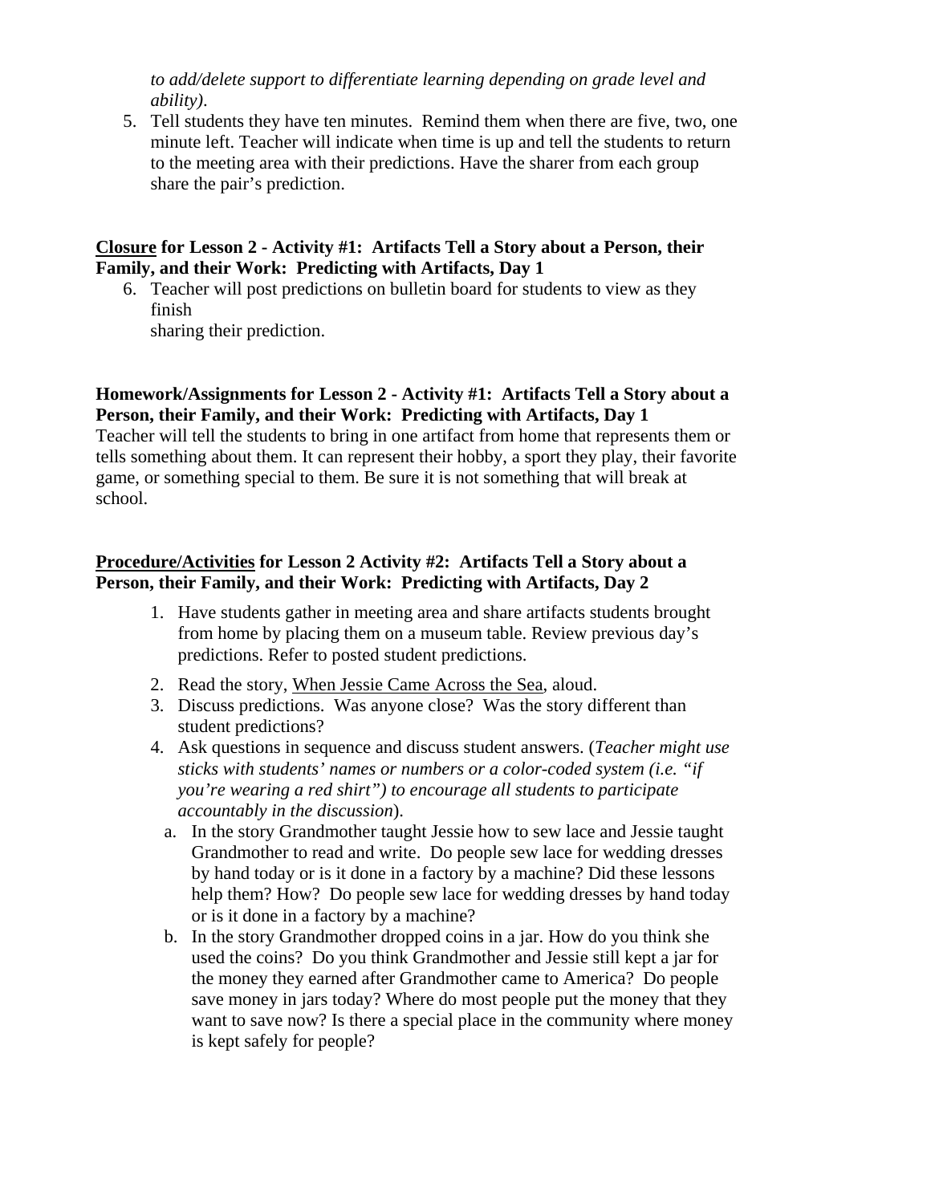*to add/delete support to differentiate learning depending on grade level and ability).*

5. Tell students they have ten minutes. Remind them when there are five, two, one minute left. Teacher will indicate when time is up and tell the students to return to the meeting area with their predictions. Have the sharer from each group share the pair's prediction.

**<u>Closure</u> for Lesson 2 - Activity #1: Artifacts Tell a Story about a Person, their Family, and their Work: Predicting with Artifacts, Day 1**

6. Teacher will post predictions on bulletin board for students to view as they finish
   sharing their prediction.

**Homework/Assignments for Lesson 2 - Activity #1: Artifacts Tell a Story about a Person, their Family, and their Work: Predicting with Artifacts, Day 1**

Teacher will tell the students to bring in one artifact from home that represents them or tells something about them. It can represent their hobby, a sport they play, their favorite game, or something special to them. Be sure it is not something that will break at school.

**<u>Procedure/Activities</u> for Lesson 2 Activity #2: Artifacts Tell a Story about a Person, their Family, and their Work: Predicting with Artifacts, Day 2**

1. Have students gather in meeting area and share artifacts students brought from home by placing them on a museum table. Review previous day's predictions. Refer to posted student predictions.
2. Read the story, <u>When Jessie Came Across the Sea</u>, aloud.
3. Discuss predictions. Was anyone close? Was the story different than student predictions?
4. Ask questions in sequence and discuss student answers. (*Teacher might use sticks with students' names or numbers or a color-coded system (i.e. "if you're wearing a red shirt") to encourage all students to participate accountably in the discussion*).
   a. In the story Grandmother taught Jessie how to sew lace and Jessie taught Grandmother to read and write. Do people sew lace for wedding dresses by hand today or is it done in a factory by a machine? Did these lessons help them? How? Do people sew lace for wedding dresses by hand today or is it done in a factory by a machine?
   b. In the story Grandmother dropped coins in a jar. How do you think she used the coins? Do you think Grandmother and Jessie still kept a jar for the money they earned after Grandmother came to America? Do people save money in jars today? Where do most people put the money that they want to save now? Is there a special place in the community where money is kept safely for people?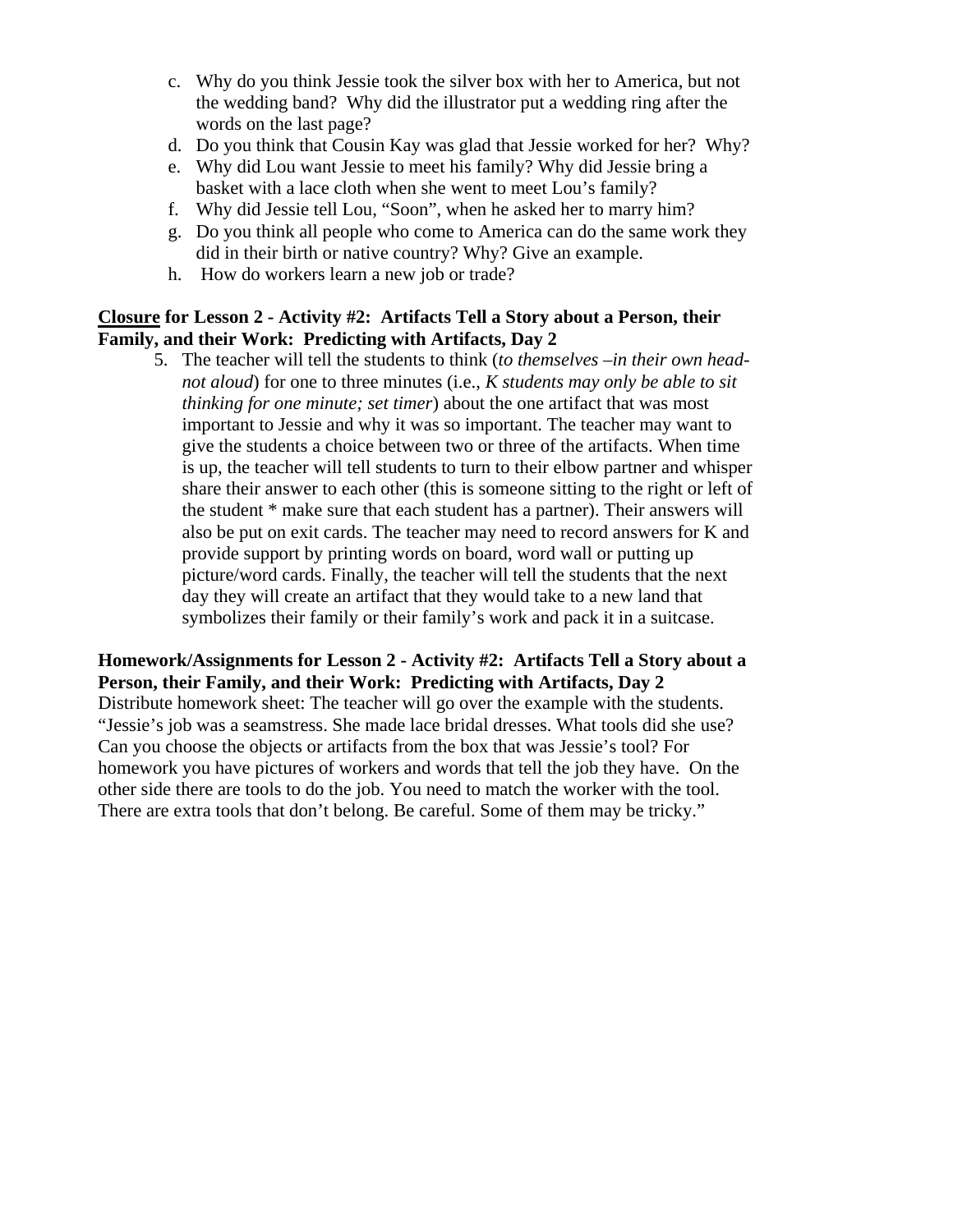c. Why do you think Jessie took the silver box with her to America, but not the wedding band? Why did the illustrator put a wedding ring after the words on the last page?
d. Do you think that Cousin Kay was glad that Jessie worked for her? Why?
e. Why did Lou want Jessie to meet his family? Why did Jessie bring a basket with a lace cloth when she went to meet Lou's family?
f. Why did Jessie tell Lou, "Soon", when he asked her to marry him?
g. Do you think all people who come to America can do the same work they did in their birth or native country? Why? Give an example.
h. How do workers learn a new job or trade?

**<u>Closure</u> for Lesson 2 - Activity #2: Artifacts Tell a Story about a Person, their Family, and their Work: Predicting with Artifacts, Day 2**

5. The teacher will tell the students to think (*to themselves –in their own head- not aloud*) for one to three minutes (i.e., *K students may only be able to sit thinking for one minute; set timer*) about the one artifact that was most important to Jessie and why it was so important. The teacher may want to give the students a choice between two or three of the artifacts. When time is up, the teacher will tell students to turn to their elbow partner and whisper share their answer to each other (this is someone sitting to the right or left of the student * make sure that each student has a partner). Their answers will also be put on exit cards. The teacher may need to record answers for K and provide support by printing words on board, word wall or putting up picture/word cards. Finally, the teacher will tell the students that the next day they will create an artifact that they would take to a new land that symbolizes their family or their family's work and pack it in a suitcase.

**Homework/Assignments for Lesson 2 - Activity #2: Artifacts Tell a Story about a Person, their Family, and their Work: Predicting with Artifacts, Day 2**

Distribute homework sheet: The teacher will go over the example with the students. "Jessie's job was a seamstress. She made lace bridal dresses. What tools did she use? Can you choose the objects or artifacts from the box that was Jessie's tool? For homework you have pictures of workers and words that tell the job they have. On the other side there are tools to do the job. You need to match the worker with the tool. There are extra tools that don't belong. Be careful. Some of them may be tricky."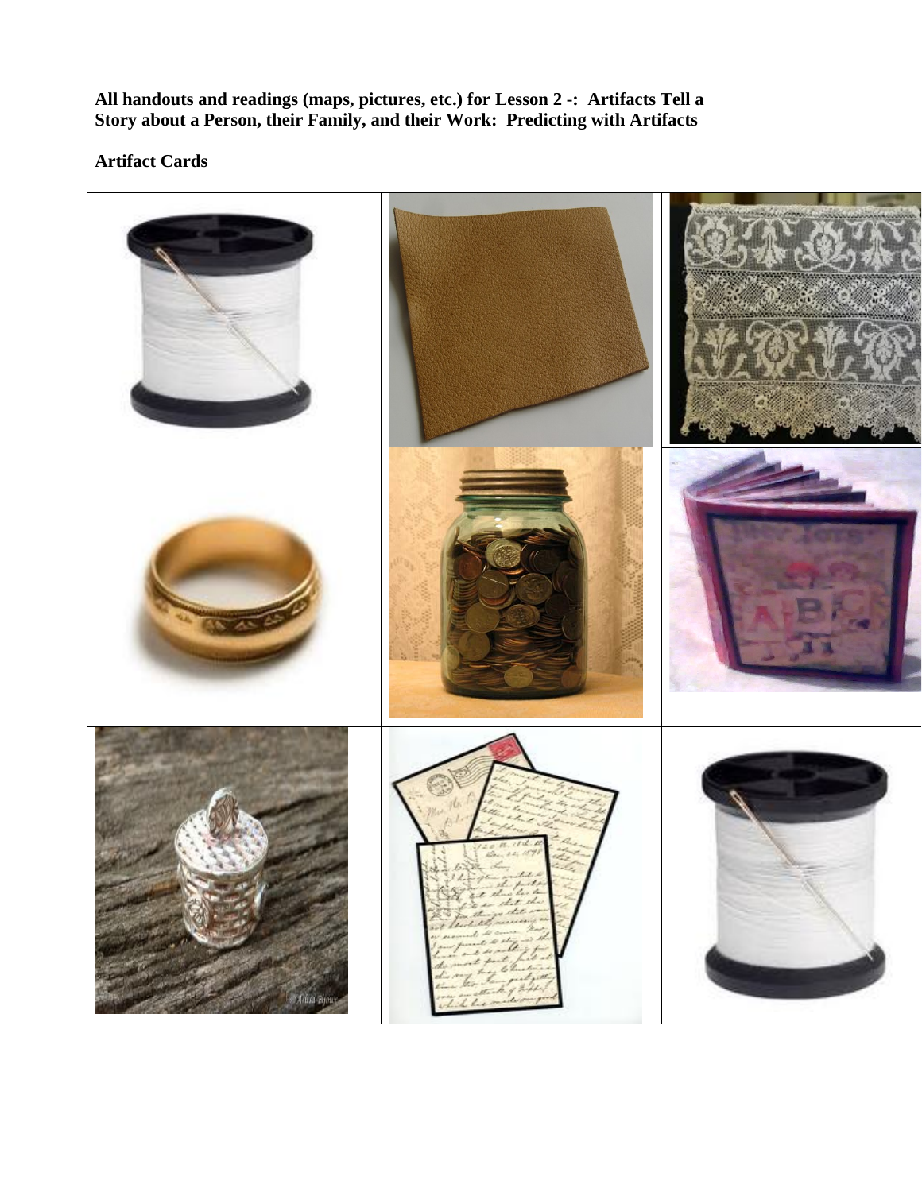**All handouts and readings (maps, pictures, etc.) for Lesson 2 -: Artifacts Tell a Story about a Person, their Family, and their Work: Predicting with Artifacts**

**Artifact Cards**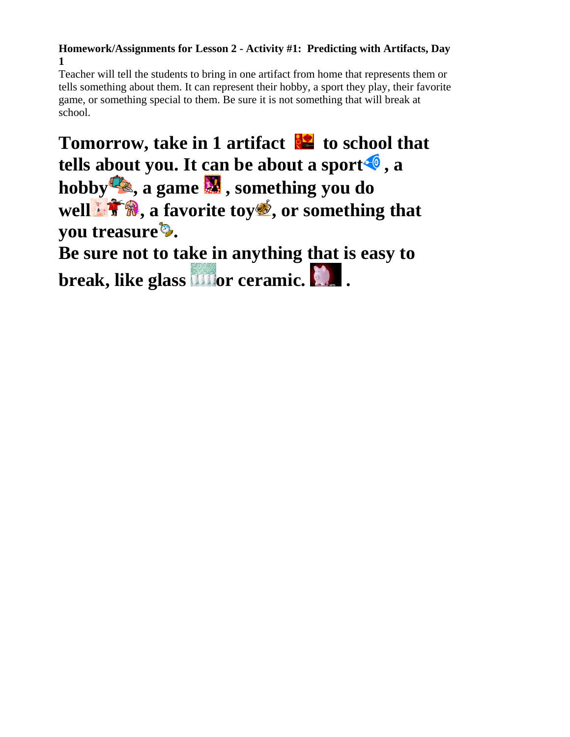**Homework/Assignments for Lesson 2 - Activity #1: Predicting with Artifacts, Day 1**

Teacher will tell the students to bring in one artifact from home that represents them or tells something about them. It can represent their hobby, a sport they play, their favorite game, or something special to them. Be sure it is not something that will break at school.

# Tomorrow, take in 1 artifact to school that tells about you. It can be about a sport, a hobby, a game, something you do well, a favorite toy, or something that you treasure.

# Be sure not to take in anything that is easy to break, like glass or ceramic.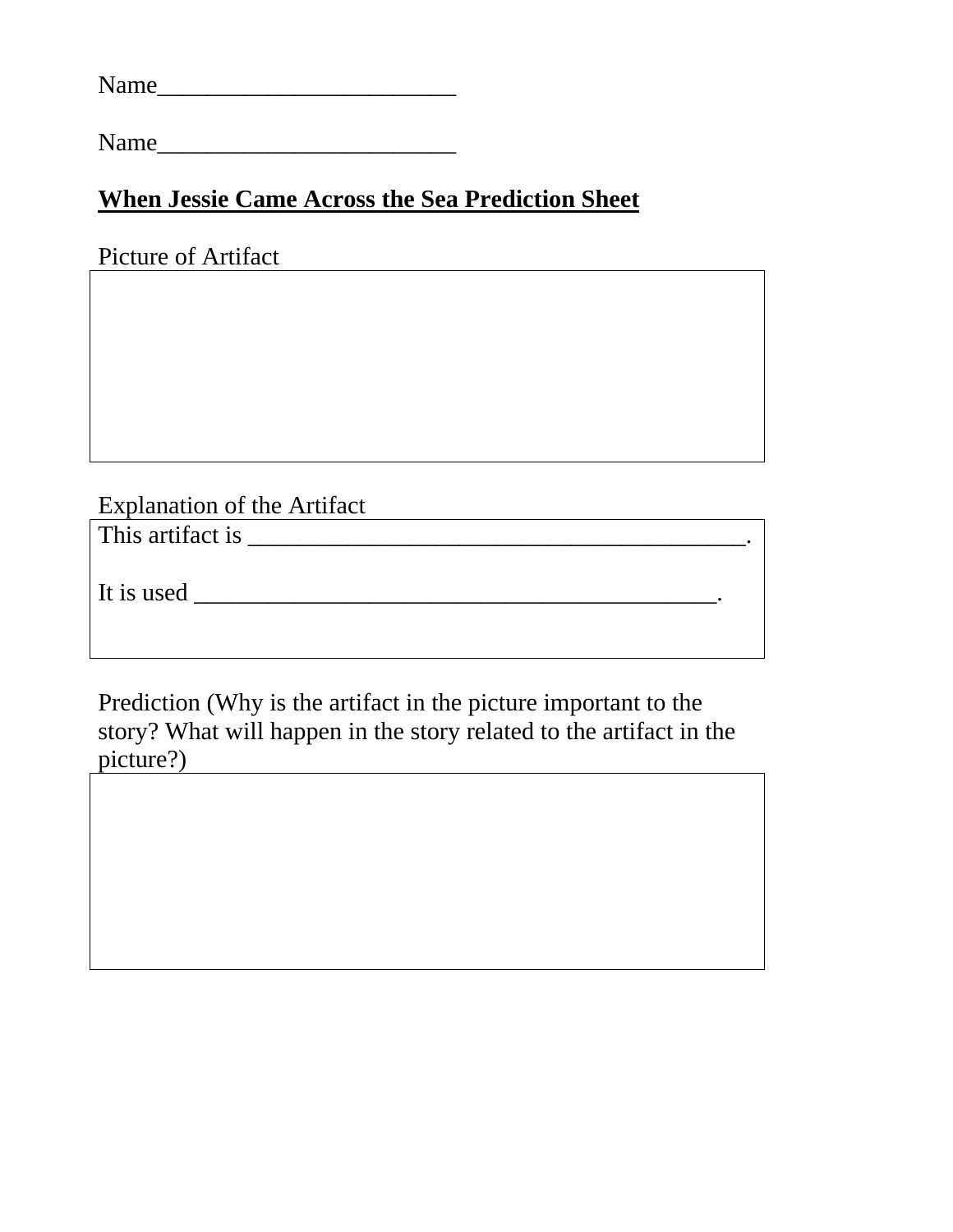Name________________________

Name________________________

**When Jessie Came Across the Sea Prediction Sheet**

Picture of Artifact

Explanation of the Artifact

This artifact is _________________________________________.

It is used ___________________________________________.

Prediction (Why is the artifact in the picture important to the story? What will happen in the story related to the artifact in the picture?)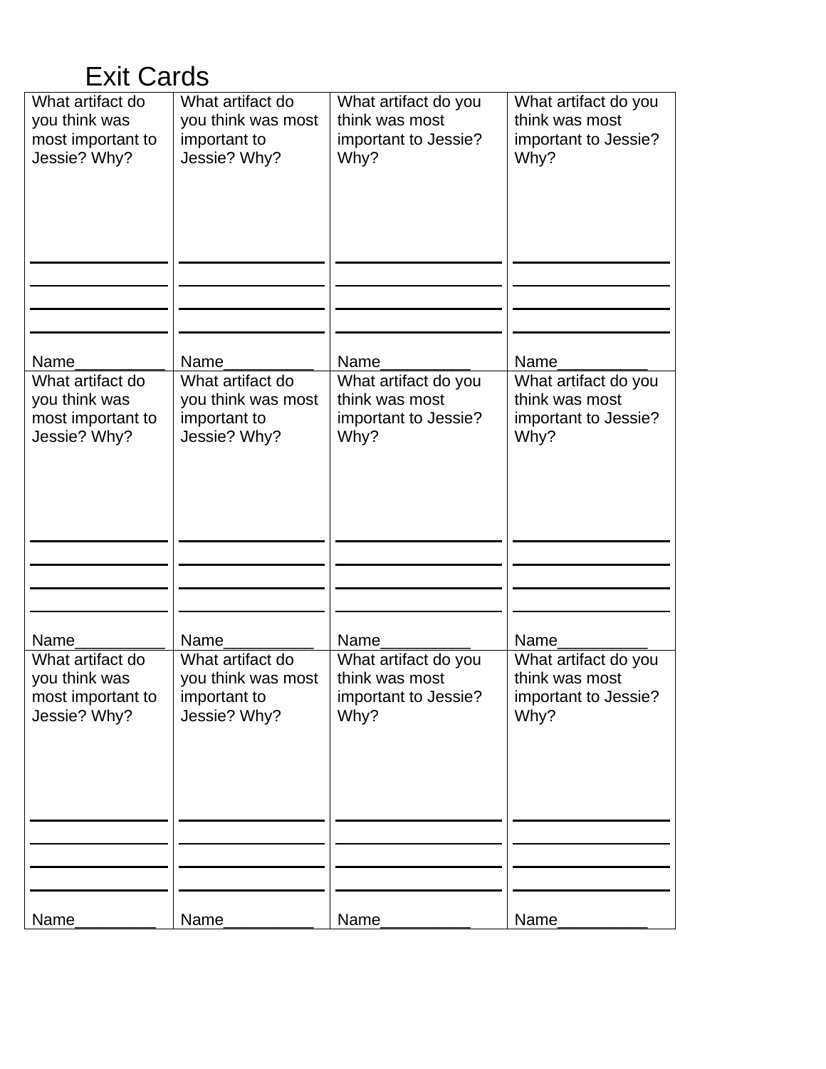# Exit Cards

| What artifact do you think was most important to Jessie? Why?<br><br>\_\_\_\_\_\_\_\_\_\_\_\_\_\_\_\_<br>\_\_\_\_\_\_\_\_\_\_\_\_\_\_\_\_<br>\_\_\_\_\_\_\_\_\_\_\_\_\_\_\_\_<br>\_\_\_\_\_\_\_\_\_\_\_\_\_\_\_\_<br><br>Name\_\_\_\_\_\_\_\_\_\_ | What artifact do you think was most important to Jessie? Why?<br><br>\_\_\_\_\_\_\_\_\_\_\_\_\_\_\_\_<br>\_\_\_\_\_\_\_\_\_\_\_\_\_\_\_\_<br>\_\_\_\_\_\_\_\_\_\_\_\_\_\_\_\_<br>\_\_\_\_\_\_\_\_\_\_\_\_\_\_\_\_<br><br>Name\_\_\_\_\_\_\_\_\_\_ | What artifact do you think was most important to Jessie? Why?<br><br>\_\_\_\_\_\_\_\_\_\_\_\_\_\_\_\_<br>\_\_\_\_\_\_\_\_\_\_\_\_\_\_\_\_<br>\_\_\_\_\_\_\_\_\_\_\_\_\_\_\_\_<br>\_\_\_\_\_\_\_\_\_\_\_\_\_\_\_\_<br><br>Name\_\_\_\_\_\_\_\_\_\_ | What artifact do you think was most important to Jessie? Why?<br><br>\_\_\_\_\_\_\_\_\_\_\_\_\_\_\_\_<br>\_\_\_\_\_\_\_\_\_\_\_\_\_\_\_\_<br>\_\_\_\_\_\_\_\_\_\_\_\_\_\_\_\_<br>\_\_\_\_\_\_\_\_\_\_\_\_\_\_\_\_<br><br>Name\_\_\_\_\_\_\_\_\_\_ |
|---|---|---|---|
| What artifact do you think was most important to Jessie? Why?<br><br>\_\_\_\_\_\_\_\_\_\_\_\_\_\_\_\_<br>\_\_\_\_\_\_\_\_\_\_\_\_\_\_\_\_<br>\_\_\_\_\_\_\_\_\_\_\_\_\_\_\_\_<br>\_\_\_\_\_\_\_\_\_\_\_\_\_\_\_\_<br><br>Name\_\_\_\_\_\_\_\_\_\_ | What artifact do you think was most important to Jessie? Why?<br><br>\_\_\_\_\_\_\_\_\_\_\_\_\_\_\_\_<br>\_\_\_\_\_\_\_\_\_\_\_\_\_\_\_\_<br>\_\_\_\_\_\_\_\_\_\_\_\_\_\_\_\_<br>\_\_\_\_\_\_\_\_\_\_\_\_\_\_\_\_<br><br>Name\_\_\_\_\_\_\_\_\_\_ | What artifact do you think was most important to Jessie? Why?<br><br>\_\_\_\_\_\_\_\_\_\_\_\_\_\_\_\_<br>\_\_\_\_\_\_\_\_\_\_\_\_\_\_\_\_<br>\_\_\_\_\_\_\_\_\_\_\_\_\_\_\_\_<br>\_\_\_\_\_\_\_\_\_\_\_\_\_\_\_\_<br><br>Name\_\_\_\_\_\_\_\_\_\_ | What artifact do you think was most important to Jessie? Why?<br><br>\_\_\_\_\_\_\_\_\_\_\_\_\_\_\_\_<br>\_\_\_\_\_\_\_\_\_\_\_\_\_\_\_\_<br>\_\_\_\_\_\_\_\_\_\_\_\_\_\_\_\_<br>\_\_\_\_\_\_\_\_\_\_\_\_\_\_\_\_<br><br>Name\_\_\_\_\_\_\_\_\_\_ |
| What artifact do you think was most important to Jessie? Why?<br><br>\_\_\_\_\_\_\_\_\_\_\_\_\_\_\_\_<br>\_\_\_\_\_\_\_\_\_\_\_\_\_\_\_\_<br>\_\_\_\_\_\_\_\_\_\_\_\_\_\_\_\_<br>\_\_\_\_\_\_\_\_\_\_\_\_\_\_\_\_<br><br>Name\_\_\_\_\_\_\_\_\_ | What artifact do you think was most important to Jessie? Why?<br><br>\_\_\_\_\_\_\_\_\_\_\_\_\_\_\_\_<br>\_\_\_\_\_\_\_\_\_\_\_\_\_\_\_\_<br>\_\_\_\_\_\_\_\_\_\_\_\_\_\_\_\_<br>\_\_\_\_\_\_\_\_\_\_\_\_\_\_\_\_<br><br>Name\_\_\_\_\_\_\_\_\_\_ | What artifact do you think was most important to Jessie? Why?<br><br>\_\_\_\_\_\_\_\_\_\_\_\_\_\_\_\_<br>\_\_\_\_\_\_\_\_\_\_\_\_\_\_\_\_<br>\_\_\_\_\_\_\_\_\_\_\_\_\_\_\_\_<br>\_\_\_\_\_\_\_\_\_\_\_\_\_\_\_\_<br><br>Name\_\_\_\_\_\_\_\_\_\_ | What artifact do you think was most important to Jessie? Why?<br><br>\_\_\_\_\_\_\_\_\_\_\_\_\_\_\_\_<br>\_\_\_\_\_\_\_\_\_\_\_\_\_\_\_\_<br>\_\_\_\_\_\_\_\_\_\_\_\_\_\_\_\_<br>\_\_\_\_\_\_\_\_\_\_\_\_\_\_\_\_<br><br>Name\_\_\_\_\_\_\_\_\_\_ |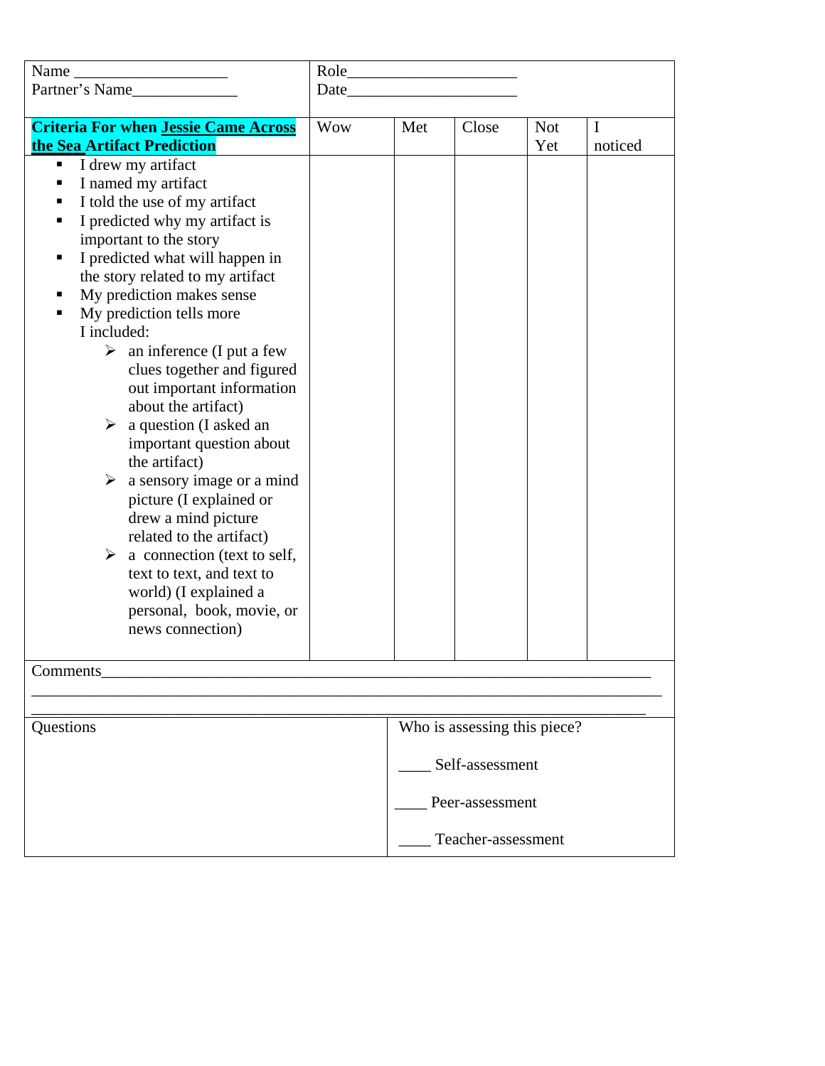| Name ___________________<br>Partner's Name_____________ | Role_____________________<br>Date_____________________ | | | | |
|---|---|---|---|---|---|
| **Criteria For when Jessie Came Across the Sea Artifact Prediction** | Wow | Met | Close | Not Yet | I noticed |
| ▪ I drew my artifact<br>▪ I named my artifact<br>▪ I told the use of my artifact<br>▪ I predicted why my artifact is important to the story<br>▪ I predicted what will happen in the story related to my artifact<br>▪ My prediction makes sense<br>▪ My prediction tells more<br>I included:<br>➢ an inference (I put a few clues together and figured out important information about the artifact)<br>➢ a question (I asked an important question about the artifact)<br>➢ a sensory image or a mind picture (I explained or drew a mind picture related to the artifact)<br>➢ a connection (text to self, text to text, and text to world) (I explained a personal, book, movie, or news connection) | | | | | |

Comments_______________________________________________________________________

_______________________________________________________________________________

_______________________________________________________________________________

| Questions | Who is assessing this piece?<br><br>____ Self-assessment<br><br>____ Peer-assessment<br><br>____ Teacher-assessment |
|---|---|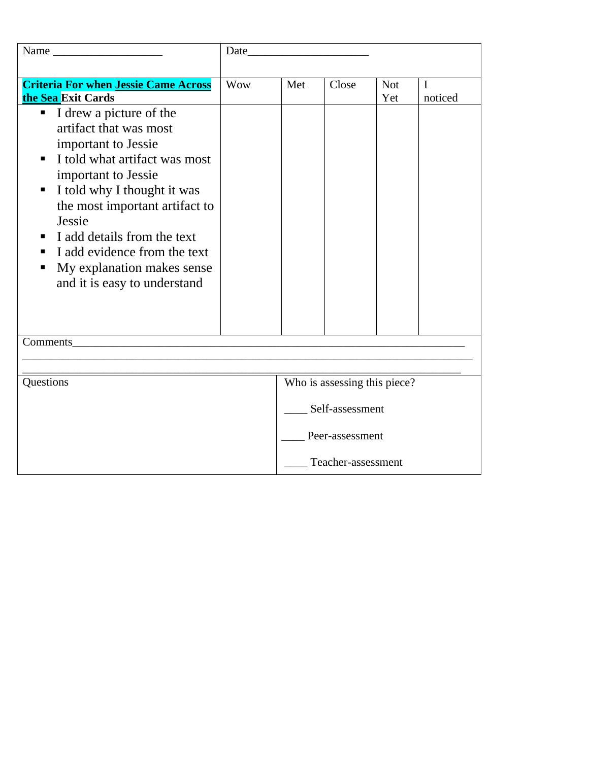| Name ___________________ | Date_____________________ | | | | |
|---|---|---|---|---|---|
| **Criteria For when Jessie Came Across the Sea Exit Cards** | Wow | Met | Close | Not Yet | I noticed |
| ▪ I drew a picture of the artifact that was most important to Jessie<br>▪ I told what artifact was most important to Jessie<br>▪ I told why I thought it was the most important artifact to Jessie<br>▪ I add details from the text<br>▪ I add evidence from the text<br>▪ My explanation makes sense and it is easy to understand | | | | | |

Comments_______________________________________________________________________
_______________________________________________________________________________
_______________________________________________________________________________

| Questions | Who is assessing this piece?<br><br>____ Self-assessment<br><br>____ Peer-assessment<br><br>____ Teacher-assessment |
|---|---|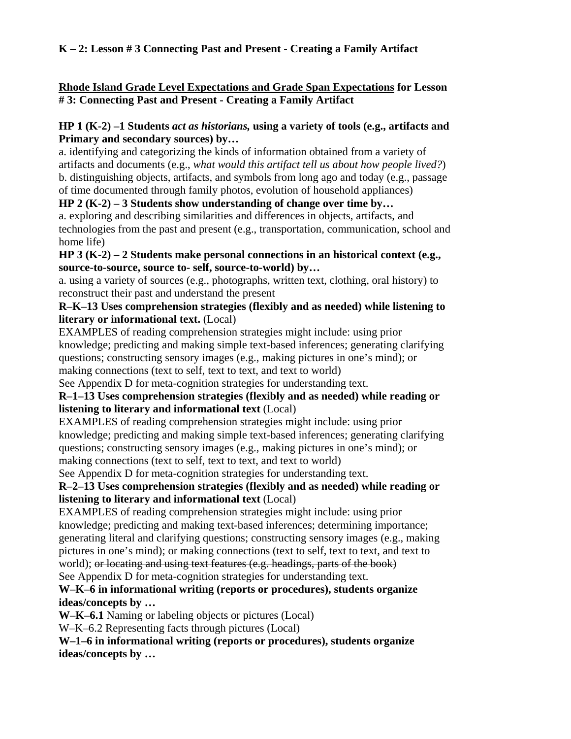**K – 2: Lesson # 3 Connecting Past and Present - Creating a Family Artifact**

**Rhode Island Grade Level Expectations and Grade Span Expectations for Lesson # 3: Connecting Past and Present - Creating a Family Artifact**

**HP 1 (K-2) –1 Students *act as historians,* using a variety of tools (e.g., artifacts and Primary and secondary sources) by…**

a. identifying and categorizing the kinds of information obtained from a variety of artifacts and documents (e.g., *what would this artifact tell us about how people lived?*)
b. distinguishing objects, artifacts, and symbols from long ago and today (e.g., passage of time documented through family photos, evolution of household appliances)

**HP 2 (K-2) – 3 Students show understanding of change over time by…**

a. exploring and describing similarities and differences in objects, artifacts, and technologies from the past and present (e.g., transportation, communication, school and home life)

**HP 3 (K-2) – 2 Students make personal connections in an historical context (e.g., source-to-source, source to- self, source-to-world) by…**

a. using a variety of sources (e.g., photographs, written text, clothing, oral history) to reconstruct their past and understand the present

**R–K–13 Uses comprehension strategies (flexibly and as needed) while listening to literary or informational text.** (Local)

EXAMPLES of reading comprehension strategies might include: using prior knowledge; predicting and making simple text-based inferences; generating clarifying questions; constructing sensory images (e.g., making pictures in one's mind); or making connections (text to self, text to text, and text to world)
See Appendix D for meta-cognition strategies for understanding text.

**R–1–13 Uses comprehension strategies (flexibly and as needed) while reading or listening to literary and informational text** (Local)

EXAMPLES of reading comprehension strategies might include: using prior knowledge; predicting and making simple text-based inferences; generating clarifying questions; constructing sensory images (e.g., making pictures in one's mind); or making connections (text to self, text to text, and text to world)
See Appendix D for meta-cognition strategies for understanding text.

**R–2–13 Uses comprehension strategies (flexibly and as needed) while reading or listening to literary and informational text** (Local)

EXAMPLES of reading comprehension strategies might include: using prior knowledge; predicting and making text-based inferences; determining importance; generating literal and clarifying questions; constructing sensory images (e.g., making pictures in one's mind); or making connections (text to self, text to text, and text to world); ~~or locating and using text features (e.g. headings, parts of the book)~~
See Appendix D for meta-cognition strategies for understanding text.

**W–K–6 in informational writing (reports or procedures), students organize ideas/concepts by …**

**W–K–6.1** Naming or labeling objects or pictures (Local)
W–K–6.2 Representing facts through pictures (Local)

**W–1–6 in informational writing (reports or procedures), students organize ideas/concepts by …**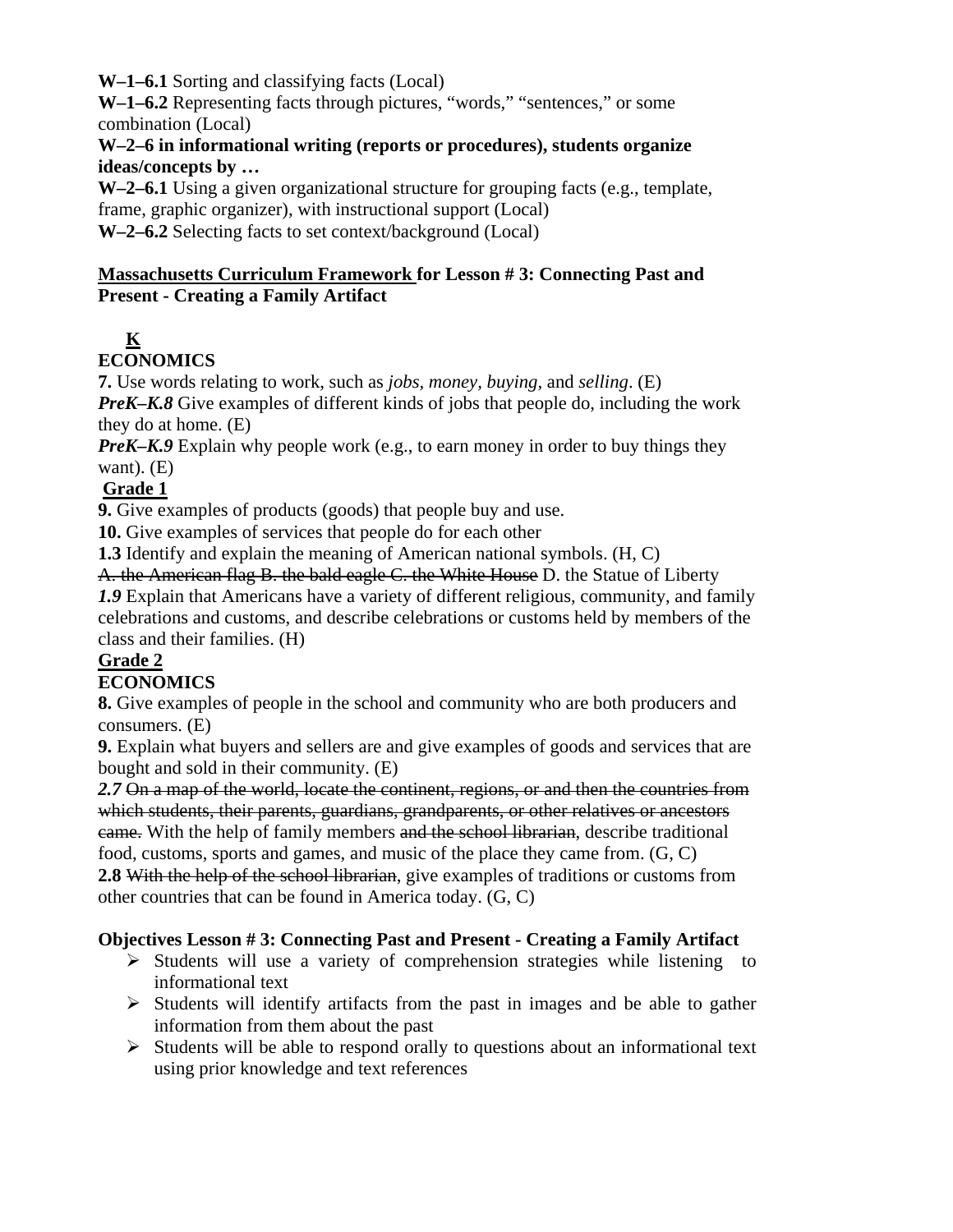**W–1–6.1** Sorting and classifying facts (Local)
**W–1–6.2** Representing facts through pictures, “words,” “sentences,” or some combination (Local)

**W–2–6 in informational writing (reports or procedures), students organize ideas/concepts by …**

**W–2–6.1** Using a given organizational structure for grouping facts (e.g., template, frame, graphic organizer), with instructional support (Local)
**W–2–6.2** Selecting facts to set context/background (Local)

**Massachusetts Curriculum Framework for Lesson # 3: Connecting Past and Present - Creating a Family Artifact**

**K**

**ECONOMICS**

**7.** Use words relating to work, such as *jobs*, *money*, *buying*, and *selling*. (E)
***PreK–K.8*** Give examples of different kinds of jobs that people do, including the work they do at home. (E)
***PreK–K.9*** Explain why people work (e.g., to earn money in order to buy things they want). (E)

**Grade 1**

**9.** Give examples of products (goods) that people buy and use.
**10.** Give examples of services that people do for each other
**1.3** Identify and explain the meaning of American national symbols. (H, C)
~~A. the American flag B. the bald eagle C. the White House~~ D. the Statue of Liberty
***1.9*** Explain that Americans have a variety of different religious, community, and family celebrations and customs, and describe celebrations or customs held by members of the class and their families. (H)

**Grade 2**

**ECONOMICS**

**8.** Give examples of people in the school and community who are both producers and consumers. (E)
**9.** Explain what buyers and sellers are and give examples of goods and services that are bought and sold in their community. (E)
***2.7*** ~~On a map of the world, locate the continent, regions, or and then the countries from which students, their parents, guardians, grandparents, or other relatives or ancestors came.~~ With the help of family members ~~and the school librarian~~, describe traditional food, customs, sports and games, and music of the place they came from. (G, C)
**2.8** ~~With the help of the school librarian~~, give examples of traditions or customs from other countries that can be found in America today. (G, C)

**Objectives Lesson # 3: Connecting Past and Present - Creating a Family Artifact**

- Students will use a variety of comprehension strategies while listening to informational text
- Students will identify artifacts from the past in images and be able to gather information from them about the past
- Students will be able to respond orally to questions about an informational text using prior knowledge and text references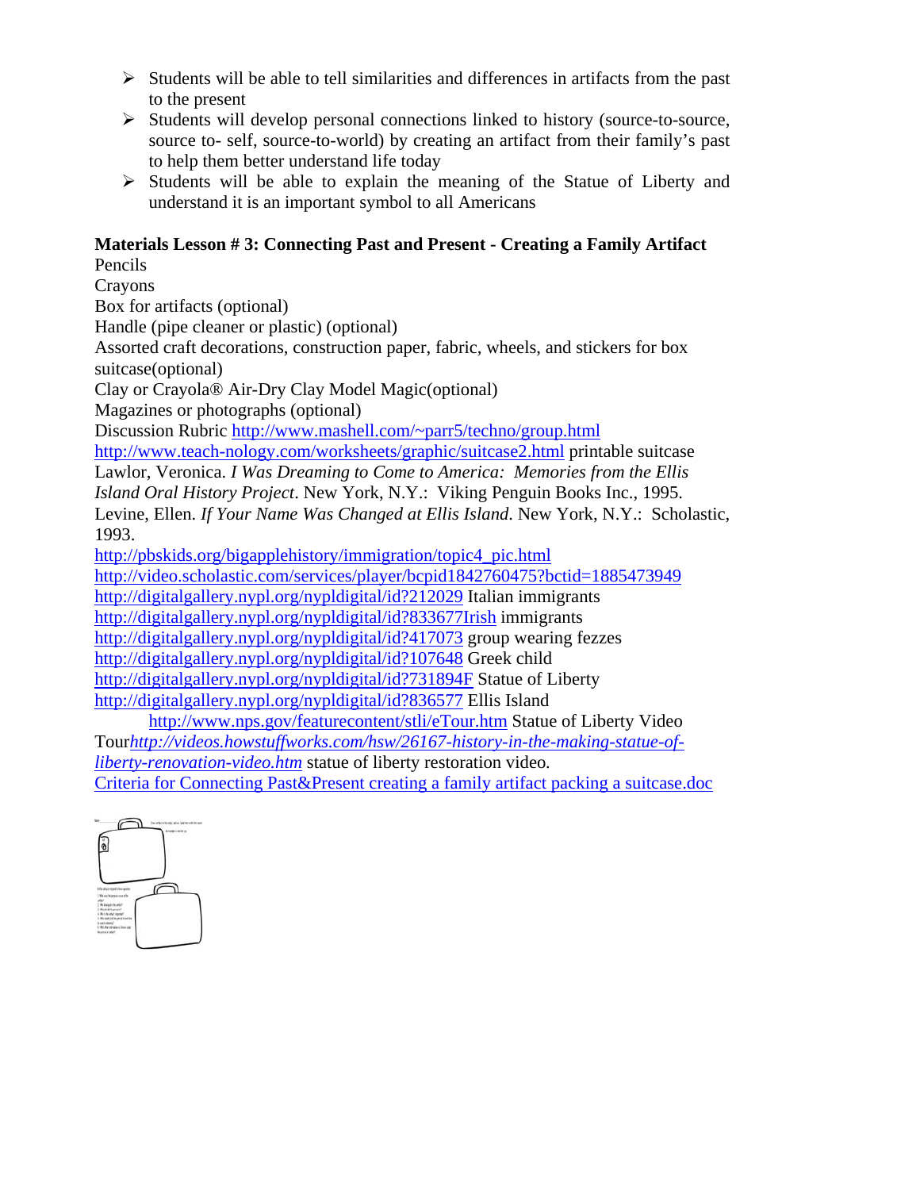- Students will be able to tell similarities and differences in artifacts from the past to the present
- Students will develop personal connections linked to history (source-to-source, source to- self, source-to-world) by creating an artifact from their family's past to help them better understand life today
- Students will be able to explain the meaning of the Statue of Liberty and understand it is an important symbol to all Americans

**Materials Lesson # 3: Connecting Past and Present - Creating a Family Artifact**

Pencils
Crayons
Box for artifacts (optional)
Handle (pipe cleaner or plastic) (optional)
Assorted craft decorations, construction paper, fabric, wheels, and stickers for box suitcase(optional)
Clay or Crayola® Air-Dry Clay Model Magic(optional)
Magazines or photographs (optional)
Discussion Rubric http://www.mashell.com/~parr5/techno/group.html
http://www.teach-nology.com/worksheets/graphic/suitcase2.html printable suitcase
Lawlor, Veronica. *I Was Dreaming to Come to America: Memories from the Ellis Island Oral History Project*. New York, N.Y.: Viking Penguin Books Inc., 1995.
Levine, Ellen. *If Your Name Was Changed at Ellis Island*. New York, N.Y.: Scholastic, 1993.
http://pbskids.org/bigapplehistory/immigration/topic4_pic.html
http://video.scholastic.com/services/player/bcpid1842760475?bctid=1885473949
http://digitalgallery.nypl.org/nypldigital/id?212029 Italian immigrants
http://digitalgallery.nypl.org/nypldigital/id?833677Irish immigrants
http://digitalgallery.nypl.org/nypldigital/id?417073 group wearing fezzes
http://digitalgallery.nypl.org/nypldigital/id?107648 Greek child
http://digitalgallery.nypl.org/nypldigital/id?731894F Statue of Liberty
http://digitalgallery.nypl.org/nypldigital/id?836577 Ellis Island
http://www.nps.gov/featurecontent/stli/eTour.htm Statue of Liberty Video Tour*http://videos.howstuffworks.com/hsw/26167-history-in-the-making-statue-of-liberty-renovation-video.htm* statue of liberty restoration video.
Criteria for Connecting Past&Present creating a family artifact packing a suitcase.doc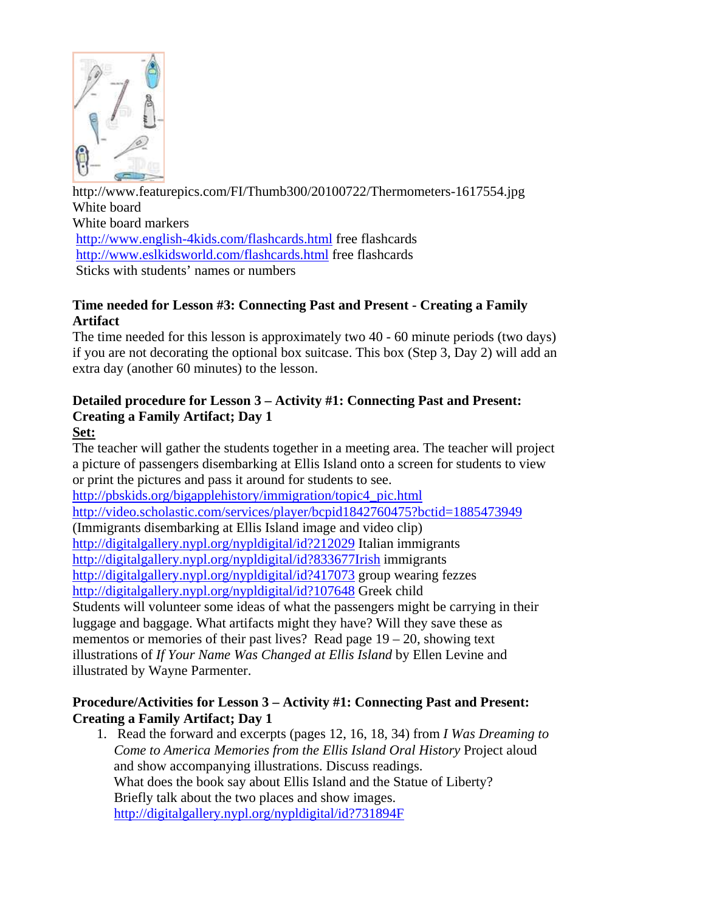http://www.featurepics.com/FI/Thumb300/20100722/Thermometers-1617554.jpg
White board
White board markers
http://www.english-4kids.com/flashcards.html free flashcards
http://www.eslkidsworld.com/flashcards.html free flashcards
Sticks with students' names or numbers

**Time needed for Lesson #3: Connecting Past and Present - Creating a Family Artifact**
The time needed for this lesson is approximately two 40 - 60 minute periods (two days) if you are not decorating the optional box suitcase. This box (Step 3, Day 2) will add an extra day (another 60 minutes) to the lesson.

**Detailed procedure for Lesson 3 – Activity #1: Connecting Past and Present: Creating a Family Artifact; Day 1**

**Set:**

The teacher will gather the students together in a meeting area. The teacher will project a picture of passengers disembarking at Ellis Island onto a screen for students to view or print the pictures and pass it around for students to see.
http://pbskids.org/bigapplehistory/immigration/topic4_pic.html
http://video.scholastic.com/services/player/bcpid1842760475?bctid=1885473949
(Immigrants disembarking at Ellis Island image and video clip)
http://digitalgallery.nypl.org/nypldigital/id?212029 Italian immigrants
http://digitalgallery.nypl.org/nypldigital/id?833677Irish immigrants
http://digitalgallery.nypl.org/nypldigital/id?417073 group wearing fezzes
http://digitalgallery.nypl.org/nypldigital/id?107648 Greek child
Students will volunteer some ideas of what the passengers might be carrying in their luggage and baggage. What artifacts might they have? Will they save these as mementos or memories of their past lives? Read page 19 – 20, showing text illustrations of *If Your Name Was Changed at Ellis Island* by Ellen Levine and illustrated by Wayne Parmenter.

**Procedure/Activities for Lesson 3 – Activity #1: Connecting Past and Present: Creating a Family Artifact; Day 1**

1. Read the forward and excerpts (pages 12, 16, 18, 34) from *I Was Dreaming to Come to America Memories from the Ellis Island Oral History* Project aloud and show accompanying illustrations. Discuss readings.
   What does the book say about Ellis Island and the Statue of Liberty?
   Briefly talk about the two places and show images.
   http://digitalgallery.nypl.org/nypldigital/id?731894F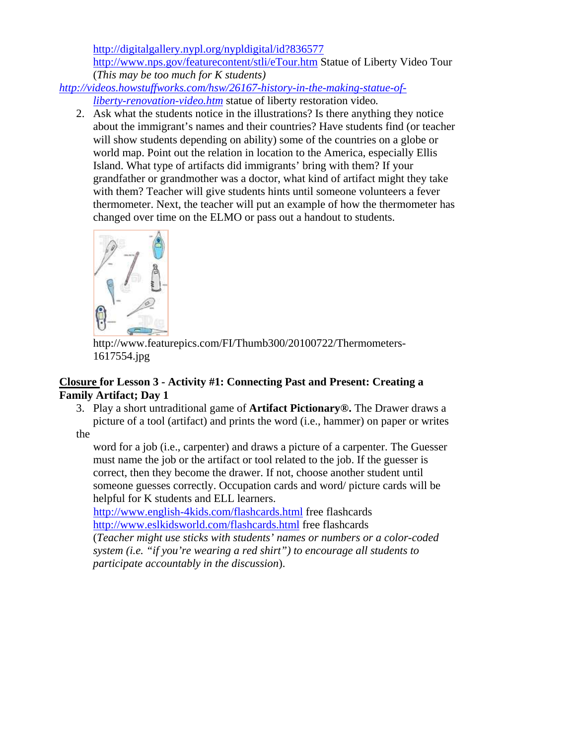http://digitalgallery.nypl.org/nypldigital/id?836577
http://www.nps.gov/featurecontent/stli/eTour.htm Statue of Liberty Video Tour (*This may be too much for K students)*
*http://videos.howstuffworks.com/hsw/26167-history-in-the-making-statue-of-liberty-renovation-video.htm* statue of liberty restoration video.

2. Ask what the students notice in the illustrations? Is there anything they notice about the immigrant's names and their countries? Have students find (or teacher will show students depending on ability) some of the countries on a globe or world map. Point out the relation in location to the America, especially Ellis Island. What type of artifacts did immigrants' bring with them? If your grandfather or grandmother was a doctor, what kind of artifact might they take with them? Teacher will give students hints until someone volunteers a fever thermometer. Next, the teacher will put an example of how the thermometer has changed over time on the ELMO or pass out a handout to students.

http://www.featurepics.com/FI/Thumb300/20100722/Thermometers-1617554.jpg

**Closure for Lesson 3 - Activity #1: Connecting Past and Present: Creating a Family Artifact; Day 1**

3. Play a short untraditional game of **Artifact Pictionary®.** The Drawer draws a picture of a tool (artifact) and prints the word (i.e., hammer) on paper or writes the word for a job (i.e., carpenter) and draws a picture of a carpenter. The Guesser must name the job or the artifact or tool related to the job. If the guesser is correct, then they become the drawer. If not, choose another student until someone guesses correctly. Occupation cards and word/ picture cards will be helpful for K students and ELL learners.
http://www.english-4kids.com/flashcards.html free flashcards
http://www.eslkidsworld.com/flashcards.html free flashcards
(*Teacher might use sticks with students' names or numbers or a color-coded system (i.e. "if you're wearing a red shirt") to encourage all students to participate accountably in the discussion*).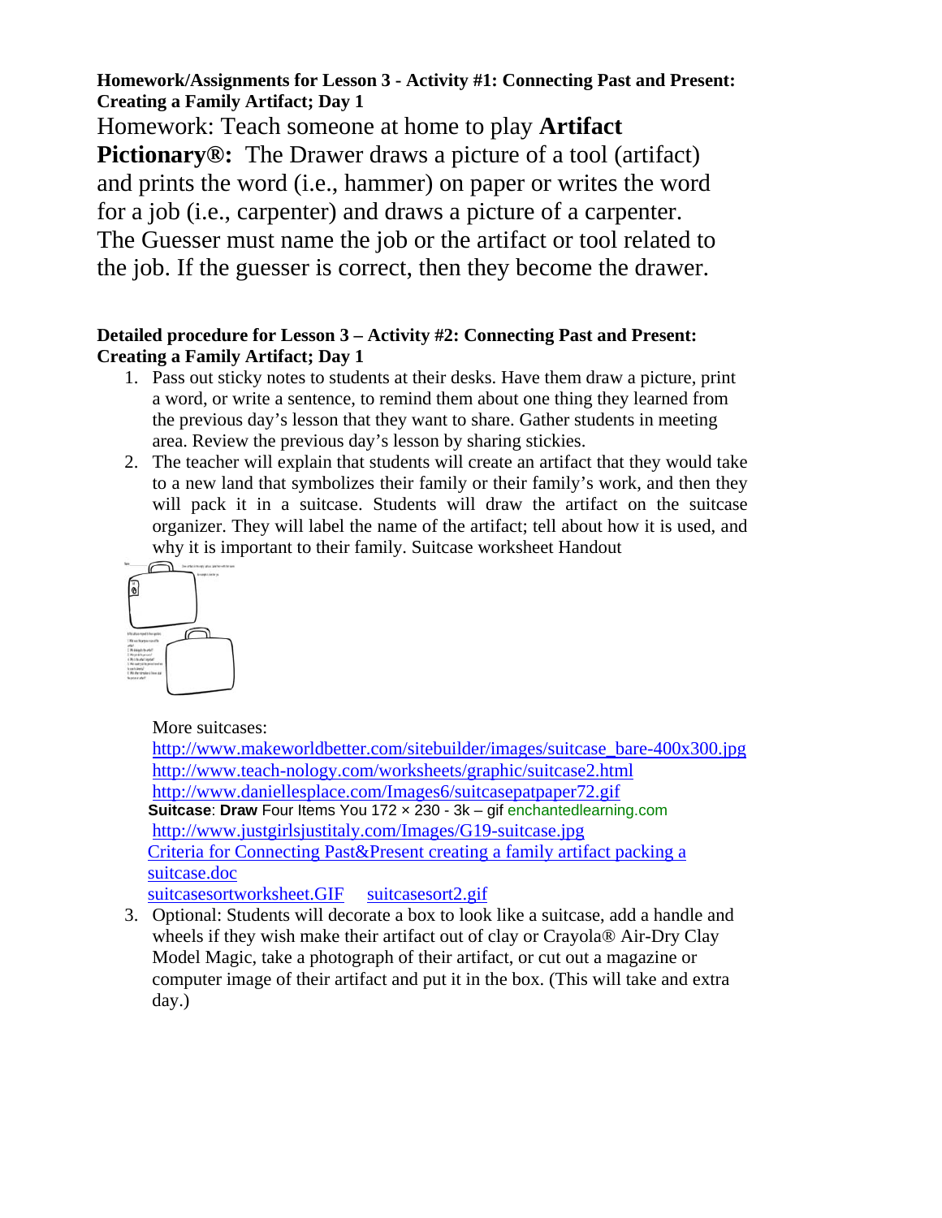**Homework/Assignments for Lesson 3 - Activity #1: Connecting Past and Present: Creating a Family Artifact; Day 1**

Homework: Teach someone at home to play **Artifact Pictionary®:** The Drawer draws a picture of a tool (artifact) and prints the word (i.e., hammer) on paper or writes the word for a job (i.e., carpenter) and draws a picture of a carpenter. The Guesser must name the job or the artifact or tool related to the job. If the guesser is correct, then they become the drawer.

**Detailed procedure for Lesson 3 – Activity #2: Connecting Past and Present: Creating a Family Artifact; Day 1**

1. Pass out sticky notes to students at their desks. Have them draw a picture, print a word, or write a sentence, to remind them about one thing they learned from the previous day's lesson that they want to share. Gather students in meeting area. Review the previous day's lesson by sharing stickies.
2. The teacher will explain that students will create an artifact that they would take to a new land that symbolizes their family or their family's work, and then they will pack it in a suitcase. Students will draw the artifact on the suitcase organizer. They will label the name of the artifact; tell about how it is used, and why it is important to their family. Suitcase worksheet Handout

   More suitcases:
   http://www.makeworldbetter.com/sitebuilder/images/suitcase_bare-400x300.jpg
   http://www.teach-nology.com/worksheets/graphic/suitcase2.html
   http://www.daniellesplace.com/Images6/suitcasepatpaper72.gif
   **Suitcase**: **Draw** Four Items You 172 × 230 - 3k – gif enchantedlearning.com
   http://www.justgirlsjustitaly.com/Images/G19-suitcase.jpg
   Criteria for Connecting Past&Present creating a family artifact packing a suitcase.doc
   suitcasesortworksheet.GIF suitcasesort2.gif
3. Optional: Students will decorate a box to look like a suitcase, add a handle and wheels if they wish make their artifact out of clay or Crayola® Air-Dry Clay Model Magic, take a photograph of their artifact, or cut out a magazine or computer image of their artifact and put it in the box. (This will take and extra day.)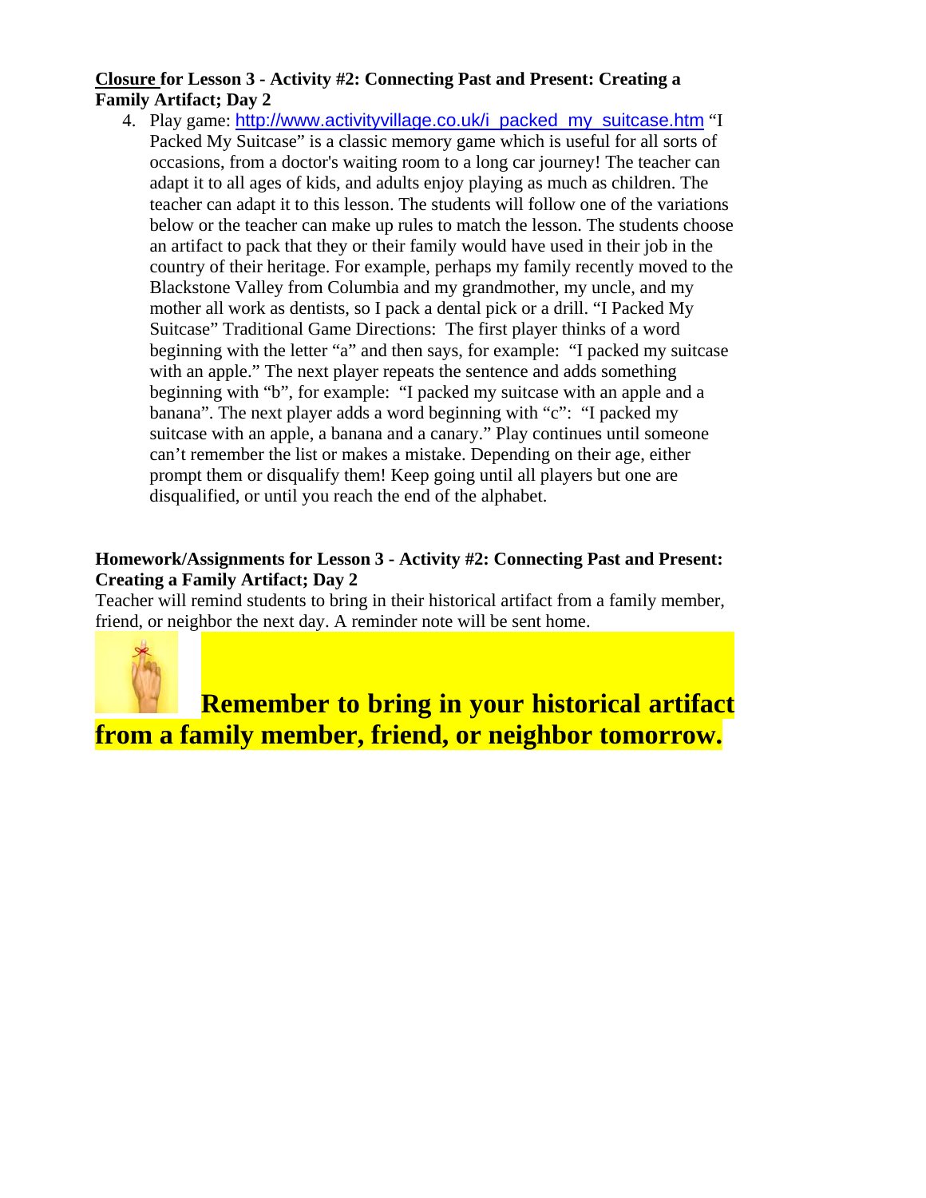**Closure for Lesson 3 - Activity #2: Connecting Past and Present: Creating a Family Artifact; Day 2**

4. Play game: http://www.activityvillage.co.uk/i_packed_my_suitcase.htm "I Packed My Suitcase" is a classic memory game which is useful for all sorts of occasions, from a doctor's waiting room to a long car journey! The teacher can adapt it to all ages of kids, and adults enjoy playing as much as children. The teacher can adapt it to this lesson. The students will follow one of the variations below or the teacher can make up rules to match the lesson. The students choose an artifact to pack that they or their family would have used in their job in the country of their heritage. For example, perhaps my family recently moved to the Blackstone Valley from Columbia and my grandmother, my uncle, and my mother all work as dentists, so I pack a dental pick or a drill. "I Packed My Suitcase" Traditional Game Directions: The first player thinks of a word beginning with the letter "a" and then says, for example: "I packed my suitcase with an apple." The next player repeats the sentence and adds something beginning with "b", for example: "I packed my suitcase with an apple and a banana". The next player adds a word beginning with "c": "I packed my suitcase with an apple, a banana and a canary." Play continues until someone can't remember the list or makes a mistake. Depending on their age, either prompt them or disqualify them! Keep going until all players but one are disqualified, or until you reach the end of the alphabet.

**Homework/Assignments for Lesson 3 - Activity #2: Connecting Past and Present: Creating a Family Artifact; Day 2**

Teacher will remind students to bring in their historical artifact from a family member, friend, or neighbor the next day. A reminder note will be sent home.

**Remember to bring in your historical artifact from a family member, friend, or neighbor tomorrow.**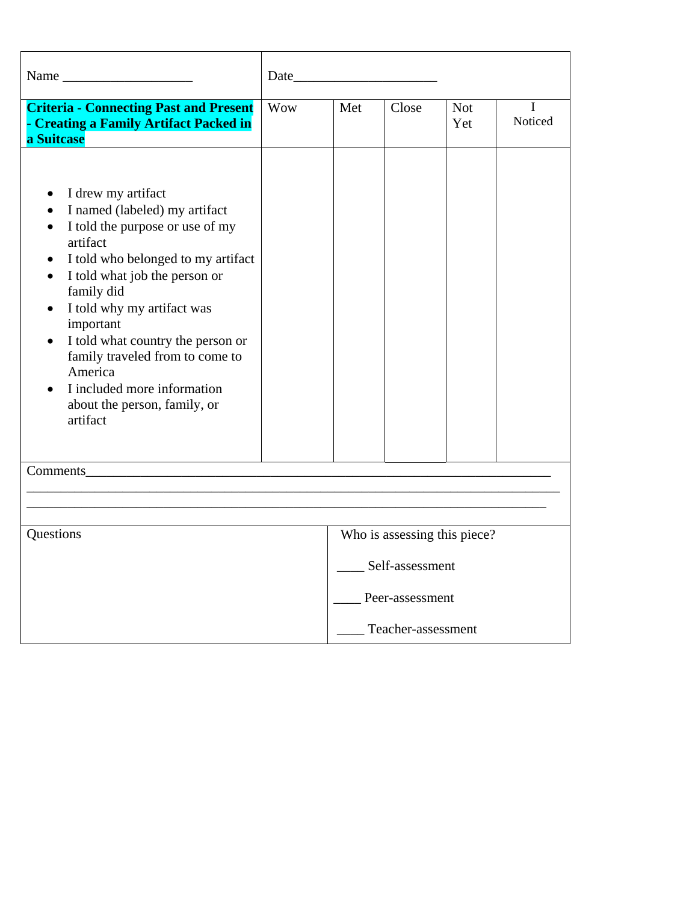| Name ___________________ | Date_____________________ | | | | |
|---|---|---|---|---|---|
| **Criteria - Connecting Past and Present - Creating a Family Artifact Packed in a Suitcase** | Wow | Met | Close | Not Yet | I Noticed |
| <ul><li>I drew my artifact</li><li>I named (labeled) my artifact</li><li>I told the purpose or use of my artifact</li><li>I told who belonged to my artifact</li><li>I told what job the person or family did</li><li>I told why my artifact was important</li><li>I told what country the person or family traveled from to come to America</li><li>I included more information about the person, family, or artifact</li></ul> | | | | | |

Comments______________________________________________________________________

______________________________________________________________________________

______________________________________________________________________________

| Questions | Who is assessing this piece?<br><br>____ Self-assessment<br><br>____ Peer-assessment<br><br>____ Teacher-assessment |
|---|---|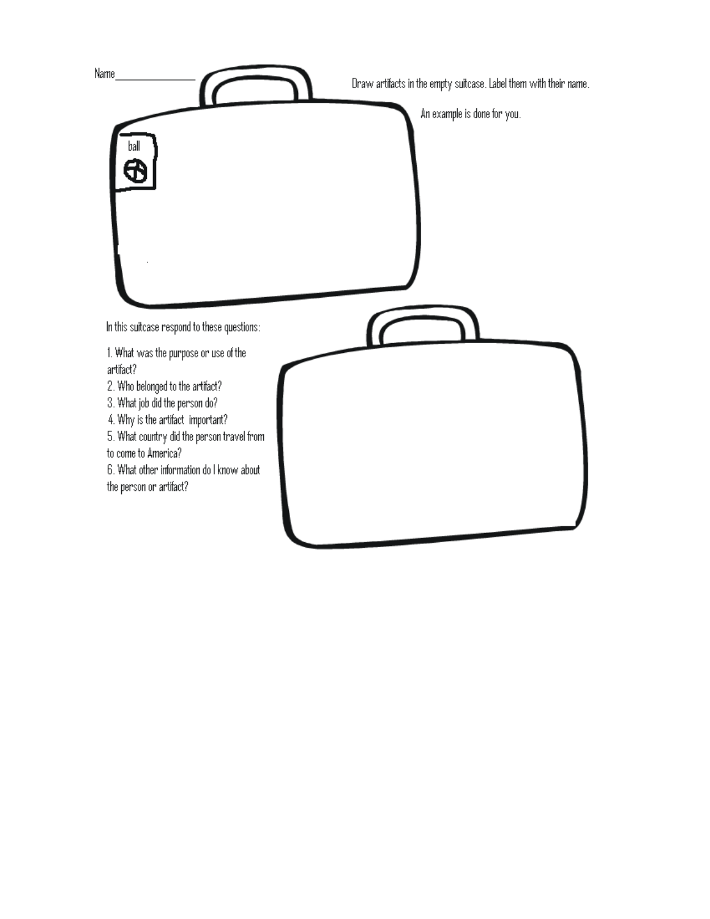Name_______________

Draw artifacts in the empty suitcase. Label them with their name.

An example is done for you.

ball

In this suitcase respond to these questions:

1. What was the purpose or use of the artifact?
2. Who belonged to the artifact?
3. What job did the person do?
4. Why is the artifact important?
5. What country did the person travel from to come to America?
6. What other information do I know about the person or artifact?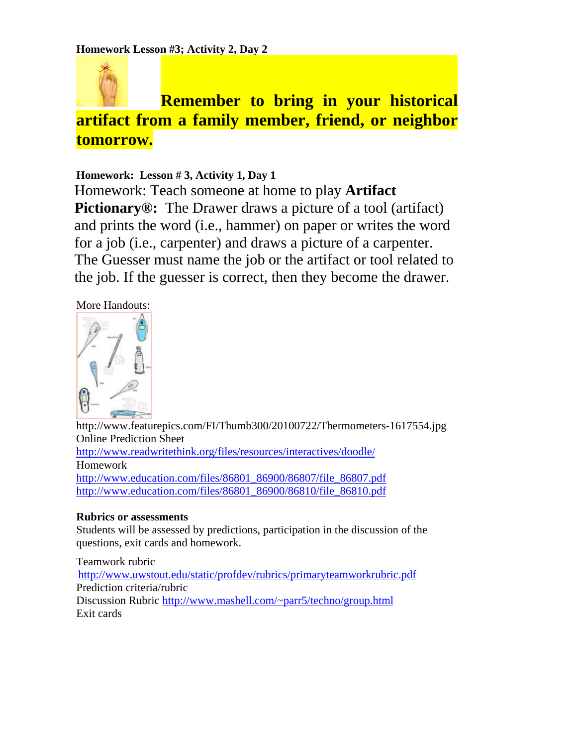**Homework Lesson #3; Activity 2, Day 2**

**Remember to bring in your historical artifact from a family member, friend, or neighbor tomorrow.**

**Homework: Lesson # 3, Activity 1, Day 1**

Homework: Teach someone at home to play **Artifact Pictionary®:** The Drawer draws a picture of a tool (artifact) and prints the word (i.e., hammer) on paper or writes the word for a job (i.e., carpenter) and draws a picture of a carpenter. The Guesser must name the job or the artifact or tool related to the job. If the guesser is correct, then they become the drawer.

More Handouts:

http://www.featurepics.com/FI/Thumb300/20100722/Thermometers-1617554.jpg

Online Prediction Sheet

http://www.readwritethink.org/files/resources/interactives/doodle/

Homework

http://www.education.com/files/86801_86900/86807/file_86807.pdf

http://www.education.com/files/86801_86900/86810/file_86810.pdf

**Rubrics or assessments**

Students will be assessed by predictions, participation in the discussion of the questions, exit cards and homework.

Teamwork rubric

http://www.uwstout.edu/static/profdev/rubrics/primaryteamworkrubric.pdf

Prediction criteria/rubric

Discussion Rubric http://www.mashell.com/~parr5/techno/group.html

Exit cards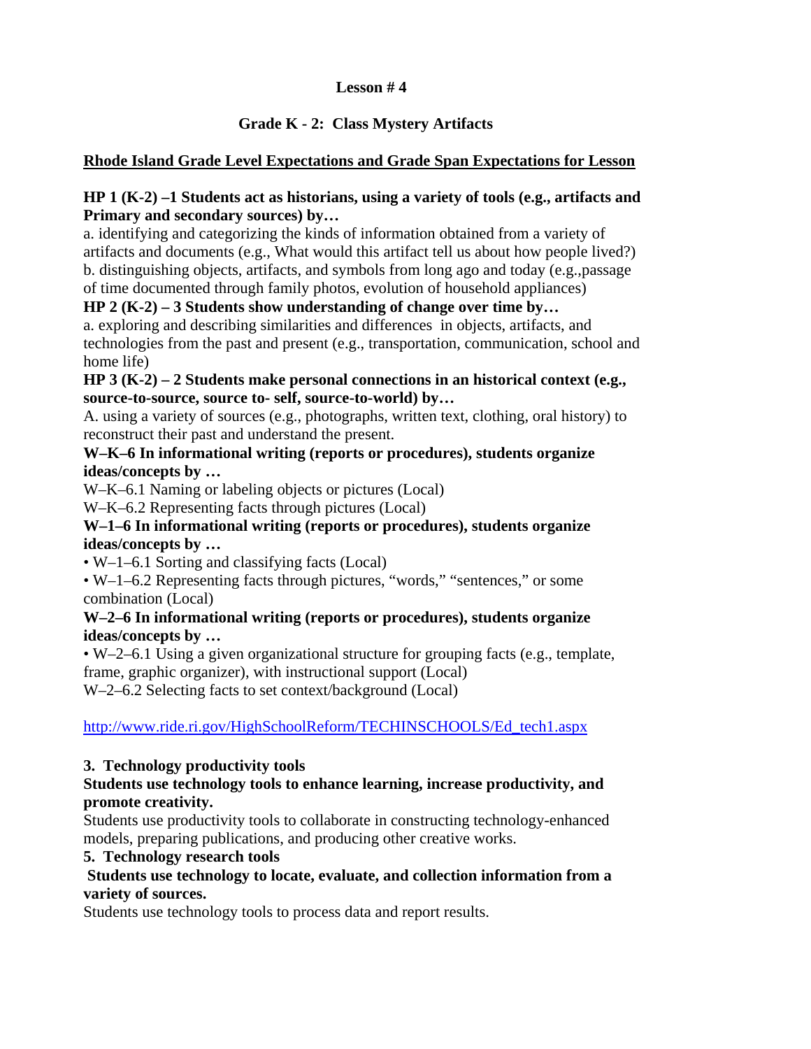**Lesson # 4**

**Grade K - 2: Class Mystery Artifacts**

**Rhode Island Grade Level Expectations and Grade Span Expectations for Lesson**

**HP 1 (K-2) –1 Students act as historians, using a variety of tools (e.g., artifacts and Primary and secondary sources) by…**

a. identifying and categorizing the kinds of information obtained from a variety of artifacts and documents (e.g., What would this artifact tell us about how people lived?)
b. distinguishing objects, artifacts, and symbols from long ago and today (e.g.,passage of time documented through family photos, evolution of household appliances)

**HP 2 (K-2) – 3 Students show understanding of change over time by…**

a. exploring and describing similarities and differences in objects, artifacts, and technologies from the past and present (e.g., transportation, communication, school and home life)

**HP 3 (K-2) – 2 Students make personal connections in an historical context (e.g., source-to-source, source to- self, source-to-world) by…**

A. using a variety of sources (e.g., photographs, written text, clothing, oral history) to reconstruct their past and understand the present.

**W–K–6 In informational writing (reports or procedures), students organize ideas/concepts by …**

W–K–6.1 Naming or labeling objects or pictures (Local)
W–K–6.2 Representing facts through pictures (Local)

**W–1–6 In informational writing (reports or procedures), students organize ideas/concepts by …**

- W–1–6.1 Sorting and classifying facts (Local)
- W–1–6.2 Representing facts through pictures, "words," "sentences," or some combination (Local)

**W–2–6 In informational writing (reports or procedures), students organize ideas/concepts by …**

- W–2–6.1 Using a given organizational structure for grouping facts (e.g., template, frame, graphic organizer), with instructional support (Local)

W–2–6.2 Selecting facts to set context/background (Local)

http://www.ride.ri.gov/HighSchoolReform/TECHINSCHOOLS/Ed_tech1.aspx

**3. Technology productivity tools**

**Students use technology tools to enhance learning, increase productivity, and promote creativity.**

Students use productivity tools to collaborate in constructing technology-enhanced models, preparing publications, and producing other creative works.

**5. Technology research tools**

**Students use technology to locate, evaluate, and collection information from a variety of sources.**

Students use technology tools to process data and report results.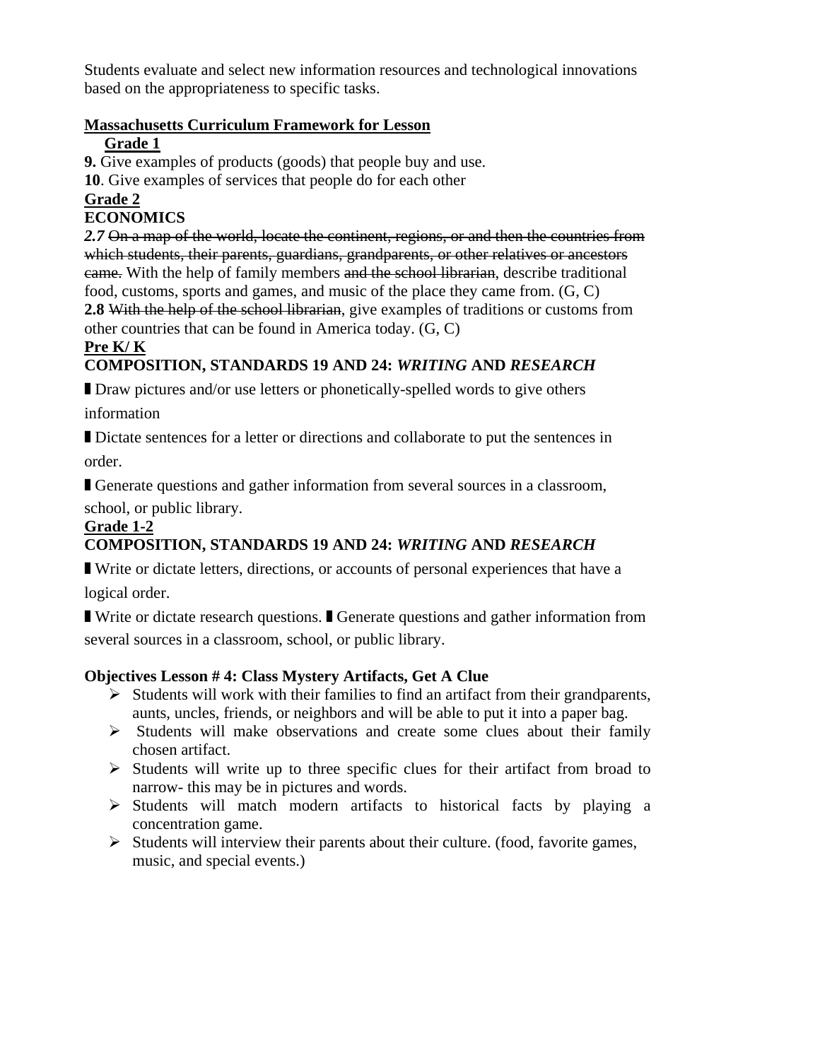Students evaluate and select new information resources and technological innovations based on the appropriateness to specific tasks.

**Massachusetts Curriculum Framework for Lesson**

**Grade 1**

**9.** Give examples of products (goods) that people buy and use.

**10**. Give examples of services that people do for each other

**Grade 2**

**ECONOMICS**

***2.7*** ~~On a map of the world, locate the continent, regions, or and then the countries from which students, their parents, guardians, grandparents, or other relatives or ancestors came.~~ With the help of family members ~~and the school librarian~~, describe traditional food, customs, sports and games, and music of the place they came from. (G, C)

**2.8** ~~With the help of the school librarian~~, give examples of traditions or customs from other countries that can be found in America today. (G, C)

**Pre K/ K**

**COMPOSITION, STANDARDS 19 AND 24: *WRITING* AND *RESEARCH***

- Draw pictures and/or use letters or phonetically-spelled words to give others information
- Dictate sentences for a letter or directions and collaborate to put the sentences in order.
- Generate questions and gather information from several sources in a classroom, school, or public library.

**Grade 1-2**

**COMPOSITION, STANDARDS 19 AND 24: *WRITING* AND *RESEARCH***

- Write or dictate letters, directions, or accounts of personal experiences that have a logical order.
- Write or dictate research questions.
- Generate questions and gather information from several sources in a classroom, school, or public library.

**Objectives Lesson # 4: Class Mystery Artifacts, Get A Clue**

- Students will work with their families to find an artifact from their grandparents, aunts, uncles, friends, or neighbors and will be able to put it into a paper bag.
- Students will make observations and create some clues about their family chosen artifact.
- Students will write up to three specific clues for their artifact from broad to narrow- this may be in pictures and words.
- Students will match modern artifacts to historical facts by playing a concentration game.
- Students will interview their parents about their culture. (food, favorite games, music, and special events.)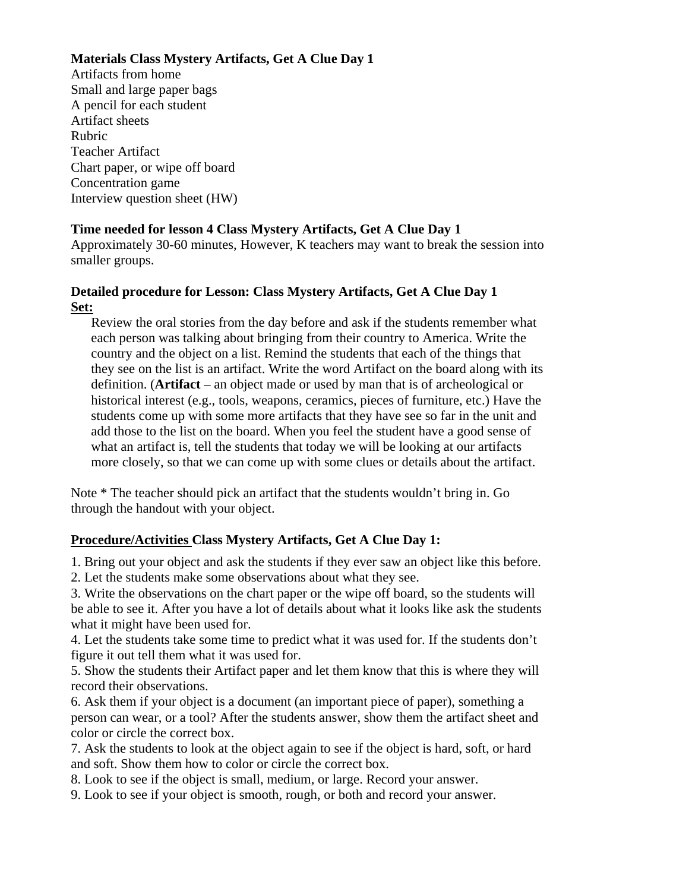**Materials Class Mystery Artifacts, Get A Clue Day 1**

Artifacts from home
Small and large paper bags
A pencil for each student
Artifact sheets
Rubric
Teacher Artifact
Chart paper, or wipe off board
Concentration game
Interview question sheet (HW)

**Time needed for lesson 4 Class Mystery Artifacts, Get A Clue Day 1**

Approximately 30-60 minutes, However, K teachers may want to break the session into smaller groups.

**Detailed procedure for Lesson: Class Mystery Artifacts, Get A Clue Day 1**

**Set:**

Review the oral stories from the day before and ask if the students remember what each person was talking about bringing from their country to America. Write the country and the object on a list. Remind the students that each of the things that they see on the list is an artifact. Write the word Artifact on the board along with its definition. (**Artifact** – an object made or used by man that is of archeological or historical interest (e.g., tools, weapons, ceramics, pieces of furniture, etc.) Have the students come up with some more artifacts that they have see so far in the unit and add those to the list on the board. When you feel the student have a good sense of what an artifact is, tell the students that today we will be looking at our artifacts more closely, so that we can come up with some clues or details about the artifact.

Note * The teacher should pick an artifact that the students wouldn't bring in. Go through the handout with your object.

**Procedure/Activities Class Mystery Artifacts, Get A Clue Day 1:**

1. Bring out your object and ask the students if they ever saw an object like this before.
2. Let the students make some observations about what they see.
3. Write the observations on the chart paper or the wipe off board, so the students will be able to see it. After you have a lot of details about what it looks like ask the students what it might have been used for.
4. Let the students take some time to predict what it was used for. If the students don't figure it out tell them what it was used for.
5. Show the students their Artifact paper and let them know that this is where they will record their observations.
6. Ask them if your object is a document (an important piece of paper), something a person can wear, or a tool? After the students answer, show them the artifact sheet and color or circle the correct box.
7. Ask the students to look at the object again to see if the object is hard, soft, or hard and soft. Show them how to color or circle the correct box.
8. Look to see if the object is small, medium, or large. Record your answer.
9. Look to see if your object is smooth, rough, or both and record your answer.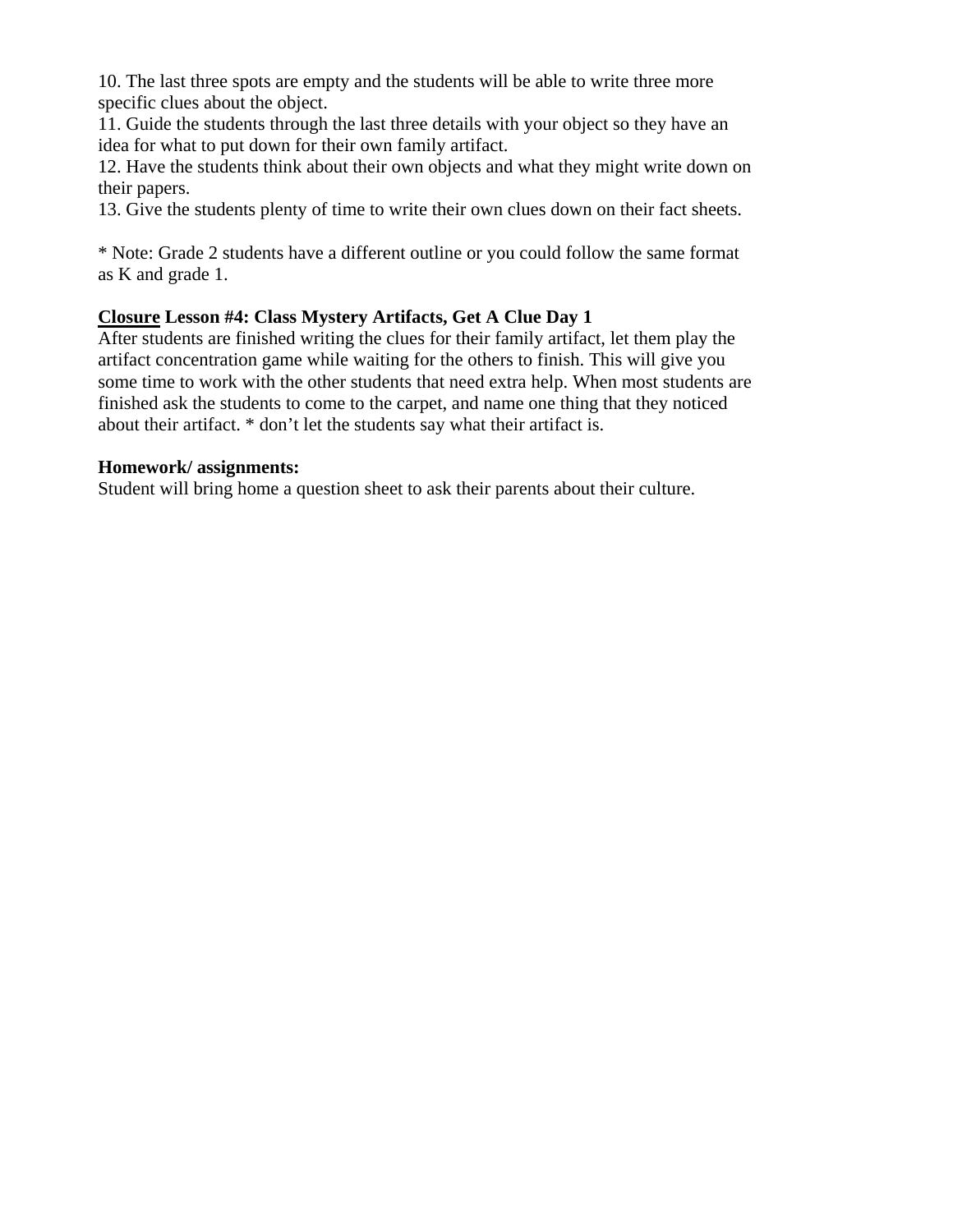10. The last three spots are empty and the students will be able to write three more specific clues about the object.
11. Guide the students through the last three details with your object so they have an idea for what to put down for their own family artifact.
12. Have the students think about their own objects and what they might write down on their papers.
13. Give the students plenty of time to write their own clues down on their fact sheets.

* Note: Grade 2 students have a different outline or you could follow the same format as K and grade 1.

**<u>Closure</u> Lesson #4: Class Mystery Artifacts, Get A Clue Day 1**

After students are finished writing the clues for their family artifact, let them play the artifact concentration game while waiting for the others to finish. This will give you some time to work with the other students that need extra help. When most students are finished ask the students to come to the carpet, and name one thing that they noticed about their artifact. * don't let the students say what their artifact is.

**Homework/ assignments:**

Student will bring home a question sheet to ask their parents about their culture.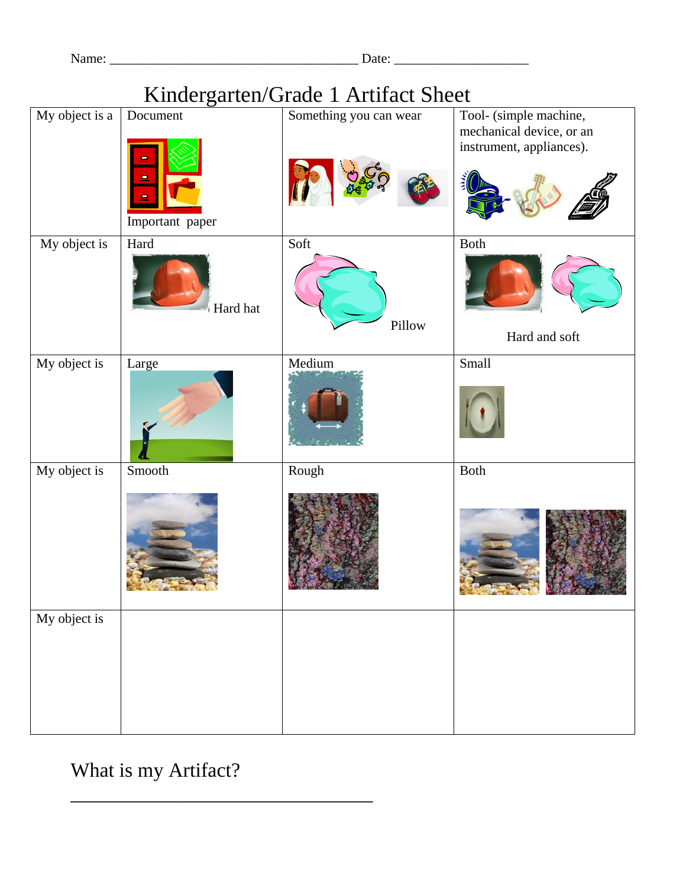Name: ______________________________________ Date: ____________________

# Kindergarten/Grade 1 Artifact Sheet

| My object is a | Document<br><br>Important paper | Something you can wear | Tool- (simple machine, mechanical device, or an instrument, appliances). |
|---|---|---|---|
| My object is | Hard<br><br>Hard hat | Soft<br><br>Pillow | Both<br><br>Hard and soft |
| My object is | Large | Medium | Small |
| My object is | Smooth | Rough | Both |
| My object is | | | |

## What is my Artifact?

_____________________________________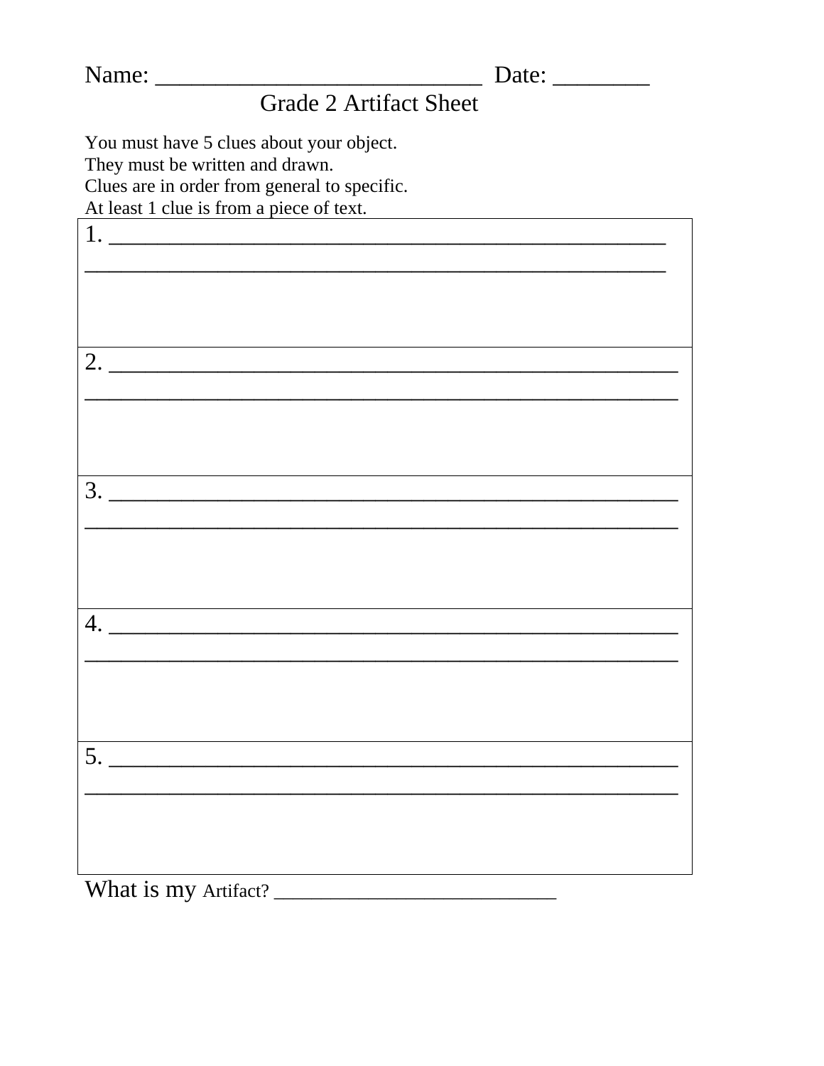Name: ____________________________ Date: ________

## Grade 2 Artifact Sheet

You must have 5 clues about your object.
They must be written and drawn.
Clues are in order from general to specific.
At least 1 clue is from a piece of text.

| |
|---|
| 1. __________________________________________________ __________________________________________________ |
| 2. __________________________________________________ __________________________________________________ |
| 3. __________________________________________________ __________________________________________________ |
| 4. __________________________________________________ __________________________________________________ |
| 5. __________________________________________________ __________________________________________________ |

What is my Artifact? ____________________________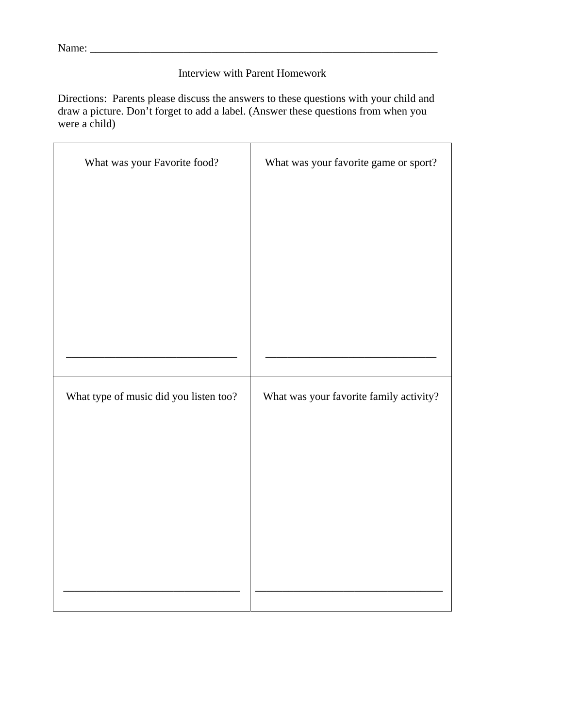Name: ___________________________________________________________________

Interview with Parent Homework

Directions: Parents please discuss the answers to these questions with your child and draw a picture. Don't forget to add a label. (Answer these questions from when you were a child)

| What was your Favorite food? | What was your favorite game or sport? |
|---|---|
| _______________________________ | _______________________________ |
| What type of music did you listen too? | What was your favorite family activity? |
| _______________________________ | _______________________________ |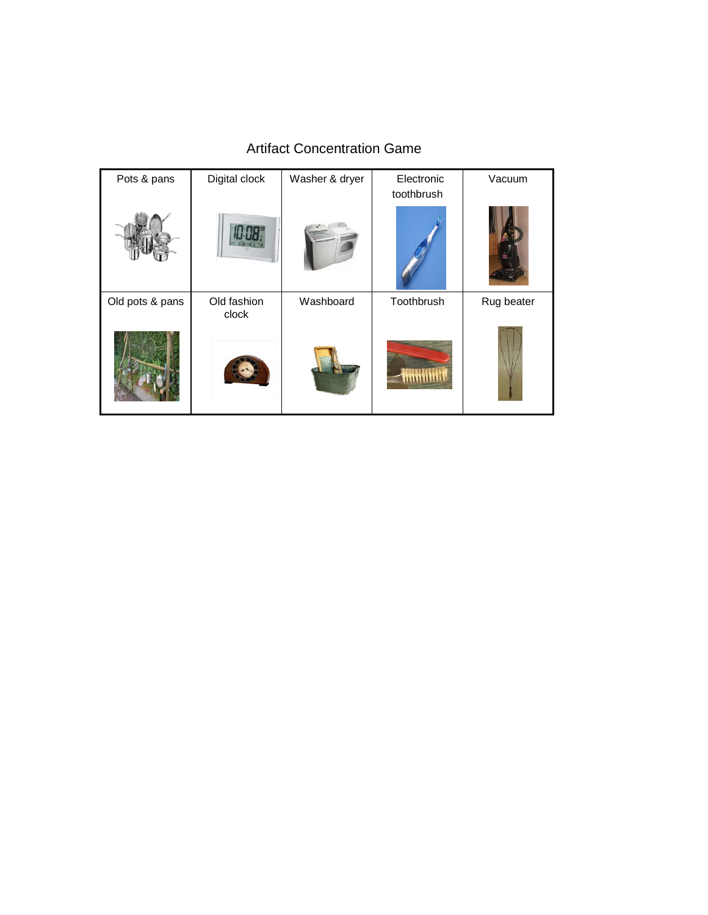# Artifact Concentration Game

| Pots & pans | Digital clock | Washer & dryer | Electronic toothbrush | Vacuum |
|---|---|---|---|---|
| Old pots & pans | Old fashion clock | Washboard | Toothbrush | Rug beater |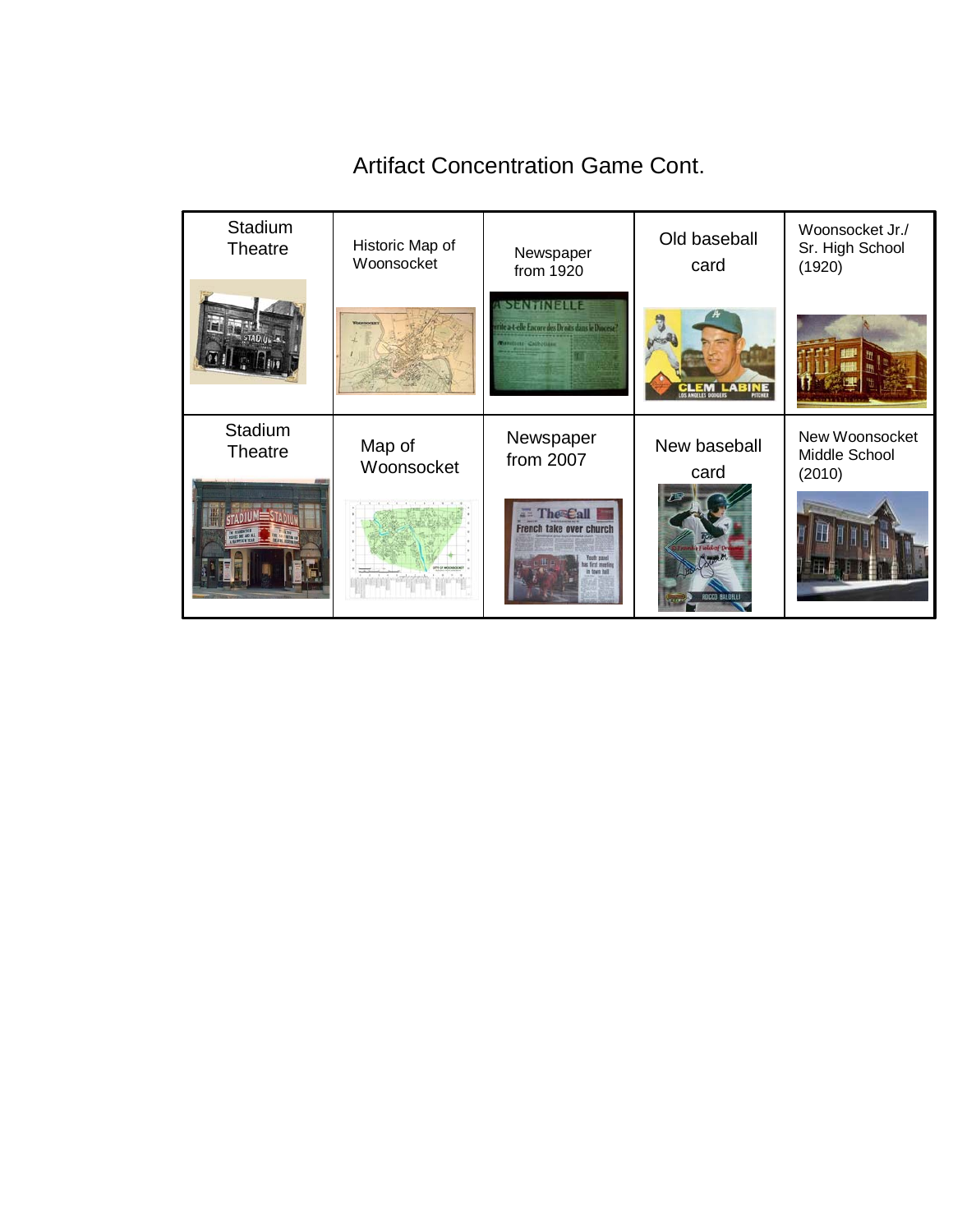# Artifact Concentration Game Cont.

| Stadium Theatre | Historic Map of Woonsocket | Newspaper from 1920 | Old baseball card | Woonsocket Jr./ Sr. High School (1920) |
|---|---|---|---|---|
| Stadium Theatre | Map of Woonsocket | Newspaper from 2007 | New baseball card | New Woonsocket Middle School (2010) |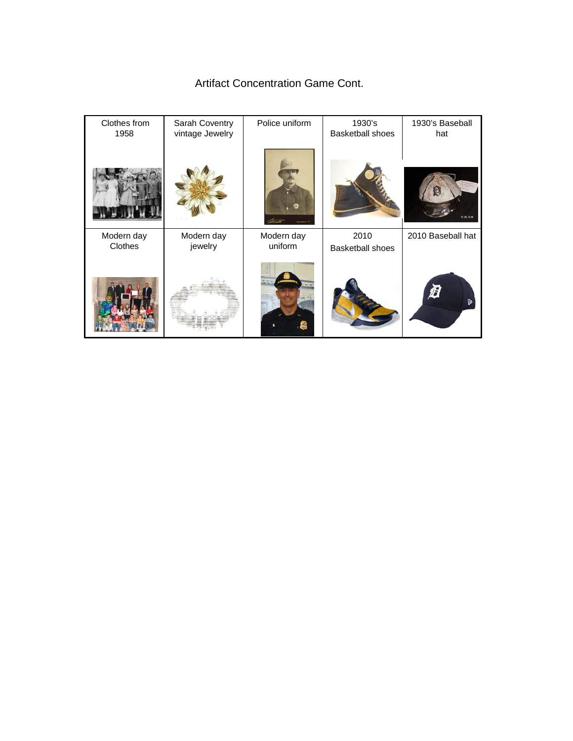# Artifact Concentration Game Cont.

| Clothes from 1958 | Sarah Coventry vintage Jewelry | Police uniform | 1930's Basketball shoes | 1930's Baseball hat |
|---|---|---|---|---|
| Modern day Clothes | Modern day jewelry | Modern day uniform | 2010 Basketball shoes | 2010 Baseball hat |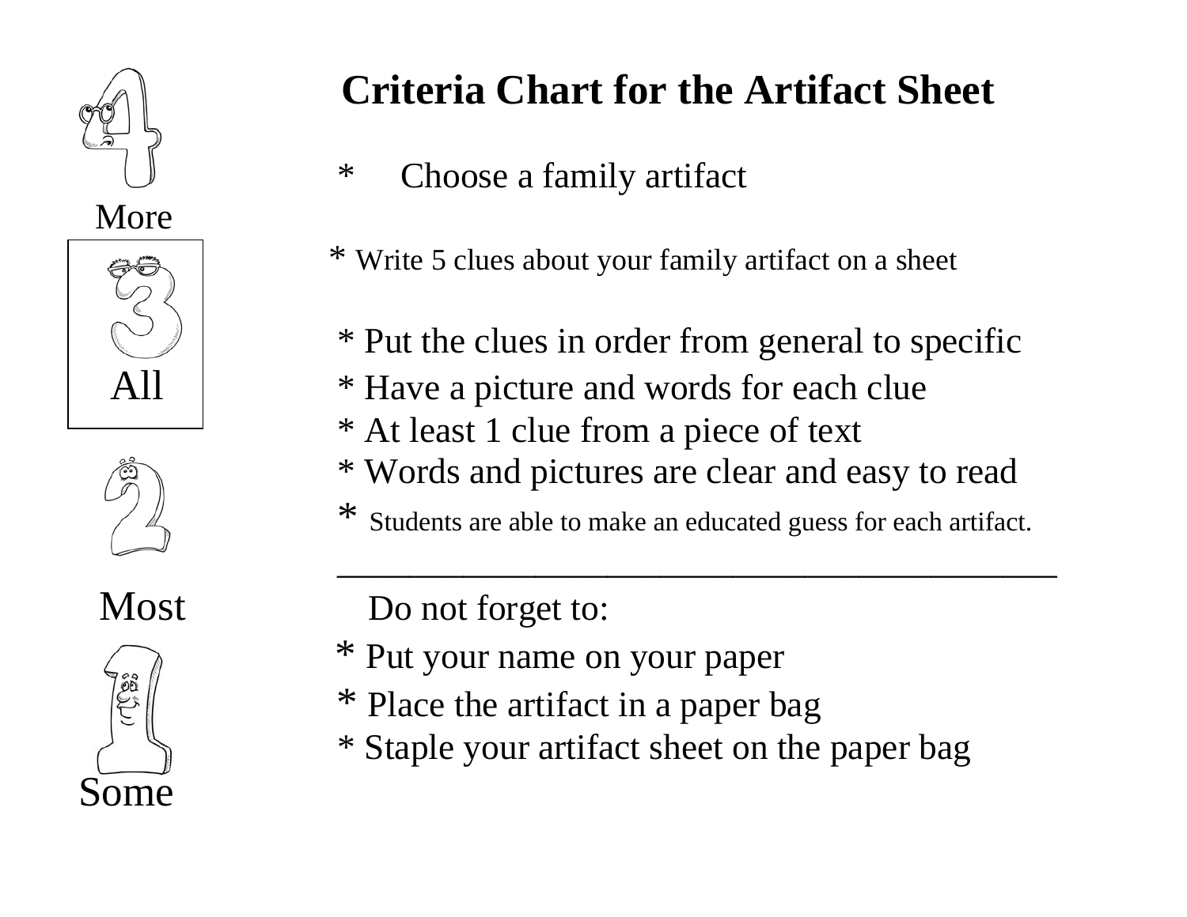# Criteria Chart for the Artifact Sheet

4 More

3 All

2 Most

1 Some

* Choose a family artifact
* Write 5 clues about your family artifact on a sheet
* Put the clues in order from general to specific
* Have a picture and words for each clue
* At least 1 clue from a piece of text
* Words and pictures are clear and easy to read
* Students are able to make an educated guess for each artifact.

---

Do not forget to:

* Put your name on your paper
* Place the artifact in a paper bag
* Staple your artifact sheet on the paper bag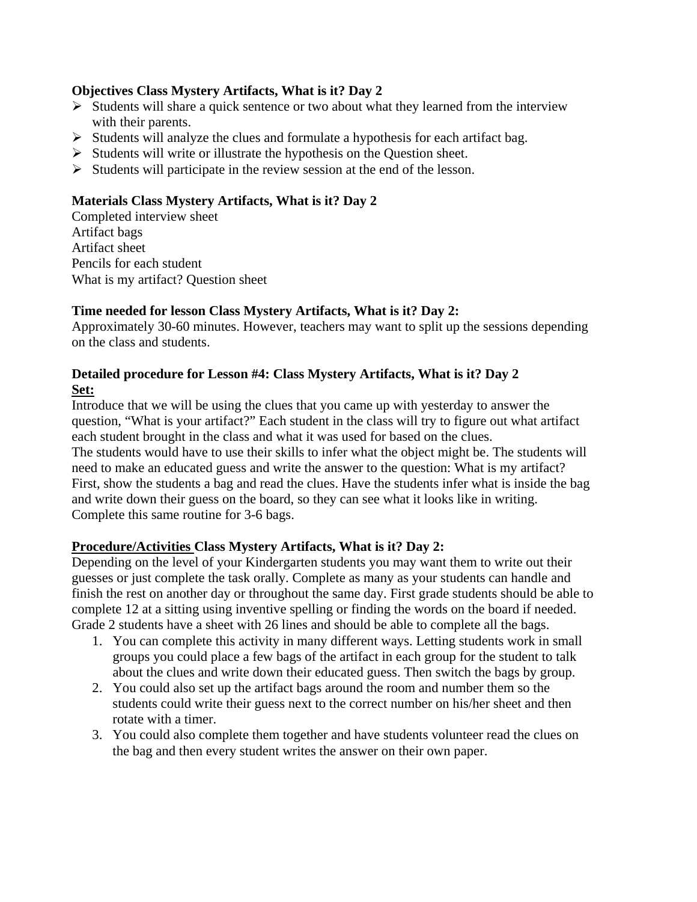**Objectives Class Mystery Artifacts, What is it? Day 2**

- Students will share a quick sentence or two about what they learned from the interview with their parents.
- Students will analyze the clues and formulate a hypothesis for each artifact bag.
- Students will write or illustrate the hypothesis on the Question sheet.
- Students will participate in the review session at the end of the lesson.

**Materials Class Mystery Artifacts, What is it? Day 2**

Completed interview sheet
Artifact bags
Artifact sheet
Pencils for each student
What is my artifact? Question sheet

**Time needed for lesson Class Mystery Artifacts, What is it? Day 2:**

Approximately 30-60 minutes. However, teachers may want to split up the sessions depending on the class and students.

**Detailed procedure for Lesson #4: Class Mystery Artifacts, What is it? Day 2**

**<u>Set:</u>**

Introduce that we will be using the clues that you came up with yesterday to answer the question, "What is your artifact?" Each student in the class will try to figure out what artifact each student brought in the class and what it was used for based on the clues.
The students would have to use their skills to infer what the object might be. The students will need to make an educated guess and write the answer to the question: What is my artifact?
First, show the students a bag and read the clues. Have the students infer what is inside the bag and write down their guess on the board, so they can see what it looks like in writing.
Complete this same routine for 3-6 bags.

**<u>Procedure/Activities</u> Class Mystery Artifacts, What is it? Day 2:**

Depending on the level of your Kindergarten students you may want them to write out their guesses or just complete the task orally. Complete as many as your students can handle and finish the rest on another day or throughout the same day. First grade students should be able to complete 12 at a sitting using inventive spelling or finding the words on the board if needed. Grade 2 students have a sheet with 26 lines and should be able to complete all the bags.

1. You can complete this activity in many different ways. Letting students work in small groups you could place a few bags of the artifact in each group for the student to talk about the clues and write down their educated guess. Then switch the bags by group.
2. You could also set up the artifact bags around the room and number them so the students could write their guess next to the correct number on his/her sheet and then rotate with a timer.
3. You could also complete them together and have students volunteer read the clues on the bag and then every student writes the answer on their own paper.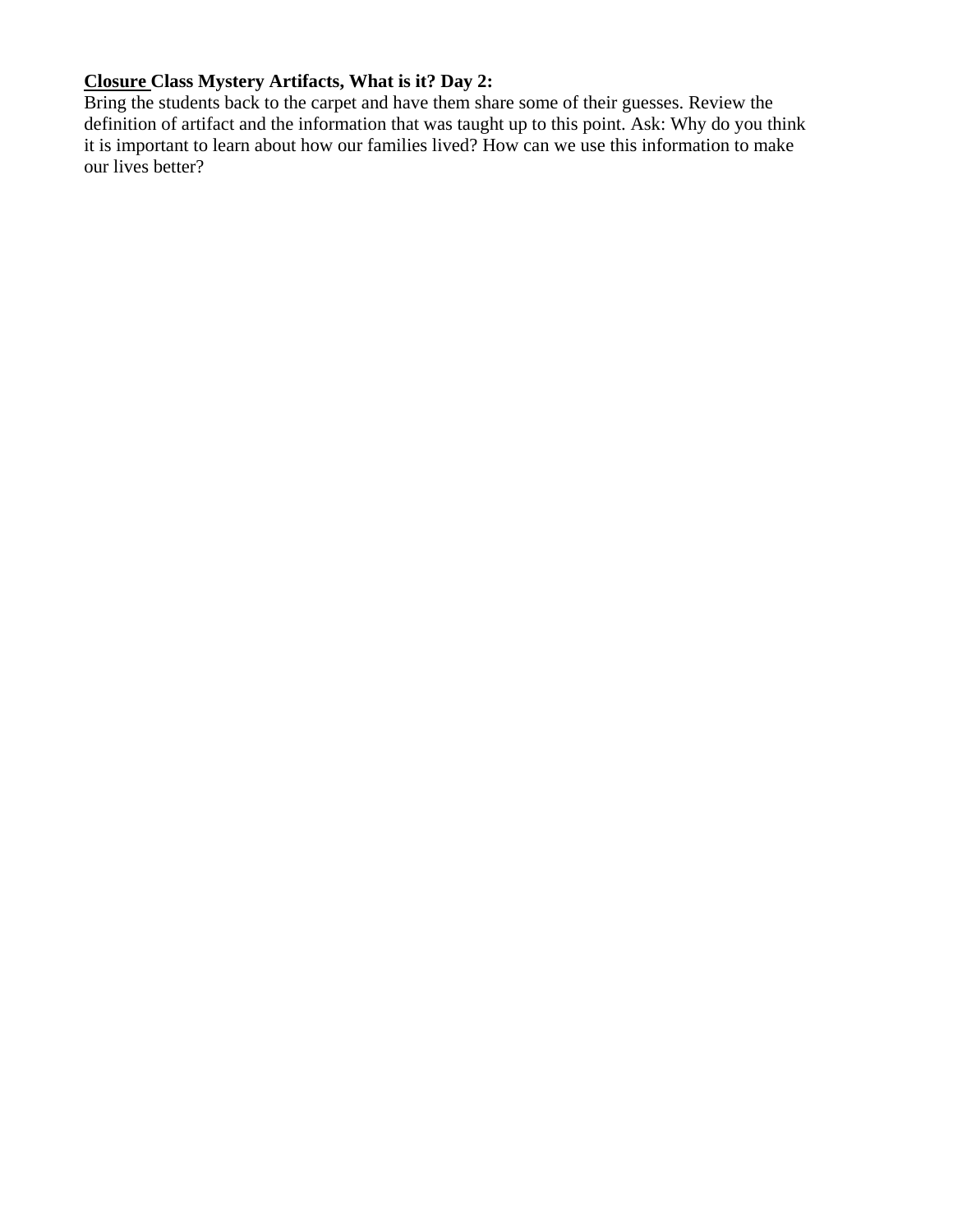**<u>Closure</u> Class Mystery Artifacts, What is it? Day 2:**

Bring the students back to the carpet and have them share some of their guesses. Review the definition of artifact and the information that was taught up to this point. Ask: Why do you think it is important to learn about how our families lived? How can we use this information to make our lives better?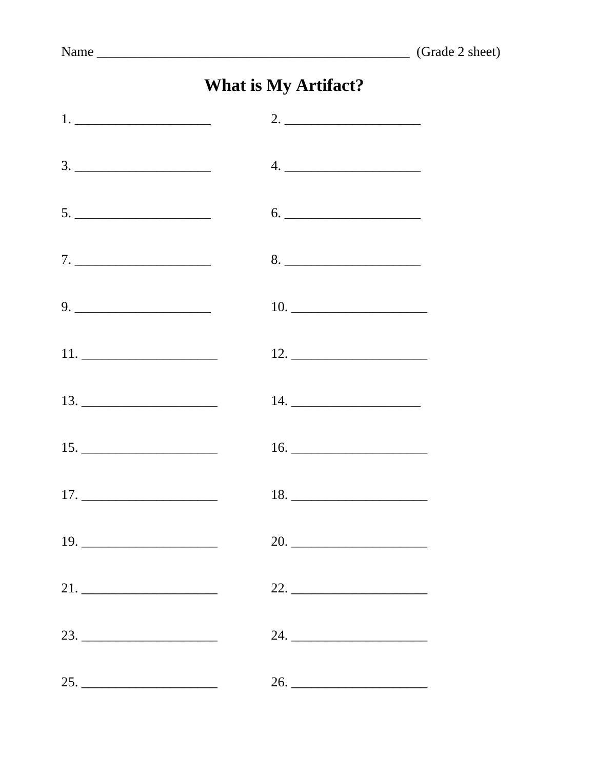Name ______________________________________________ (Grade 2 sheet)

## What is My Artifact?

1. ____________________ 2. ____________________

3. ____________________ 4. ____________________

5. ____________________ 6. ____________________

7. ____________________ 8. ____________________

9. ____________________ 10. ____________________

11. ____________________ 12. ____________________

13. ____________________ 14. ____________________

15. ____________________ 16. ____________________

17. ____________________ 18. ____________________

19. ____________________ 20. ____________________

21. ____________________ 22. ____________________

23. ____________________ 24. ____________________

25. ____________________ 26. ____________________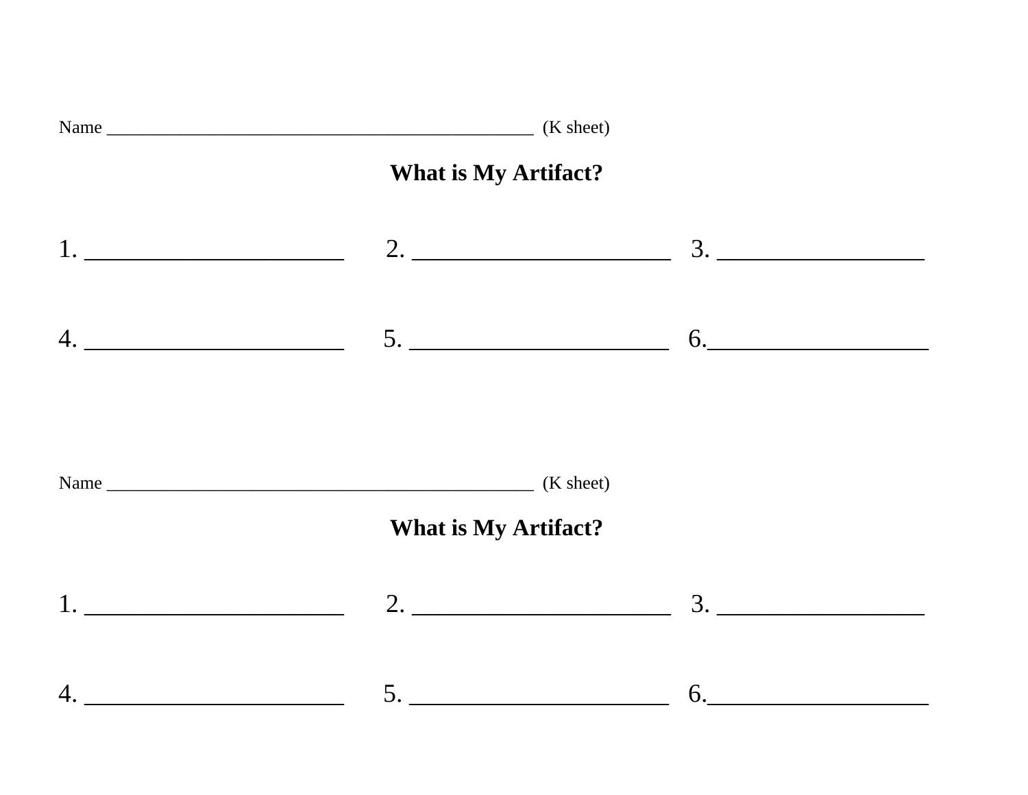Name ________________________________________________ (K sheet)

## What is My Artifact?

1. ______________________ 2. ______________________ 3. ________________

4. ______________________ 5. ______________________ 6.__________________

Name ________________________________________________ (K sheet)

## What is My Artifact?

1. ______________________ 2. ______________________ 3. ________________

4. ______________________ 5. ______________________ 6.__________________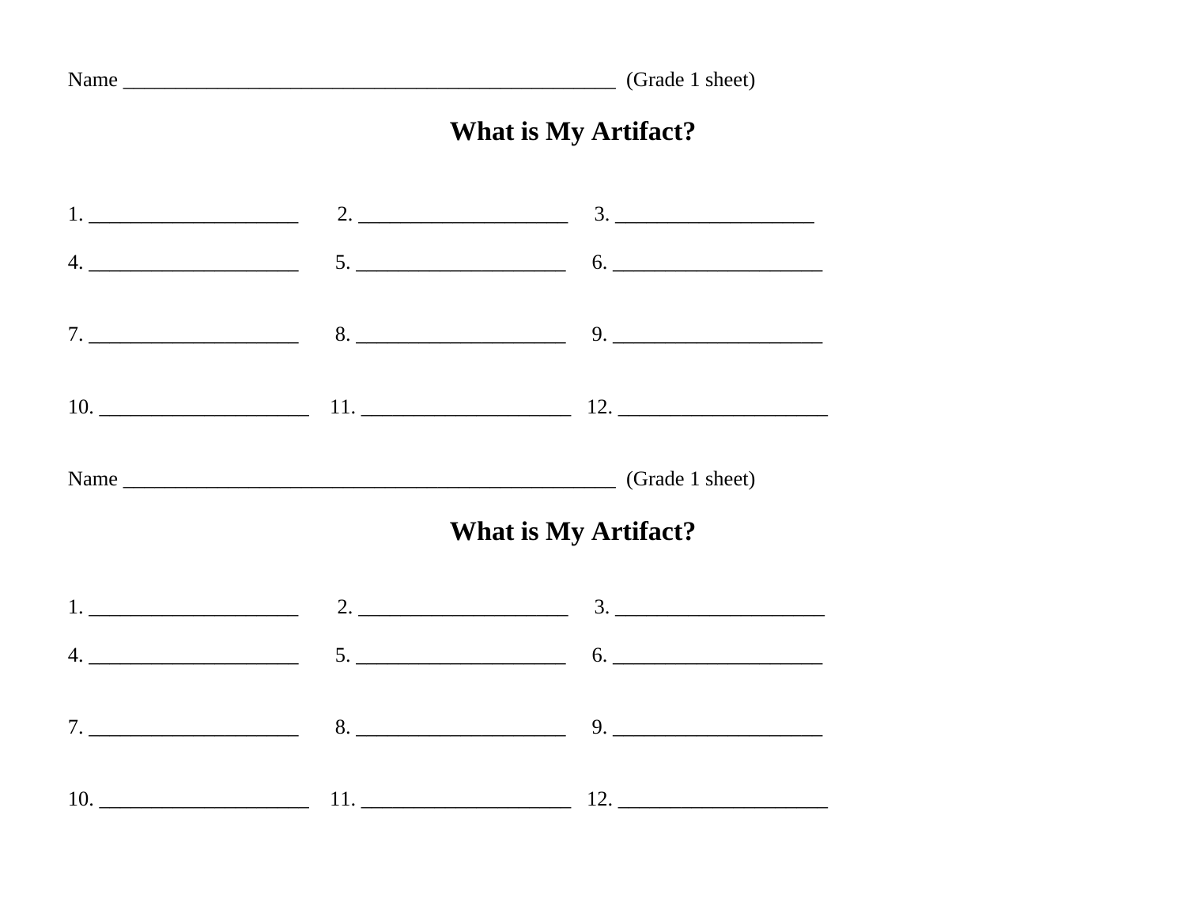Name ________________________________________________ (Grade 1 sheet)

## What is My Artifact?

1. ____________________ 2. ____________________ 3. ___________________

4. ____________________ 5. ____________________ 6. ____________________

7. ____________________ 8. ____________________ 9. ____________________

10. ____________________ 11. ____________________ 12. ____________________

Name ________________________________________________ (Grade 1 sheet)

## What is My Artifact?

1. ____________________ 2. ____________________ 3. ____________________

4. ____________________ 5. ____________________ 6. ____________________

7. ____________________ 8. ____________________ 9. ____________________

10. ____________________ 11. ____________________ 12. ____________________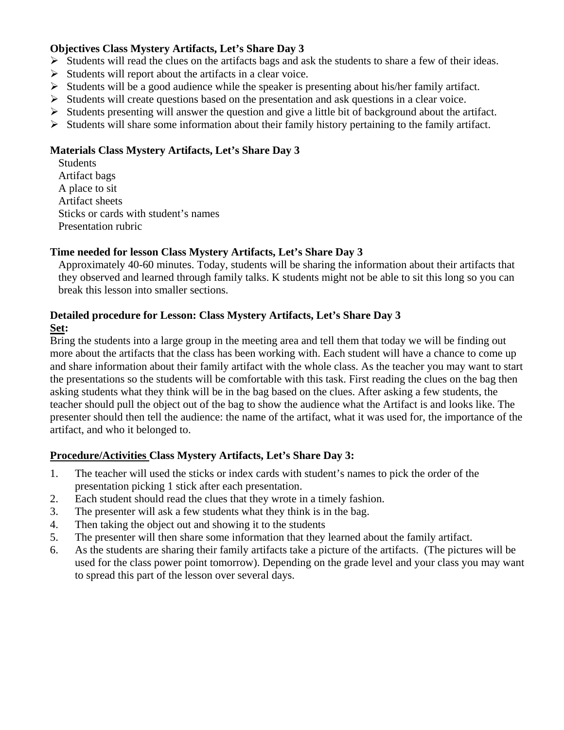**Objectives Class Mystery Artifacts, Let's Share Day 3**

- Students will read the clues on the artifacts bags and ask the students to share a few of their ideas.
- Students will report about the artifacts in a clear voice.
- Students will be a good audience while the speaker is presenting about his/her family artifact.
- Students will create questions based on the presentation and ask questions in a clear voice.
- Students presenting will answer the question and give a little bit of background about the artifact.
- Students will share some information about their family history pertaining to the family artifact.

**Materials Class Mystery Artifacts, Let's Share Day 3**

Students
Artifact bags
A place to sit
Artifact sheets
Sticks or cards with student's names
Presentation rubric

**Time needed for lesson Class Mystery Artifacts, Let's Share Day 3**

Approximately 40-60 minutes. Today, students will be sharing the information about their artifacts that they observed and learned through family talks. K students might not be able to sit this long so you can break this lesson into smaller sections.

**Detailed procedure for Lesson: Class Mystery Artifacts, Let's Share Day 3**

**Set:**

Bring the students into a large group in the meeting area and tell them that today we will be finding out more about the artifacts that the class has been working with. Each student will have a chance to come up and share information about their family artifact with the whole class. As the teacher you may want to start the presentations so the students will be comfortable with this task. First reading the clues on the bag then asking students what they think will be in the bag based on the clues. After asking a few students, the teacher should pull the object out of the bag to show the audience what the Artifact is and looks like. The presenter should then tell the audience: the name of the artifact, what it was used for, the importance of the artifact, and who it belonged to.

**Procedure/Activities Class Mystery Artifacts, Let's Share Day 3:**

1. The teacher will used the sticks or index cards with student's names to pick the order of the presentation picking 1 stick after each presentation.
2. Each student should read the clues that they wrote in a timely fashion.
3. The presenter will ask a few students what they think is in the bag.
4. Then taking the object out and showing it to the students
5. The presenter will then share some information that they learned about the family artifact.
6. As the students are sharing their family artifacts take a picture of the artifacts. (The pictures will be used for the class power point tomorrow). Depending on the grade level and your class you may want to spread this part of the lesson over several days.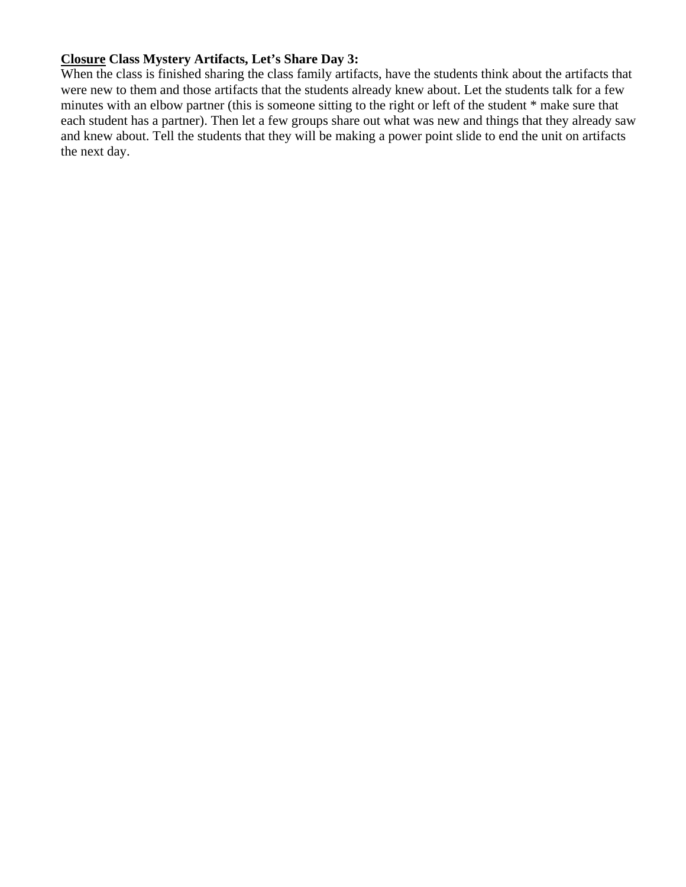**<u>Closure</u> Class Mystery Artifacts, Let's Share Day 3:**

When the class is finished sharing the class family artifacts, have the students think about the artifacts that were new to them and those artifacts that the students already knew about. Let the students talk for a few minutes with an elbow partner (this is someone sitting to the right or left of the student * make sure that each student has a partner). Then let a few groups share out what was new and things that they already saw and knew about. Tell the students that they will be making a power point slide to end the unit on artifacts the next day.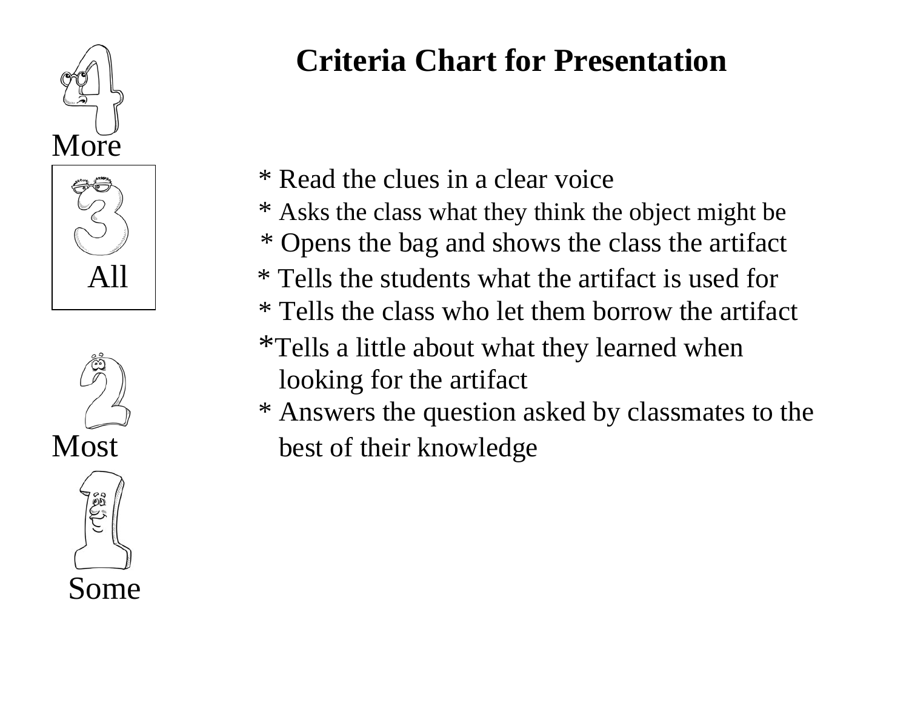# Criteria Chart for Presentation

4 More

3 All

2 Most

1 Some

* Read the clues in a clear voice
* Asks the class what they think the object might be
* Opens the bag and shows the class the artifact
* Tells the students what the artifact is used for
* Tells the class who let them borrow the artifact
* Tells a little about what they learned when looking for the artifact
* Answers the question asked by classmates to the best of their knowledge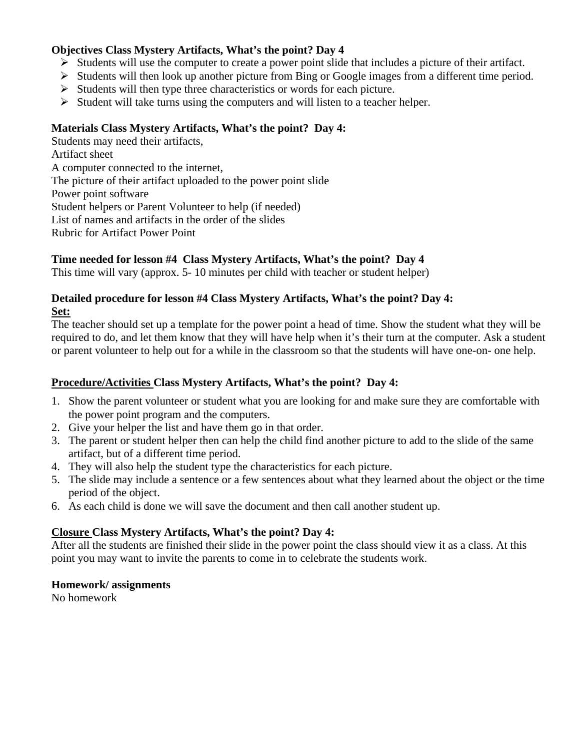**Objectives Class Mystery Artifacts, What's the point? Day 4**

- Students will use the computer to create a power point slide that includes a picture of their artifact.
- Students will then look up another picture from Bing or Google images from a different time period.
- Students will then type three characteristics or words for each picture.
- Student will take turns using the computers and will listen to a teacher helper.

**Materials Class Mystery Artifacts, What's the point? Day 4:**

Students may need their artifacts,
Artifact sheet
A computer connected to the internet,
The picture of their artifact uploaded to the power point slide
Power point software
Student helpers or Parent Volunteer to help (if needed)
List of names and artifacts in the order of the slides
Rubric for Artifact Power Point

**Time needed for lesson #4 Class Mystery Artifacts, What's the point? Day 4**

This time will vary (approx. 5- 10 minutes per child with teacher or student helper)

**Detailed procedure for lesson #4 Class Mystery Artifacts, What's the point? Day 4:**
**Set:**

The teacher should set up a template for the power point a head of time. Show the student what they will be required to do, and let them know that they will have help when it's their turn at the computer. Ask a student or parent volunteer to help out for a while in the classroom so that the students will have one-on- one help.

**Procedure/Activities Class Mystery Artifacts, What's the point? Day 4:**

1. Show the parent volunteer or student what you are looking for and make sure they are comfortable with the power point program and the computers.
2. Give your helper the list and have them go in that order.
3. The parent or student helper then can help the child find another picture to add to the slide of the same artifact, but of a different time period.
4. They will also help the student type the characteristics for each picture.
5. The slide may include a sentence or a few sentences about what they learned about the object or the time period of the object.
6. As each child is done we will save the document and then call another student up.

**Closure Class Mystery Artifacts, What's the point? Day 4:**

After all the students are finished their slide in the power point the class should view it as a class. At this point you may want to invite the parents to come in to celebrate the students work.

**Homework/ assignments**

No homework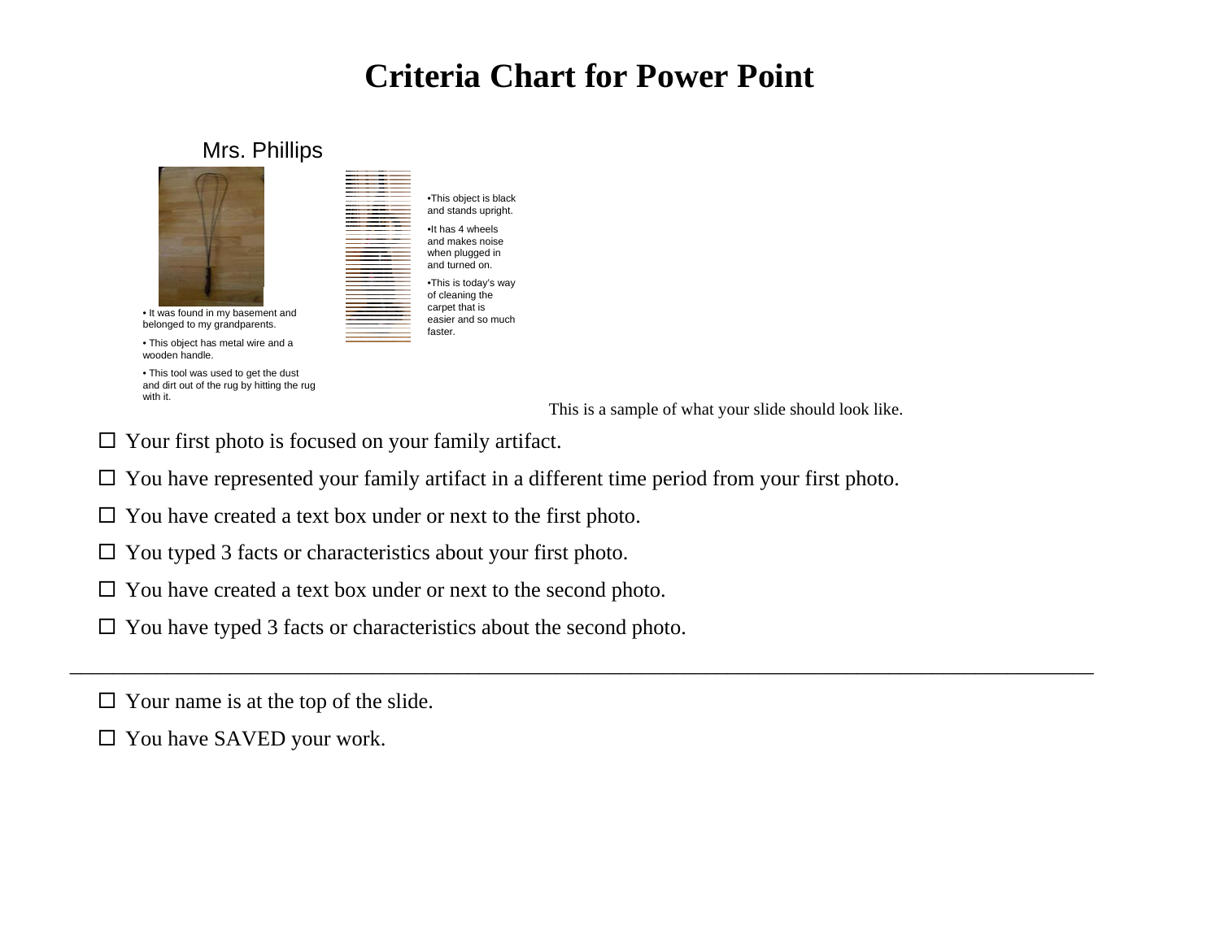# Criteria Chart for Power Point

Mrs. Phillips

- It was found in my basement and belonged to my grandparents.
- This object has metal wire and a wooden handle.
- This tool was used to get the dust and dirt out of the rug by hitting the rug with it.

- This object is black and stands upright.
- It has 4 wheels and makes noise when plugged in and turned on.
- This is today's way of cleaning the carpet that is easier and so much faster.

This is a sample of what your slide should look like.

- ☐ Your first photo is focused on your family artifact.
- ☐ You have represented your family artifact in a different time period from your first photo.
- ☐ You have created a text box under or next to the first photo.
- ☐ You typed 3 facts or characteristics about your first photo.
- ☐ You have created a text box under or next to the second photo.
- ☐ You have typed 3 facts or characteristics about the second photo.

---

- ☐ Your name is at the top of the slide.
- ☐ You have SAVED your work.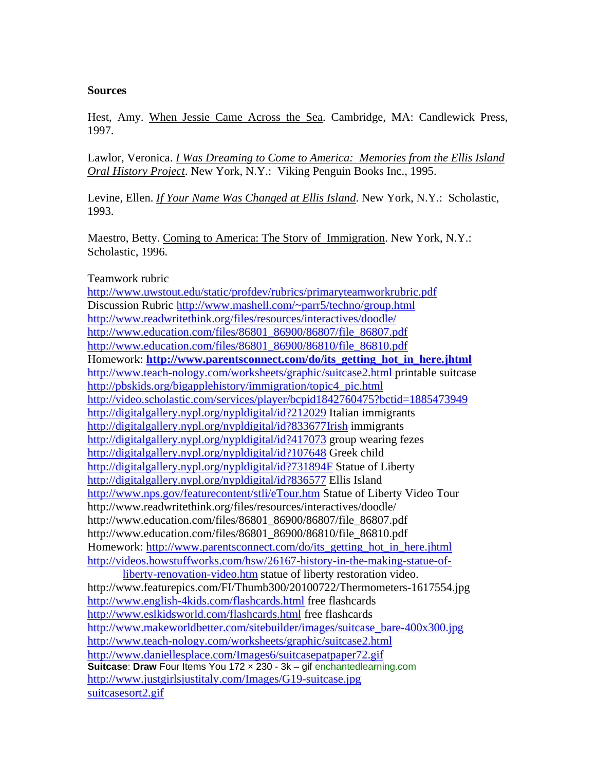**Sources**

Hest, Amy. When Jessie Came Across the Sea. Cambridge, MA: Candlewick Press, 1997.

Lawlor, Veronica. *I Was Dreaming to Come to America: Memories from the Ellis Island Oral History Project*. New York, N.Y.: Viking Penguin Books Inc., 1995.

Levine, Ellen. *If Your Name Was Changed at Ellis Island*. New York, N.Y.: Scholastic, 1993.

Maestro, Betty. Coming to America: The Story of Immigration. New York, N.Y.: Scholastic, 1996.

Teamwork rubric
http://www.uwstout.edu/static/profdev/rubrics/primaryteamworkrubric.pdf
Discussion Rubric http://www.mashell.com/~parr5/techno/group.html
http://www.readwritethink.org/files/resources/interactives/doodle/
http://www.education.com/files/86801_86900/86807/file_86807.pdf
http://www.education.com/files/86801_86900/86810/file_86810.pdf
Homework: **http://www.parentsconnect.com/do/its_getting_hot_in_here.jhtml**
http://www.teach-nology.com/worksheets/graphic/suitcase2.html printable suitcase
http://pbskids.org/bigapplehistory/immigration/topic4_pic.html
http://video.scholastic.com/services/player/bcpid1842760475?bctid=1885473949
http://digitalgallery.nypl.org/nypldigital/id?212029 Italian immigrants
http://digitalgallery.nypl.org/nypldigital/id?833677Irish immigrants
http://digitalgallery.nypl.org/nypldigital/id?417073 group wearing fezes
http://digitalgallery.nypl.org/nypldigital/id?107648 Greek child
http://digitalgallery.nypl.org/nypldigital/id?731894F Statue of Liberty
http://digitalgallery.nypl.org/nypldigital/id?836577 Ellis Island
http://www.nps.gov/featurecontent/stli/eTour.htm Statue of Liberty Video Tour
http://www.readwritethink.org/files/resources/interactives/doodle/
http://www.education.com/files/86801_86900/86807/file_86807.pdf
http://www.education.com/files/86801_86900/86810/file_86810.pdf
Homework: http://www.parentsconnect.com/do/its_getting_hot_in_here.jhtml
http://videos.howstuffworks.com/hsw/26167-history-in-the-making-statue-of-liberty-renovation-video.htm statue of liberty restoration video.
http://www.featurepics.com/FI/Thumb300/20100722/Thermometers-1617554.jpg
http://www.english-4kids.com/flashcards.html free flashcards
http://www.eslkidsworld.com/flashcards.html free flashcards
http://www.makeworldbetter.com/sitebuilder/images/suitcase_bare-400x300.jpg
http://www.teach-nology.com/worksheets/graphic/suitcase2.html
http://www.daniellesplace.com/Images6/suitcasepatpaper72.gif
**Suitcase**: **Draw** Four Items You 172 × 230 - 3k – gif enchantedlearning.com
http://www.justgirlsjustitaly.com/Images/G19-suitcase.jpg
suitcasesort2.gif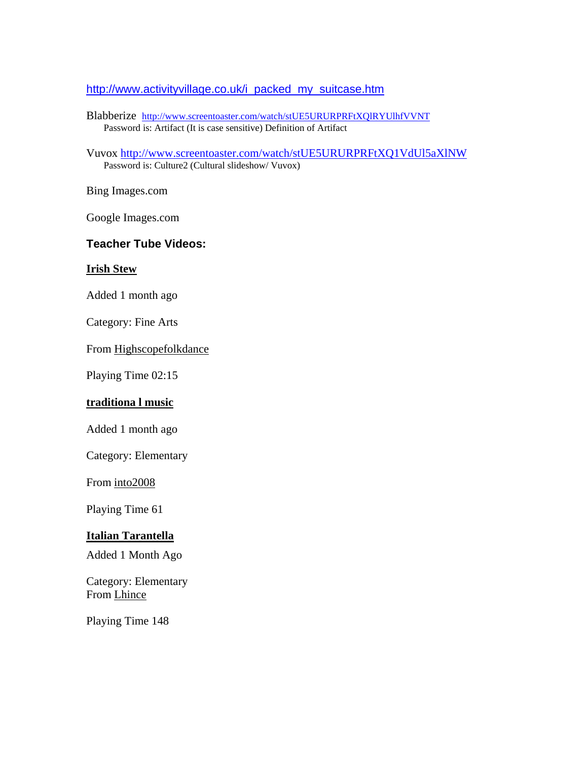http://www.activityvillage.co.uk/i_packed_my_suitcase.htm

Blabberize http://www.screentoaster.com/watch/stUE5URURPRFtXQlRYUlhfVVNT
Password is: Artifact (It is case sensitive) Definition of Artifact

Vuvox http://www.screentoaster.com/watch/stUE5URURPRFtXQ1VdUl5aXlNW
Password is: Culture2 (Cultural slideshow/ Vuvox)

Bing Images.com

Google Images.com

**Teacher Tube Videos:**

**Irish Stew**

Added 1 month ago

Category: Fine Arts

From Highscopefolkdance

Playing Time 02:15

**traditiona l music**

Added 1 month ago

Category: Elementary

From into2008

Playing Time 61

**Italian Tarantella**

Added 1 Month Ago

Category: Elementary
From Lhince

Playing Time 148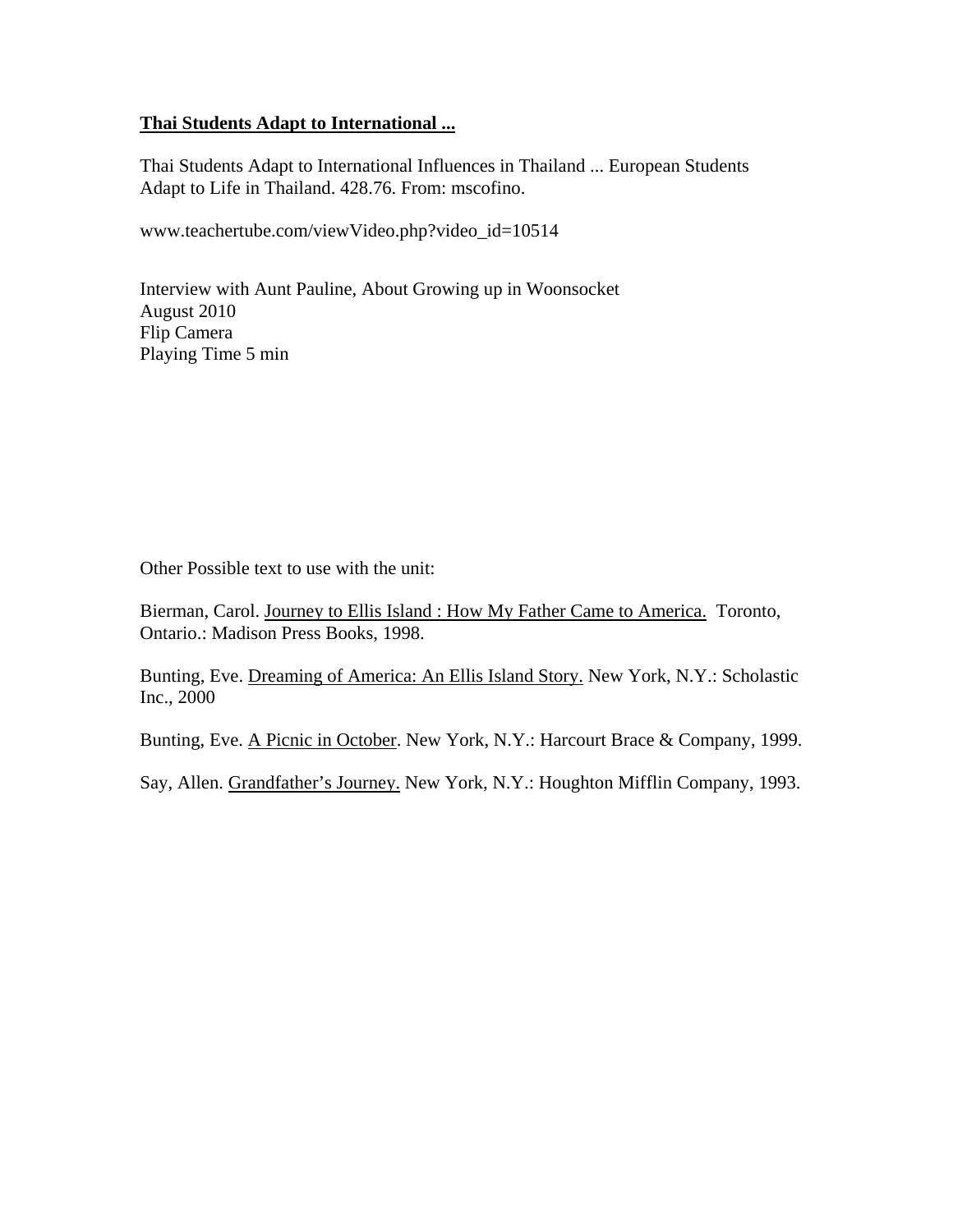**<u>Thai Students Adapt to International ...</u>**

Thai Students Adapt to International Influences in Thailand ... European Students Adapt to Life in Thailand. 428.76. From: mscofino.

www.teachertube.com/viewVideo.php?video_id=10514

Interview with Aunt Pauline, About Growing up in Woonsocket
August 2010
Flip Camera
Playing Time 5 min

Other Possible text to use with the unit:

Bierman, Carol. <u>Journey to Ellis Island : How My Father Came to America.</u> Toronto, Ontario.: Madison Press Books, 1998.

Bunting, Eve. <u>Dreaming of America: An Ellis Island Story.</u> New York, N.Y.: Scholastic Inc., 2000

Bunting, Eve. <u>A Picnic in October</u>. New York, N.Y.: Harcourt Brace & Company, 1999.

Say, Allen. <u>Grandfather's Journey.</u> New York, N.Y.: Houghton Mifflin Company, 1993.